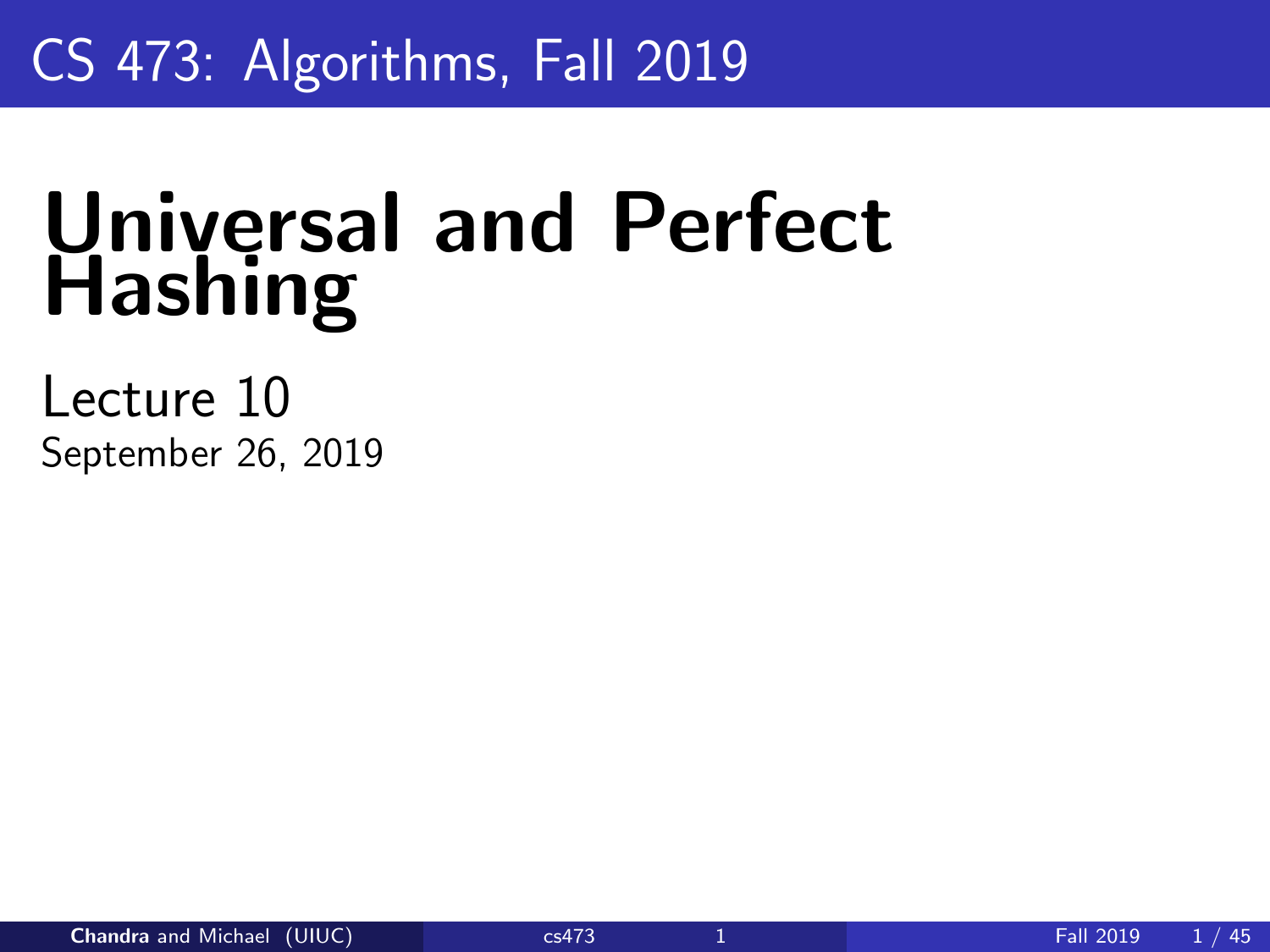CS 473: Algorithms, Fall 2019

# Universal and Perfect Hashing

Lecture 10

September 26, 2019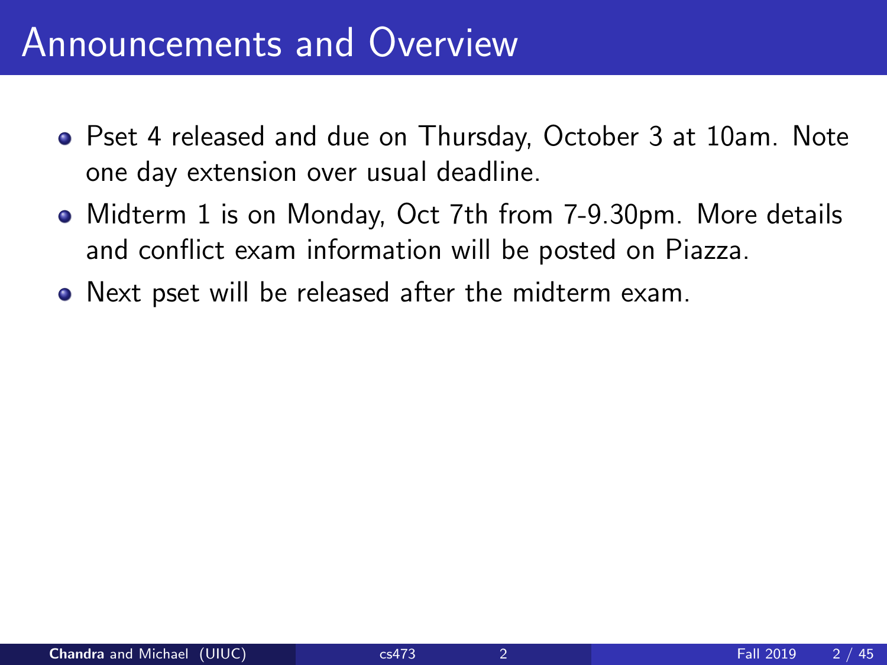# Announcements and Overview

- Pset 4 released and due on Thursday, October 3 at 10am. Note one day extension over usual deadline.
- Midterm 1 is on Monday, Oct 7th from 7-9.30pm. More details and conflict exam information will be posted on Piazza.
- Next pset will be released after the midterm exam.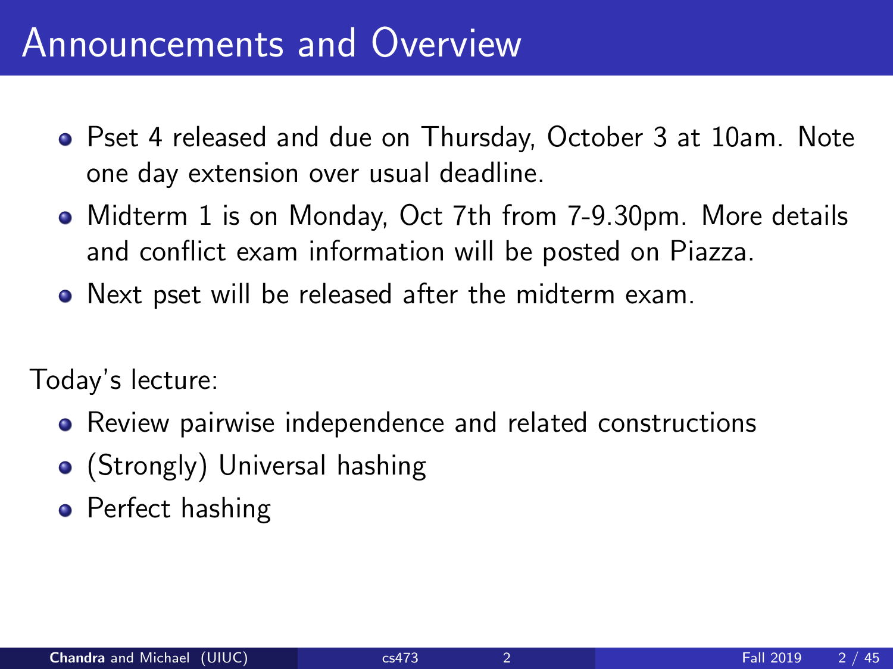# Announcements and Overview

- Pset 4 released and due on Thursday, October 3 at 10am. Note one day extension over usual deadline.
- Midterm 1 is on Monday, Oct 7th from 7-9.30pm. More details and conflict exam information will be posted on Piazza.
- Next pset will be released after the midterm exam.

Today's lecture:

- Review pairwise independence and related constructions
- (Strongly) Universal hashing
- Perfect hashing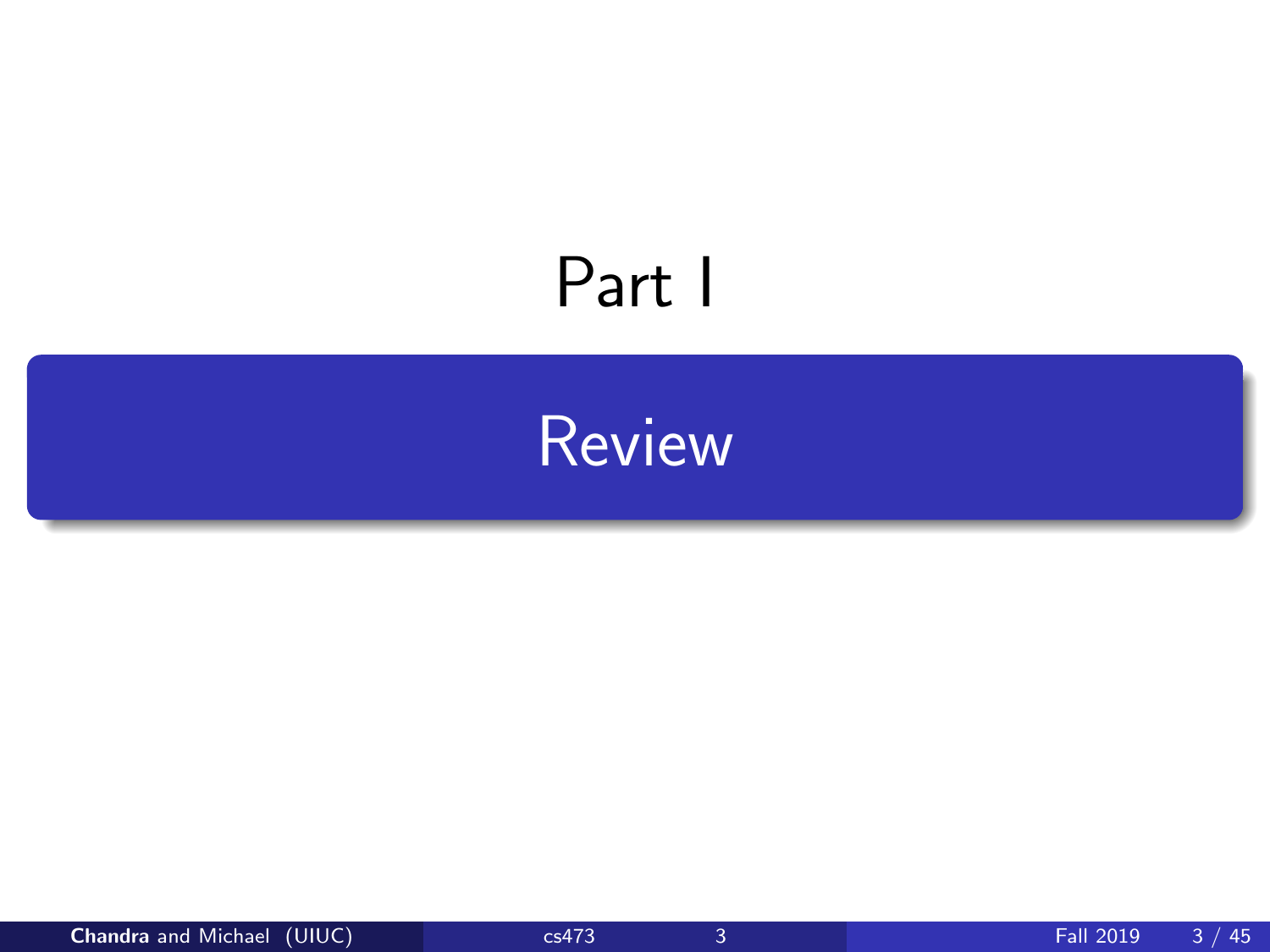# Part I

## Review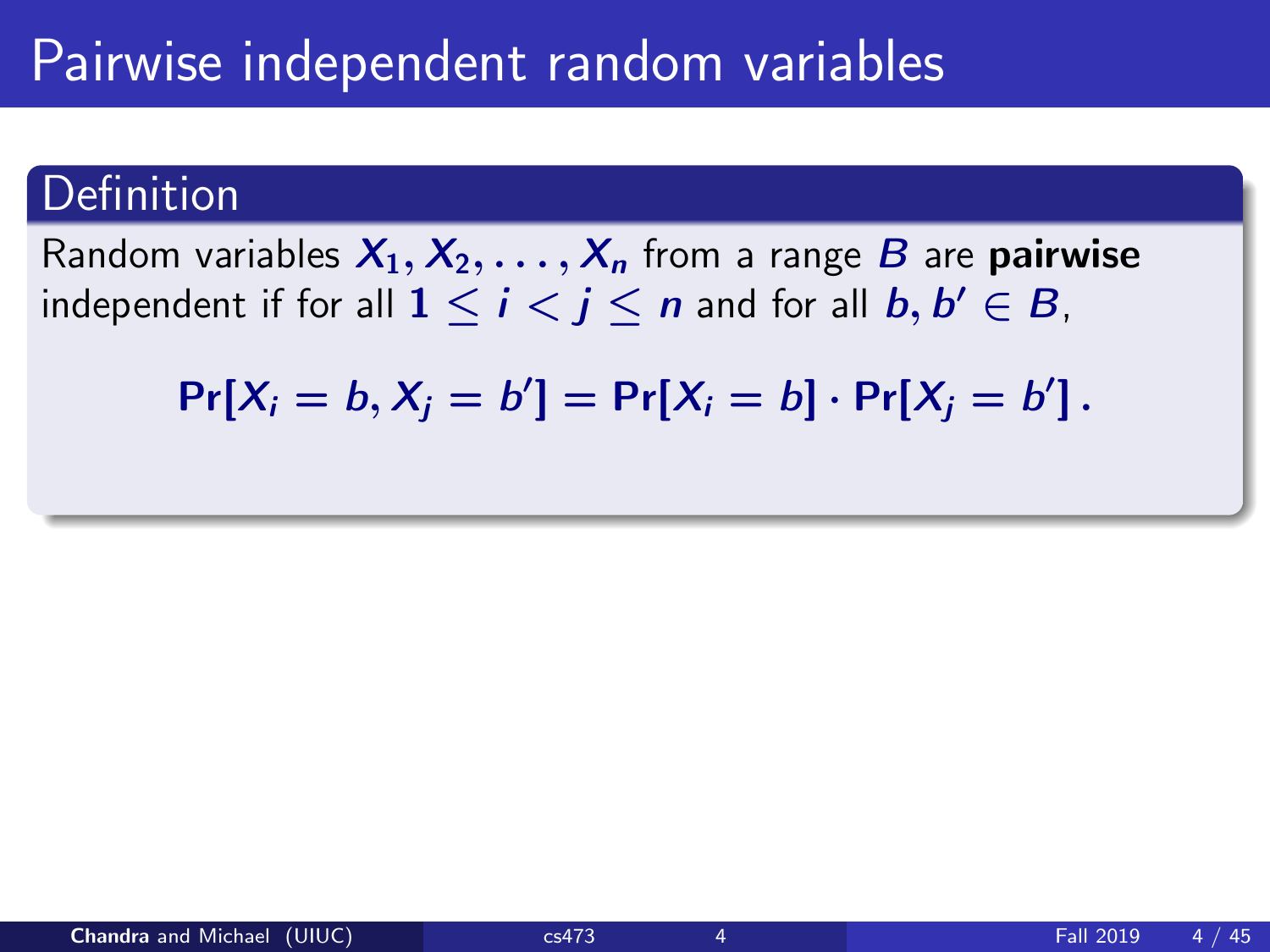# Pairwise independent random variables

## Definition

Random variables $X_1, X_2, \ldots, X_n$ from a range $B$ are **pairwise** independent if for all $1 \leq i < j \leq n$ and for all $b, b' \in B$,

$$\Pr[X_i = b, X_j = b'] = \Pr[X_i = b] \cdot \Pr[X_j = b'] .$$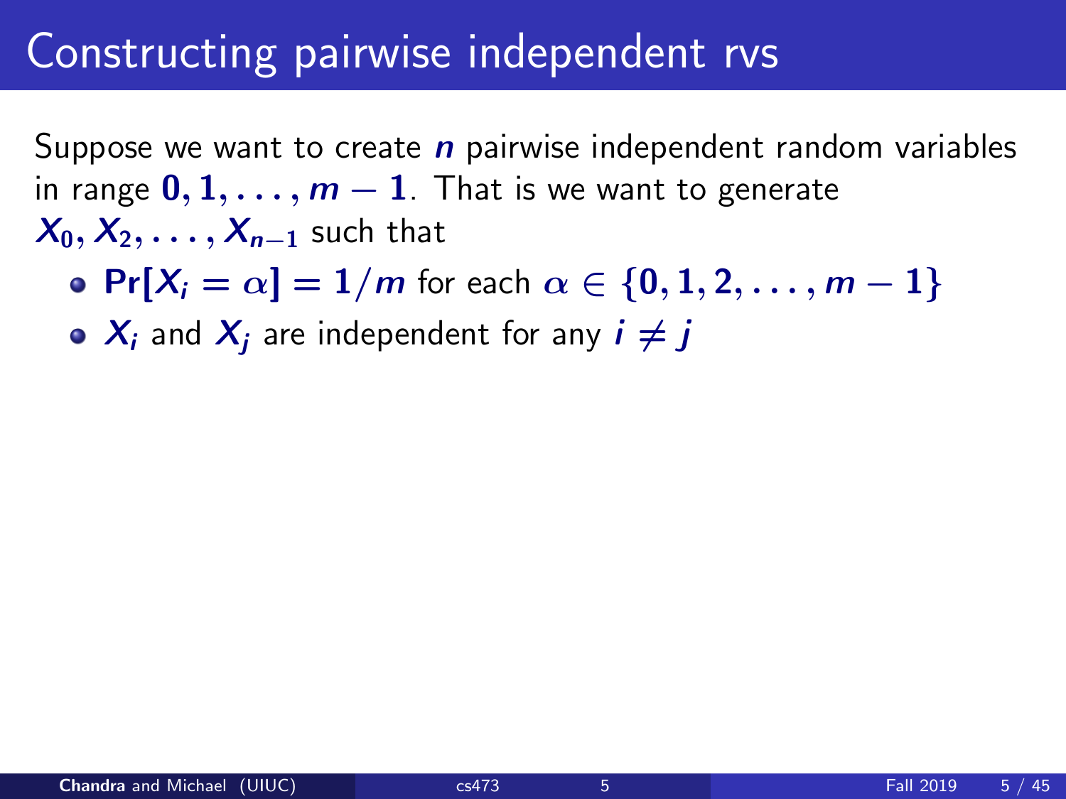# Constructing pairwise independent rvs

Suppose we want to create $n$ pairwise independent random variables in range $0, 1, \ldots, m-1$. That is we want to generate $X_0, X_2, \ldots, X_{n-1}$ such that

- $\Pr[X_i = \alpha] = 1/m$ for each $\alpha \in \{0, 1, 2, \ldots, m-1\}$
- $X_i$ and $X_j$ are independent for any $i \neq j$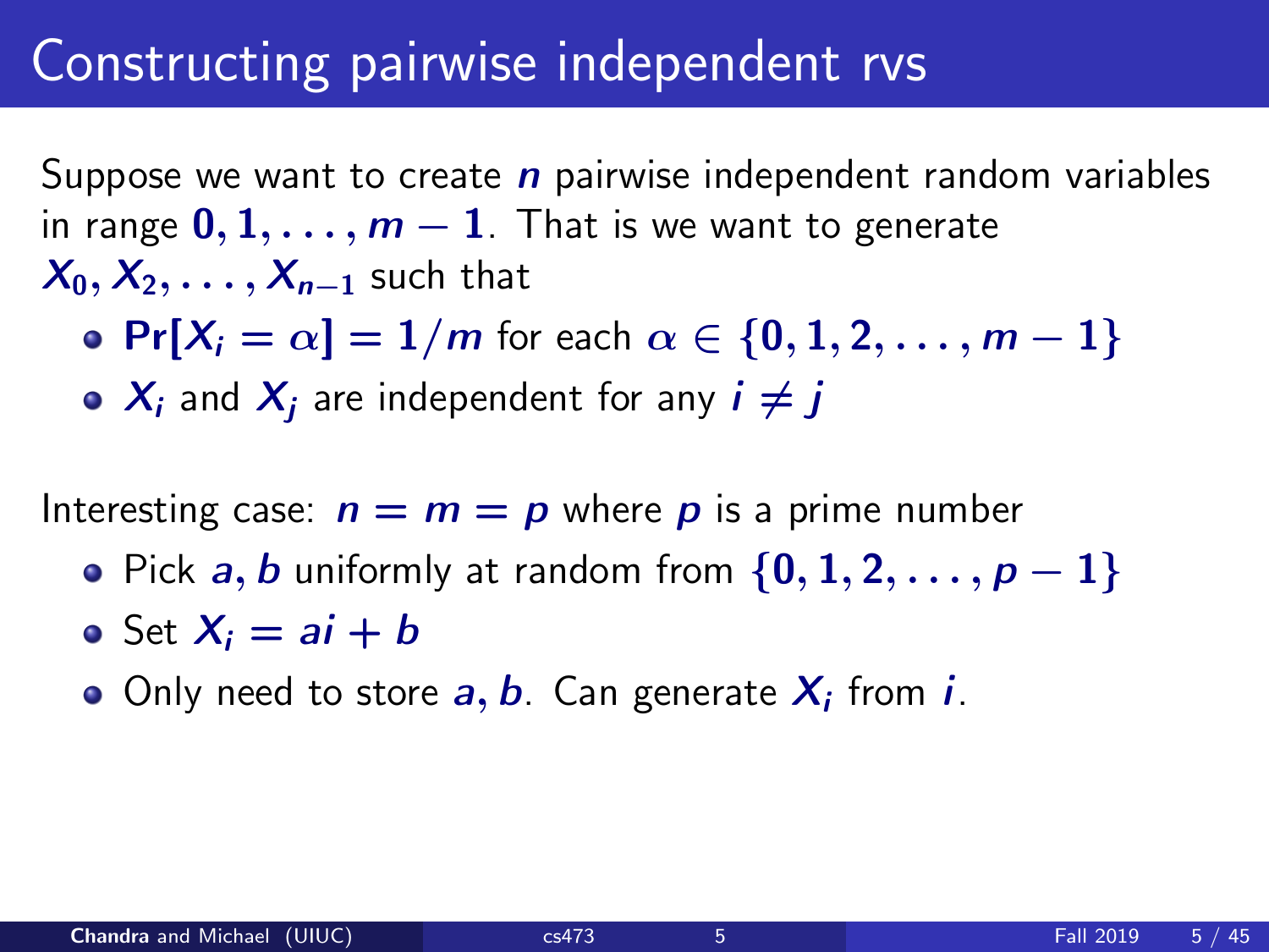# Constructing pairwise independent rvs

Suppose we want to create $n$ pairwise independent random variables in range $0, 1, \ldots, m-1$. That is we want to generate $X_0, X_2, \ldots, X_{n-1}$ such that

- $\Pr[X_i = \alpha] = 1/m$ for each $\alpha \in \{0, 1, 2, \ldots, m-1\}$
- $X_i$ and $X_j$ are independent for any $i \neq j$

Interesting case: $n = m = p$ where $p$ is a prime number

- Pick $a, b$ uniformly at random from $\{0, 1, 2, \ldots, p-1\}$
- Set $X_i = ai + b$
- Only need to store $a, b$. Can generate $X_i$ from $i$.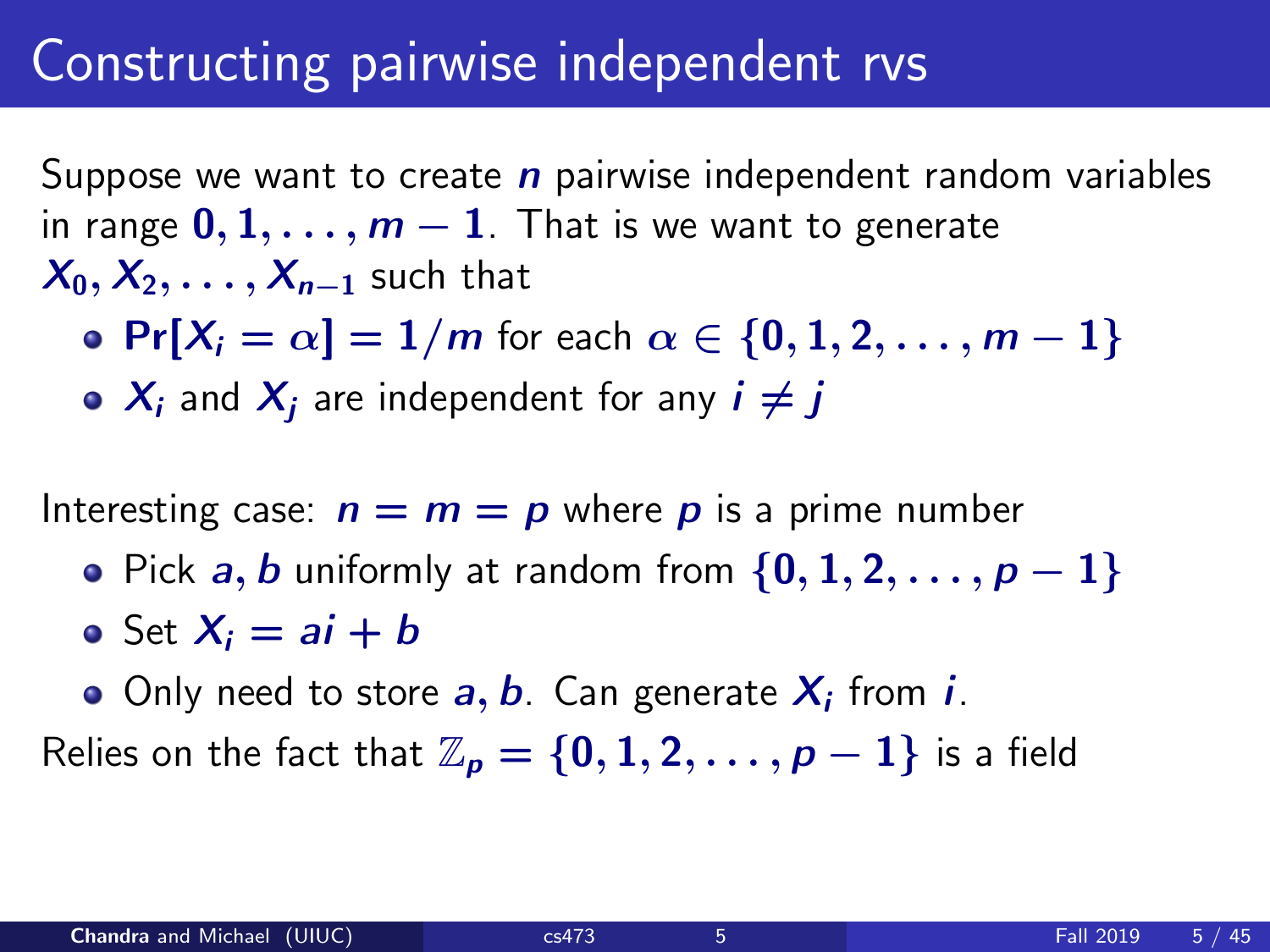# Constructing pairwise independent rvs

Suppose we want to create $n$ pairwise independent random variables in range $0, 1, \ldots, m-1$. That is we want to generate $X_0, X_2, \ldots, X_{n-1}$ such that

- $\Pr[X_i = \alpha] = 1/m$ for each $\alpha \in \{0, 1, 2, \ldots, m-1\}$
- $X_i$ and $X_j$ are independent for any $i \neq j$

Interesting case: $n = m = p$ where $p$ is a prime number

- Pick $a, b$ uniformly at random from $\{0, 1, 2, \ldots, p-1\}$
- Set $X_i = ai + b$
- Only need to store $a, b$. Can generate $X_i$ from $i$.

Relies on the fact that $\mathbb{Z}_p = \{0, 1, 2, \ldots, p-1\}$ is a field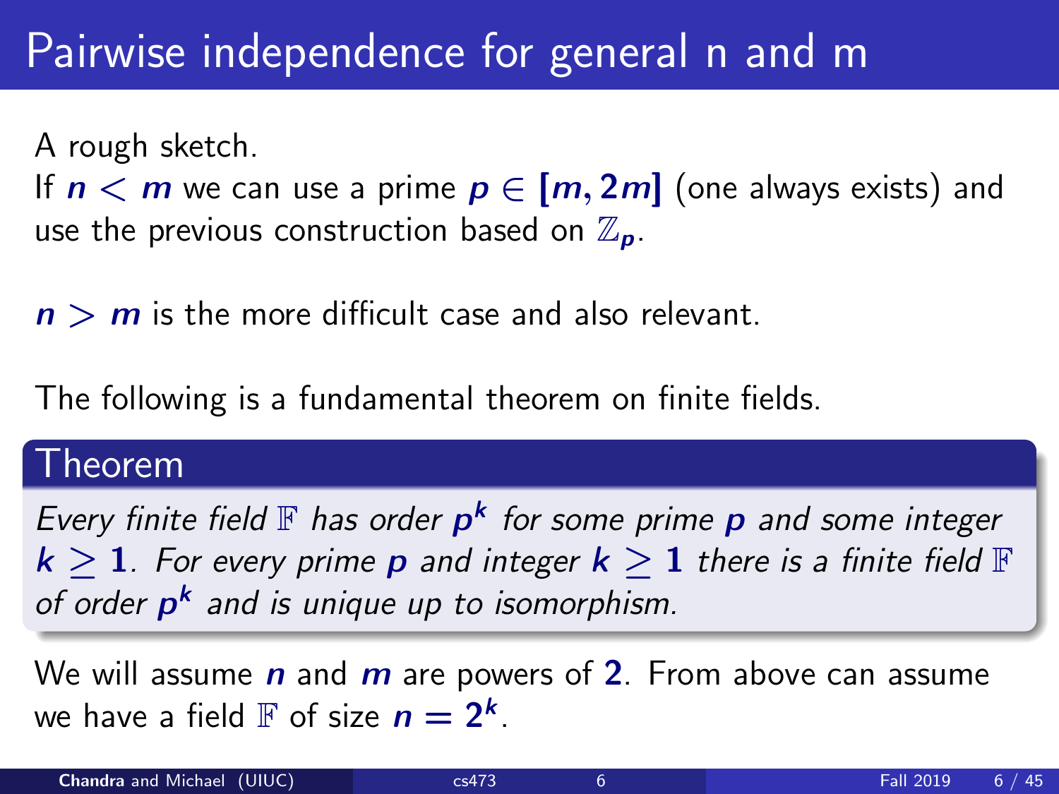# Pairwise independence for general n and m

A rough sketch.

If $n < m$ we can use a prime $p \in [m, 2m]$ (one always exists) and use the previous construction based on $\mathbb{Z}_p$.

$n > m$ is the more difficult case and also relevant.

The following is a fundamental theorem on finite fields.

**Theorem**

*Every finite field $\mathbb{F}$ has order $p^k$ for some prime $p$ and some integer $k \geq 1$. For every prime $p$ and integer $k \geq 1$ there is a finite field $\mathbb{F}$ of order $p^k$ and is unique up to isomorphism.*

We will assume $n$ and $m$ are powers of $2$. From above can assume we have a field $\mathbb{F}$ of size $n = 2^k$.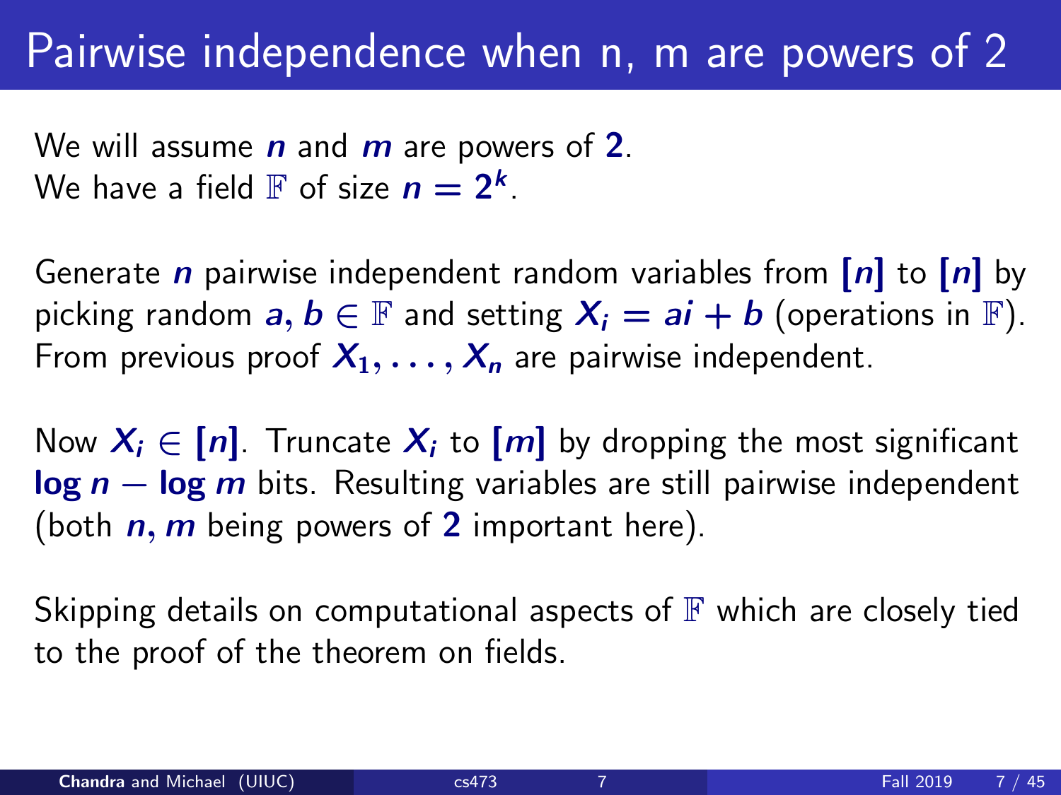# Pairwise independence when n, m are powers of 2

We will assume $n$ and $m$ are powers of $2$.
We have a field $\mathbb{F}$ of size $n = 2^k$.

Generate $n$ pairwise independent random variables from $[n]$ to $[n]$ by picking random $a, b \in \mathbb{F}$ and setting $X_i = ai + b$ (operations in $\mathbb{F}$). From previous proof $X_1, \ldots, X_n$ are pairwise independent.

Now $X_i \in [n]$. Truncate $X_i$ to $[m]$ by dropping the most significant $\log n - \log m$ bits. Resulting variables are still pairwise independent (both $n, m$ being powers of $2$ important here).

Skipping details on computational aspects of $\mathbb{F}$ which are closely tied to the proof of the theorem on fields.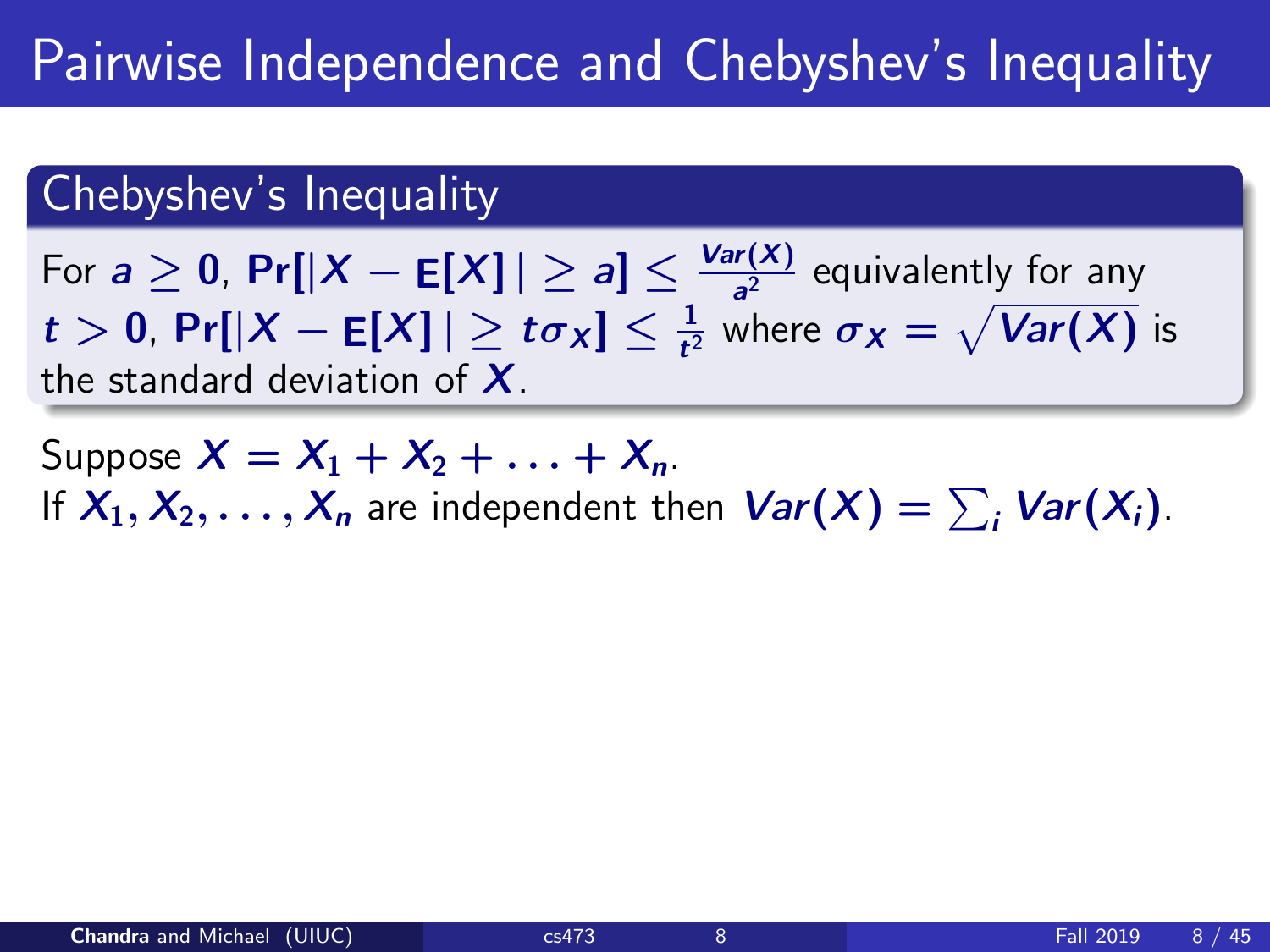# Pairwise Independence and Chebyshev's Inequality

## Chebyshev's Inequality

For $a \geq 0$, $\Pr[|X - \mathrm{E}[X]| \geq a] \leq \frac{Var(X)}{a^2}$ equivalently for any $t > 0$, $\Pr[|X - \mathrm{E}[X]| \geq t\sigma_X] \leq \frac{1}{t^2}$ where $\sigma_X = \sqrt{Var(X)}$ is the standard deviation of $X$.

Suppose $X = X_1 + X_2 + \ldots + X_n$.

If $X_1, X_2, \ldots, X_n$ are independent then $Var(X) = \sum_i Var(X_i)$.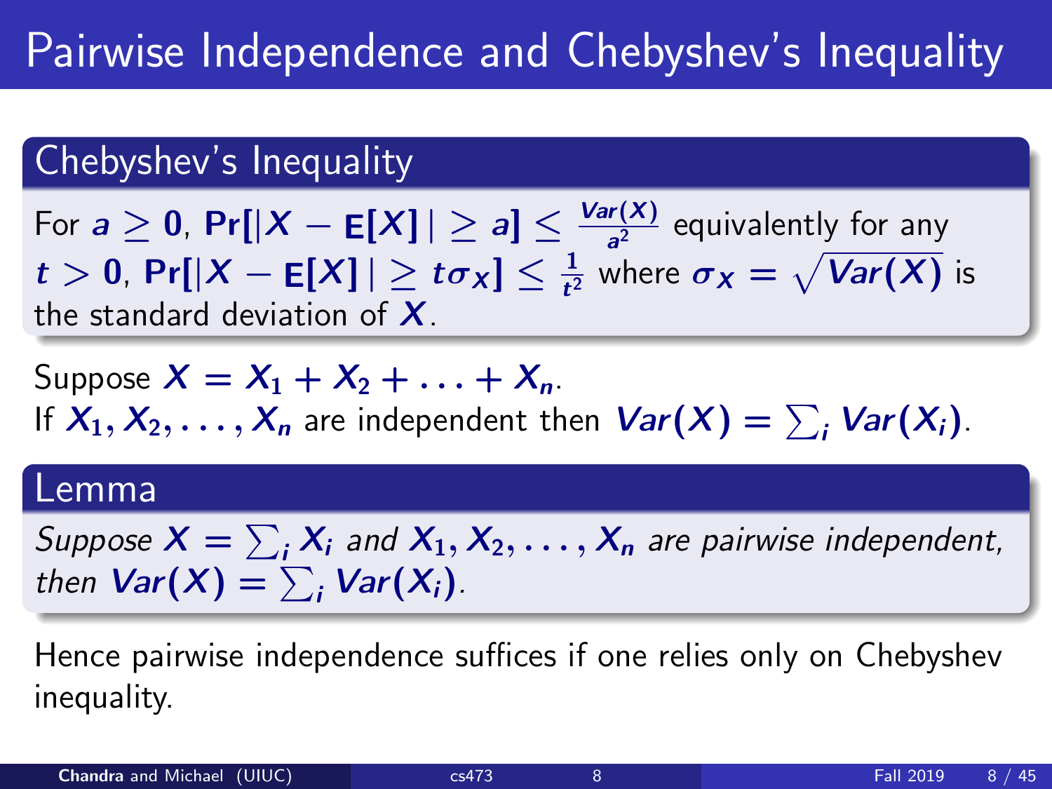# Pairwise Independence and Chebyshev's Inequality

## Chebyshev's Inequality

For $a \geq 0$, $\Pr[|X - \mathbf{E}[X]| \geq a] \leq \frac{Var(X)}{a^2}$ equivalently for any $t > 0$, $\Pr[|X - \mathbf{E}[X]| \geq t\sigma_X] \leq \frac{1}{t^2}$ where $\sigma_X = \sqrt{Var(X)}$ is the standard deviation of $X$.

Suppose $X = X_1 + X_2 + \ldots + X_n$.
If $X_1, X_2, \ldots, X_n$ are independent then $Var(X) = \sum_i Var(X_i)$.

## Lemma

*Suppose $X = \sum_i X_i$ and $X_1, X_2, \ldots, X_n$ are pairwise independent, then $Var(X) = \sum_i Var(X_i)$.*

Hence pairwise independence suffices if one relies only on Chebyshev inequality.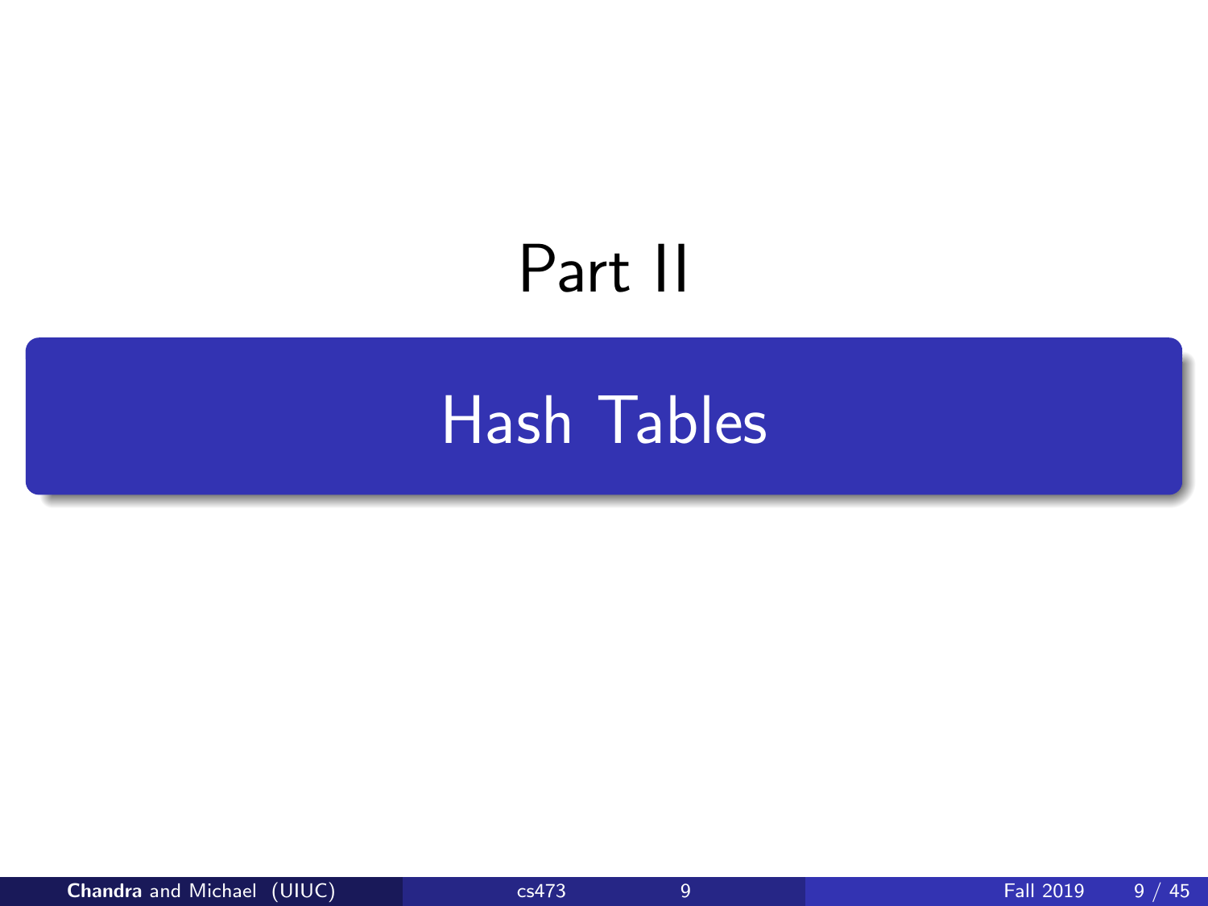# Part II

## Hash Tables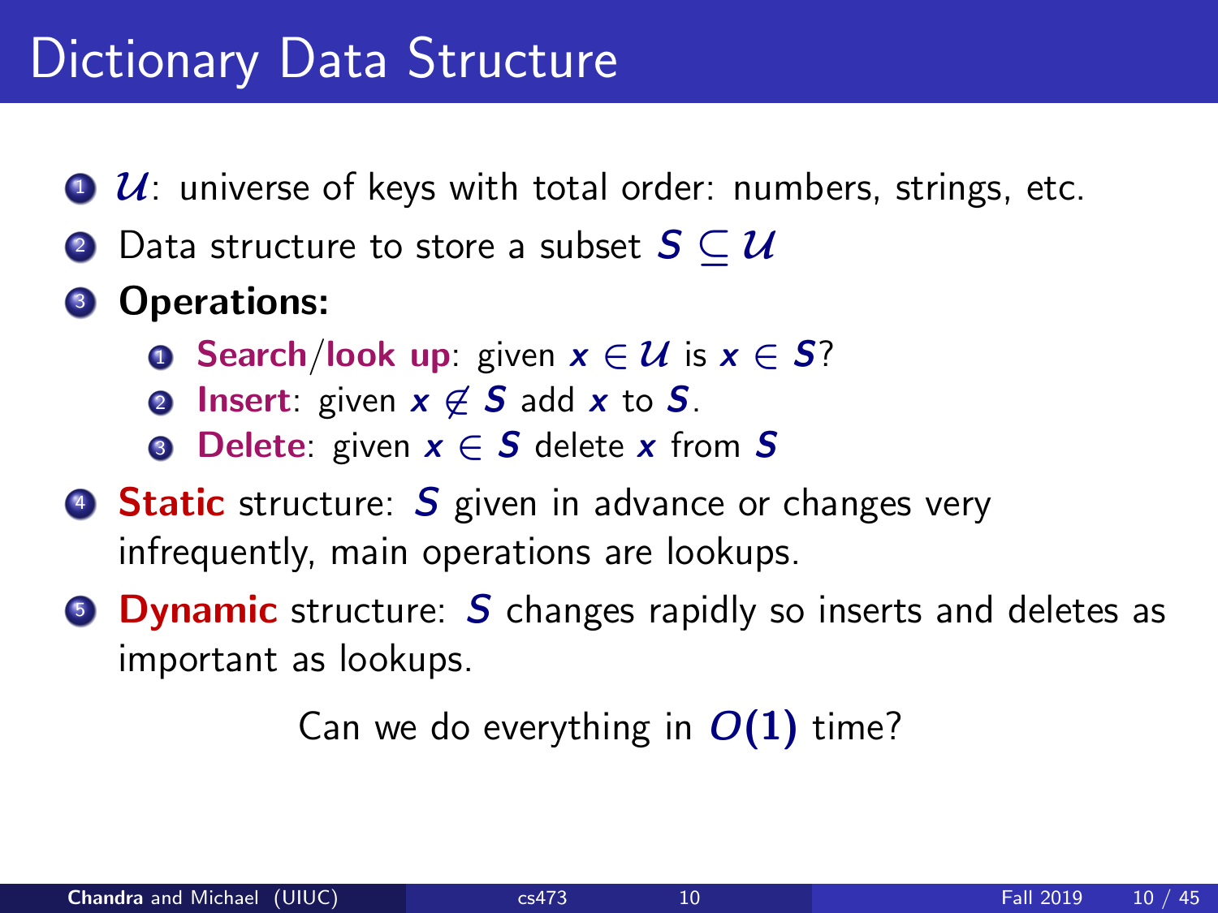# Dictionary Data Structure

1. $\mathcal{U}$: universe of keys with total order: numbers, strings, etc.
2. Data structure to store a subset $S \subseteq \mathcal{U}$
3. **Operations:**
   1. **Search/look up**: given $x \in \mathcal{U}$ is $x \in S$?
   2. **Insert**: given $x \notin S$ add $x$ to $S$.
   3. **Delete**: given $x \in S$ delete $x$ from $S$
4. **Static** structure: $S$ given in advance or changes very infrequently, main operations are lookups.
5. **Dynamic** structure: $S$ changes rapidly so inserts and deletes as important as lookups.

Can we do everything in $O(1)$ time?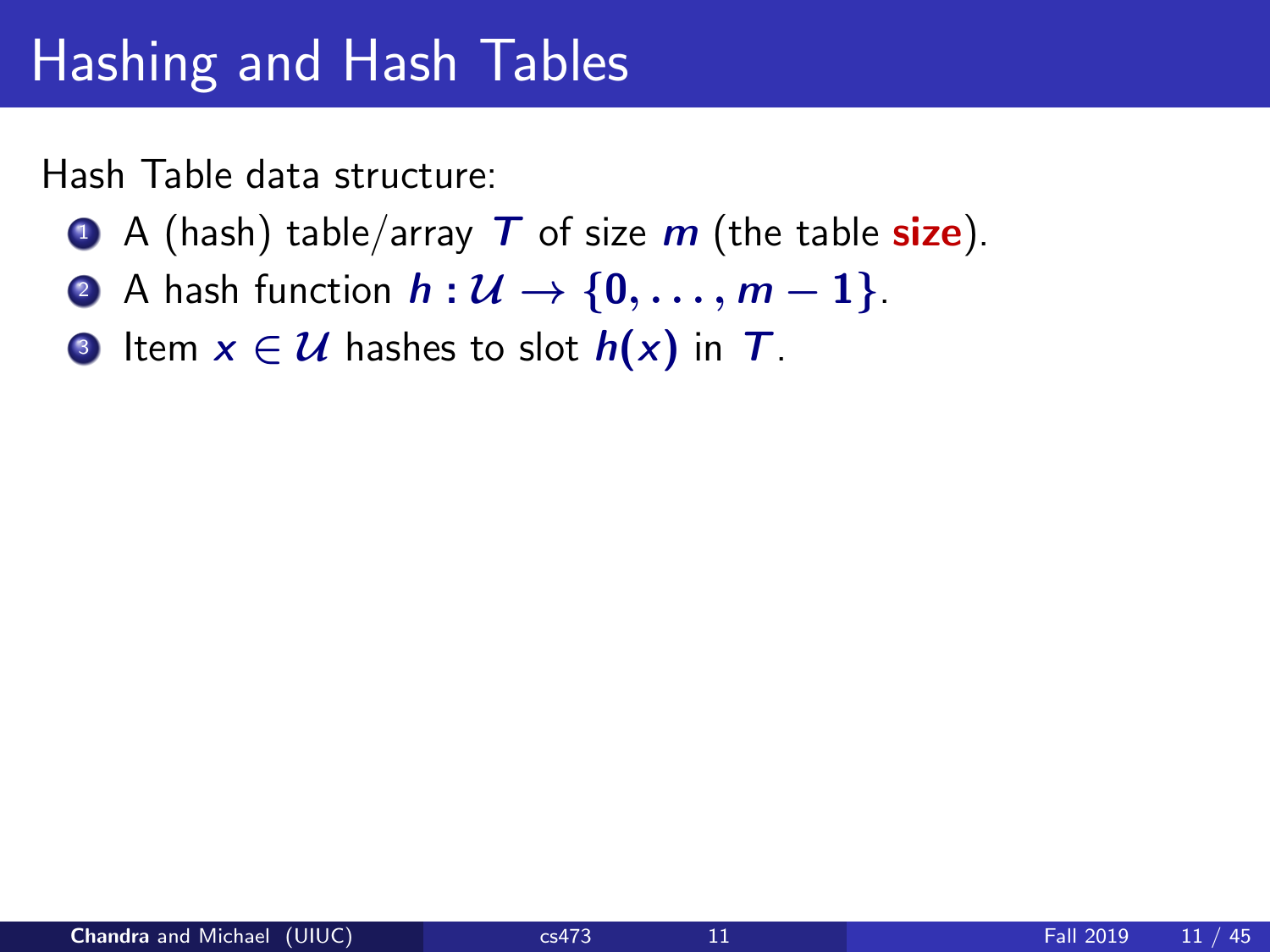# Hashing and Hash Tables

Hash Table data structure:

1. A (hash) table/array $T$ of size $m$ (the table **size**).
2. A hash function $h : \mathcal{U} \to \{0, \ldots, m-1\}$.
3. Item $x \in \mathcal{U}$ hashes to slot $h(x)$ in $T$.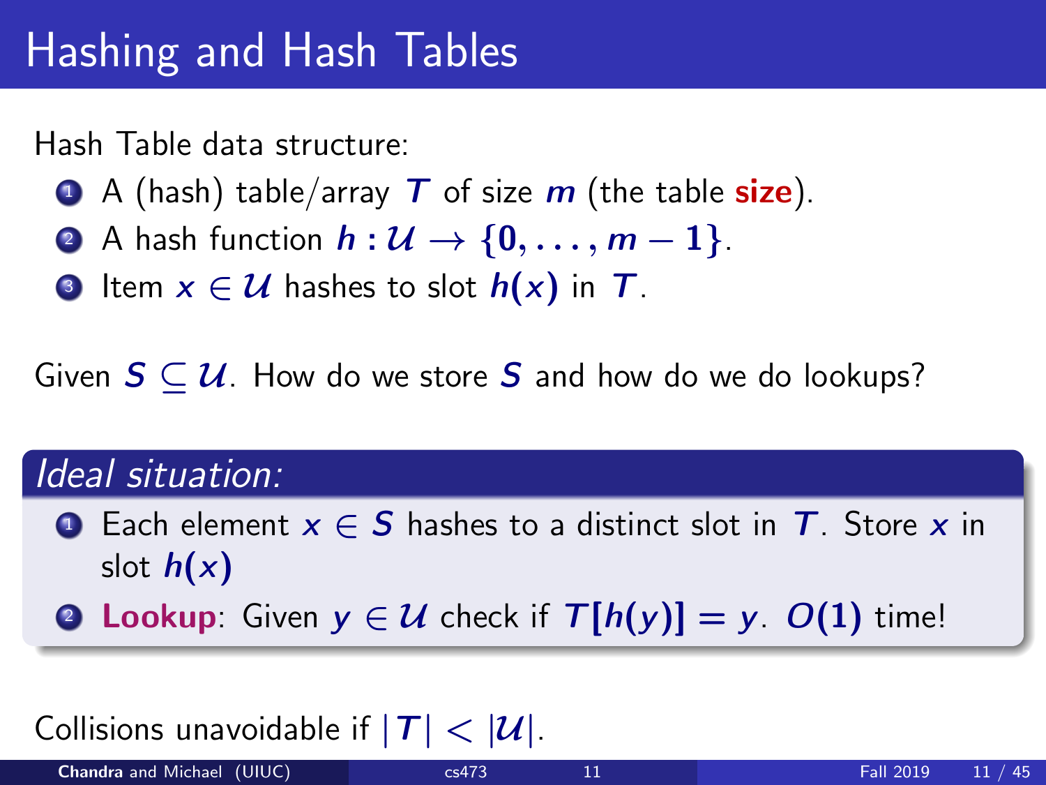# Hashing and Hash Tables

Hash Table data structure:

1. A (hash) table/array $T$ of size $m$ (the table **size**).
2. A hash function $h : \mathcal{U} \rightarrow \{0, \ldots, m-1\}$.
3. Item $x \in \mathcal{U}$ hashes to slot $h(x)$ in $T$.

Given $S \subseteq \mathcal{U}$. How do we store $S$ and how do we do lookups?

*Ideal situation:*

1. Each element $x \in S$ hashes to a distinct slot in $T$. Store $x$ in slot $h(x)$
2. **Lookup**: Given $y \in \mathcal{U}$ check if $T[h(y)] = y$. $O(1)$ time!

Collisions unavoidable if $|T| < |\mathcal{U}|$.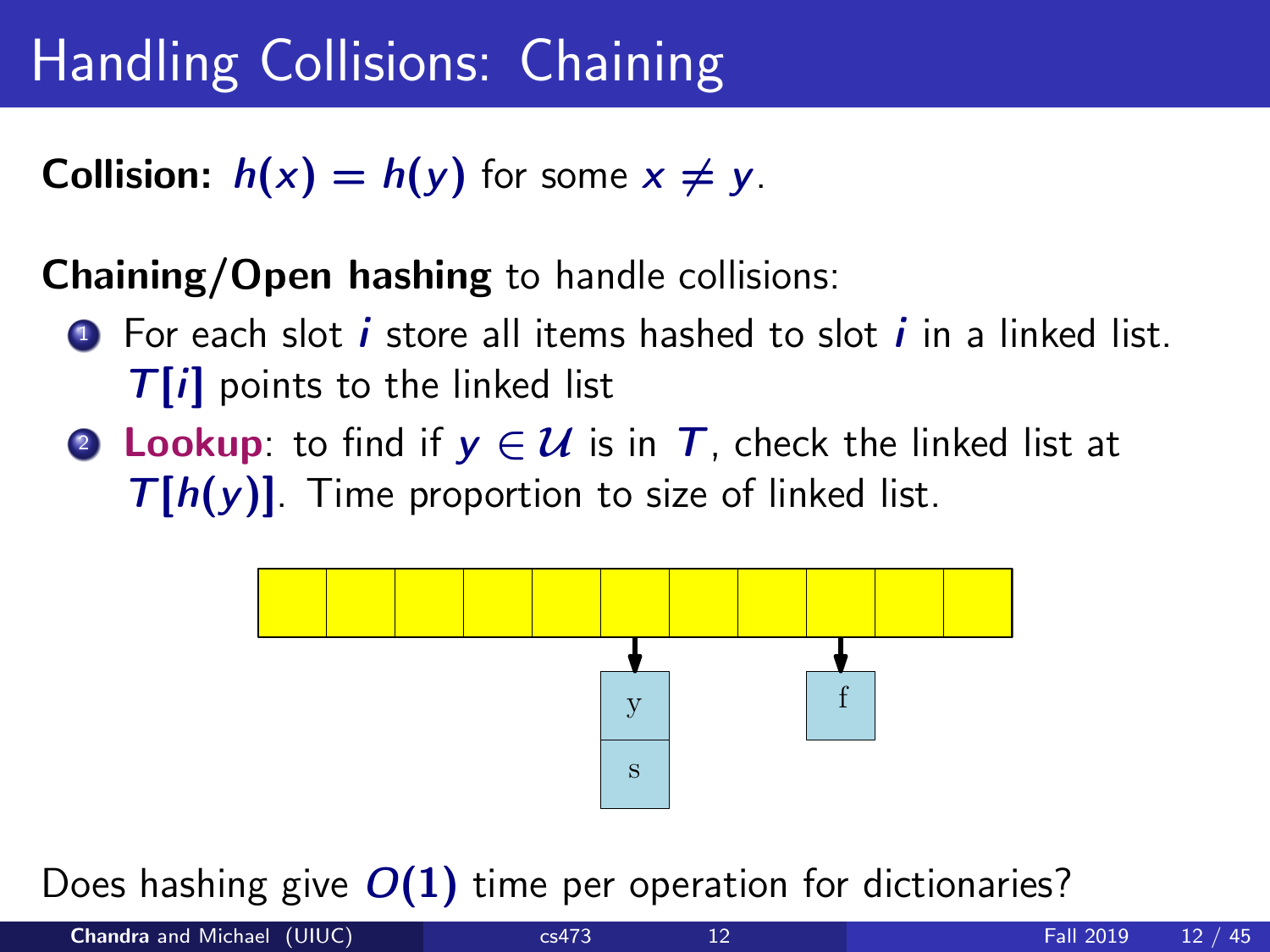# Handling Collisions: Chaining

**Collision:** $h(x) = h(y)$ for some $x \neq y$.

**Chaining/Open hashing** to handle collisions:

1. For each slot $i$ store all items hashed to slot $i$ in a linked list. $T[i]$ points to the linked list
2. **Lookup**: to find if $y \in \mathcal{U}$ is in $T$, check the linked list at $T[h(y)]$. Time proportion to size of linked list.

Does hashing give $O(1)$ time per operation for dictionaries?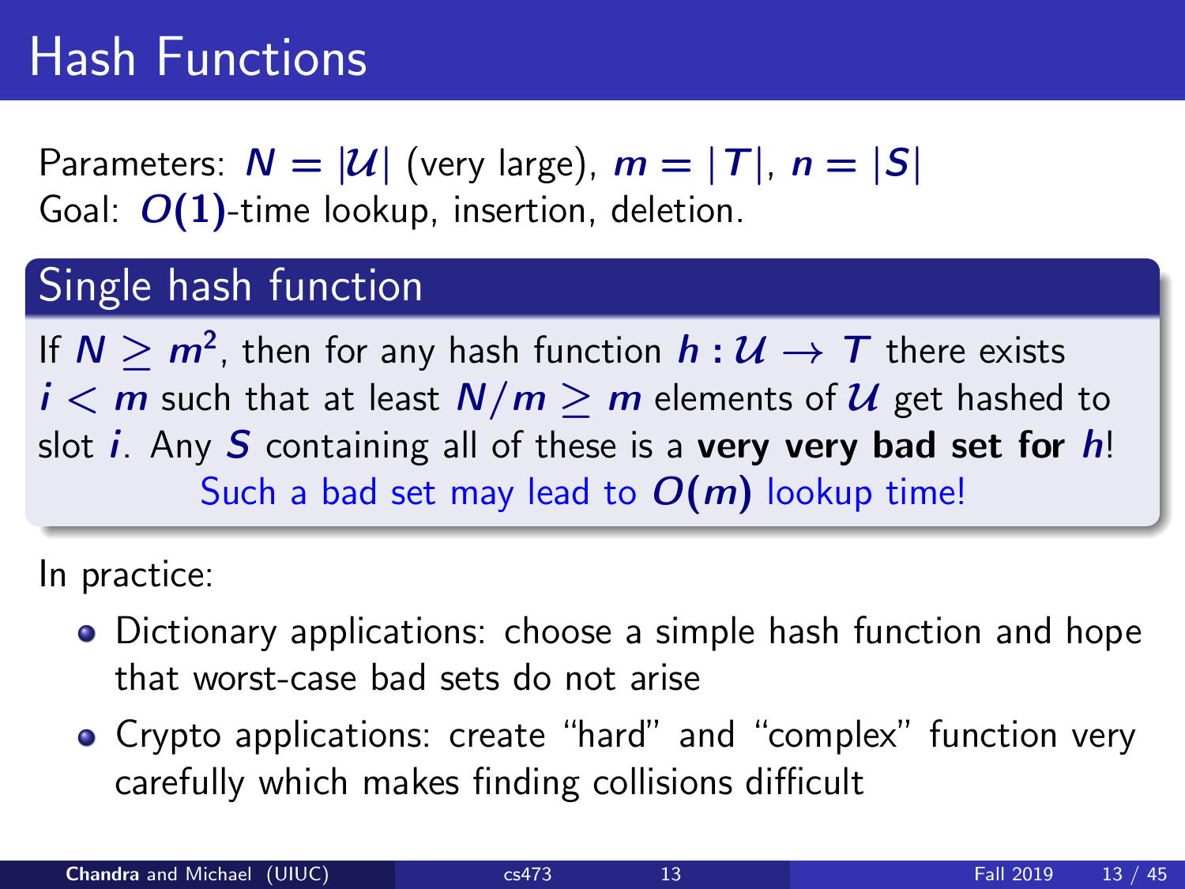# Hash Functions

Parameters: $N = |\mathcal{U}|$ (very large), $m = |T|$, $n = |S|$
Goal: $O(1)$-time lookup, insertion, deletion.

## Single hash function

If $N \geq m^2$, then for any hash function $h : \mathcal{U} \to T$ there exists $i < m$ such that at least $N/m \geq m$ elements of $\mathcal{U}$ get hashed to slot $i$. Any $S$ containing all of these is a **very very bad set for $h$**!

Such a bad set may lead to $O(m)$ lookup time!

In practice:

- Dictionary applications: choose a simple hash function and hope that worst-case bad sets do not arise
- Crypto applications: create "hard" and "complex" function very carefully which makes finding collisions difficult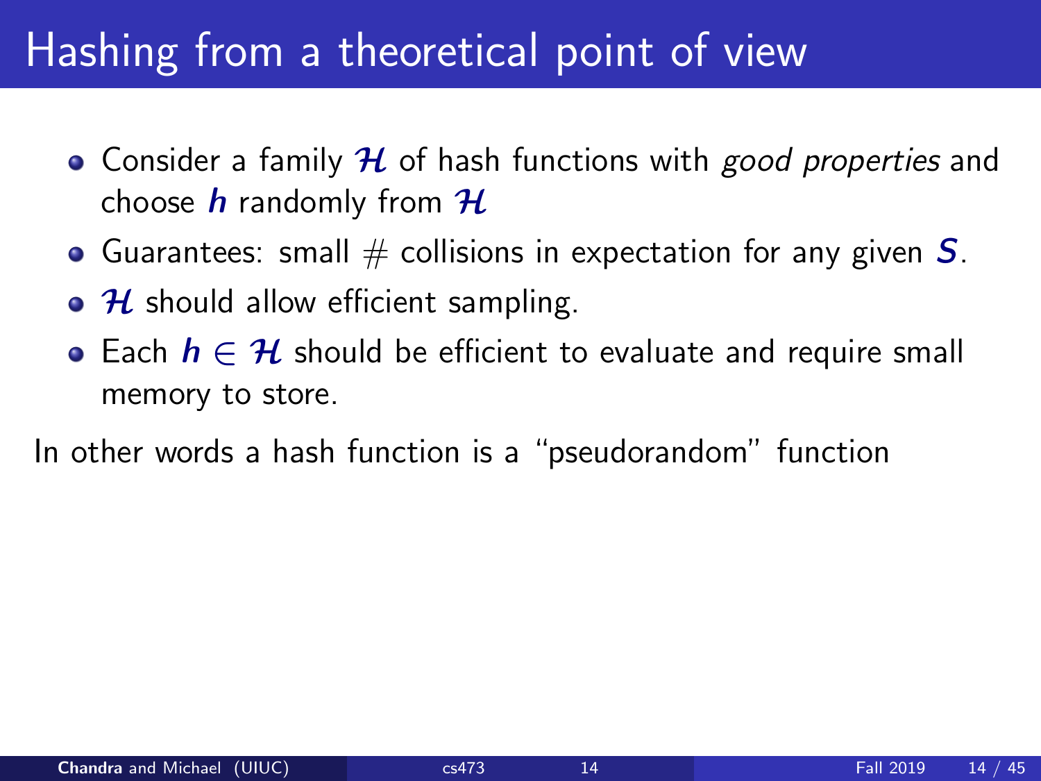# Hashing from a theoretical point of view

- Consider a family $\mathcal{H}$ of hash functions with *good properties* and choose $h$ randomly from $\mathcal{H}$
- Guarantees: small # collisions in expectation for any given $S$.
- $\mathcal{H}$ should allow efficient sampling.
- Each $h \in \mathcal{H}$ should be efficient to evaluate and require small memory to store.

In other words a hash function is a "pseudorandom" function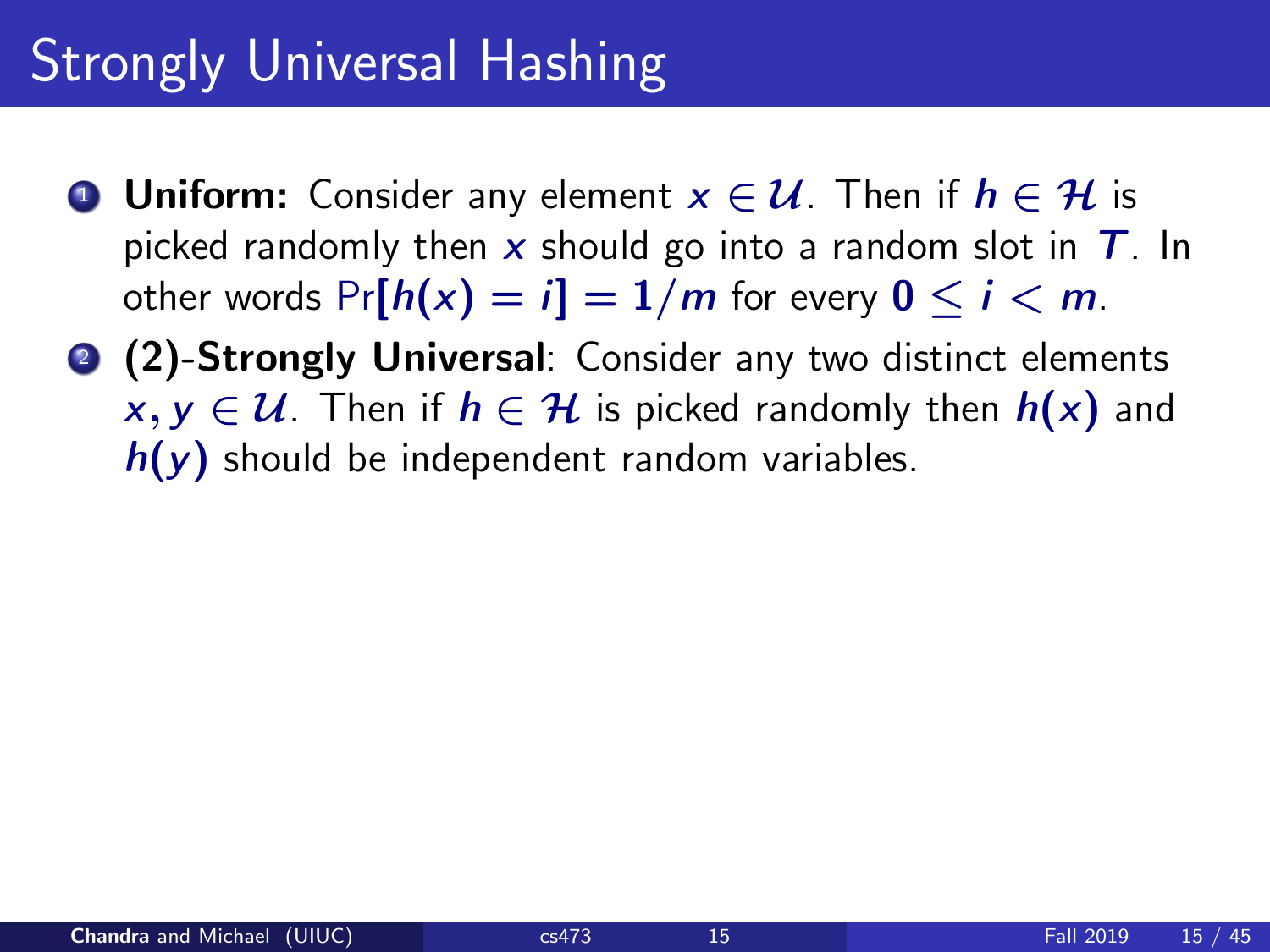# Strongly Universal Hashing

1. **Uniform:** Consider any element $x \in \mathcal{U}$. Then if $h \in \mathcal{H}$ is picked randomly then $x$ should go into a random slot in $T$. In other words $\Pr[h(x) = i] = 1/m$ for every $0 \leq i < m$.
2. **(2)-Strongly Universal**: Consider any two distinct elements $x, y \in \mathcal{U}$. Then if $h \in \mathcal{H}$ is picked randomly then $h(x)$ and $h(y)$ should be independent random variables.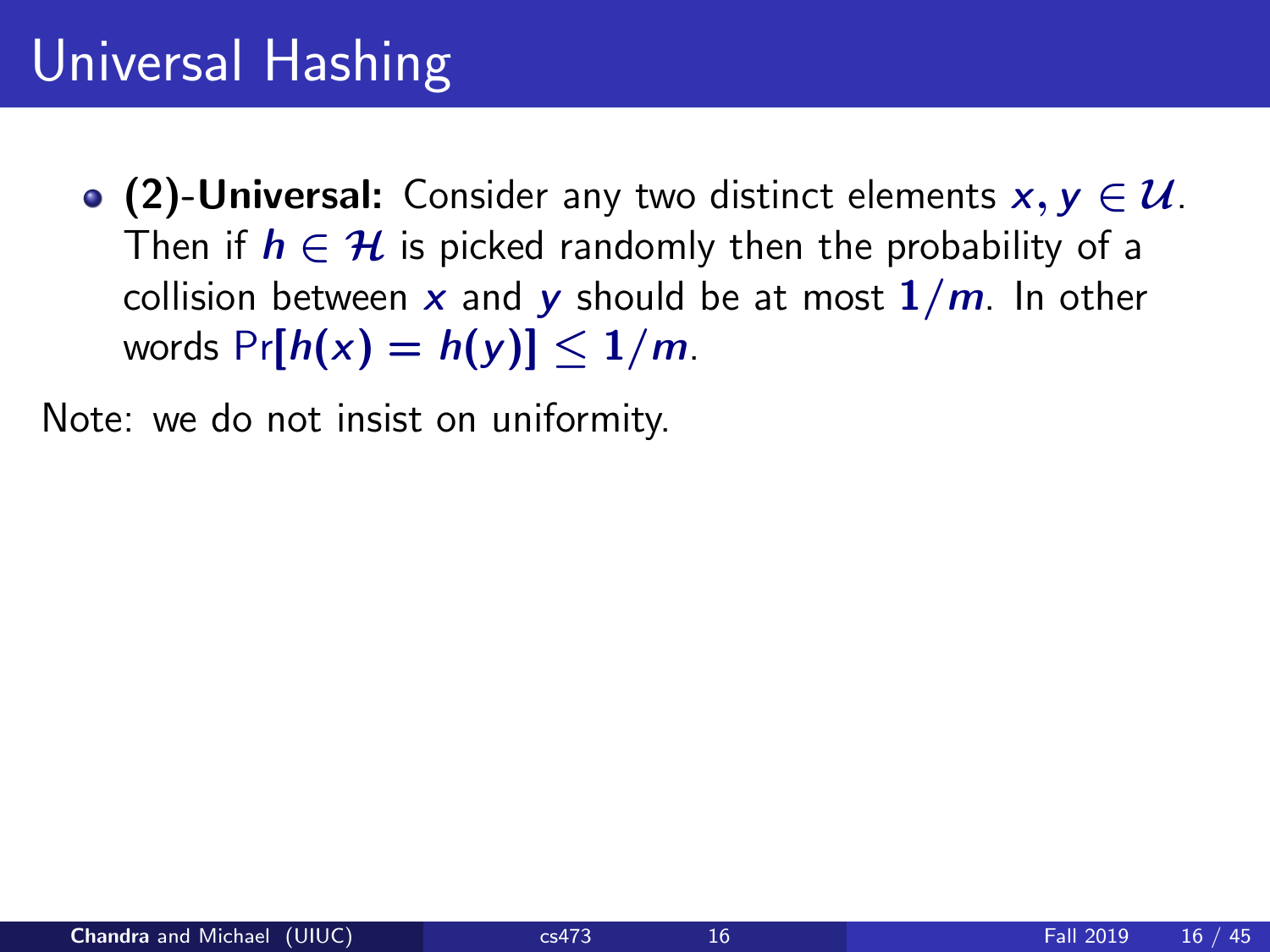# Universal Hashing

- **(2)-Universal:** Consider any two distinct elements $x, y \in \mathcal{U}$. Then if $h \in \mathcal{H}$ is picked randomly then the probability of a collision between $x$ and $y$ should be at most $1/m$. In other words $\Pr[h(x) = h(y)] \leq 1/m$.

Note: we do not insist on uniformity.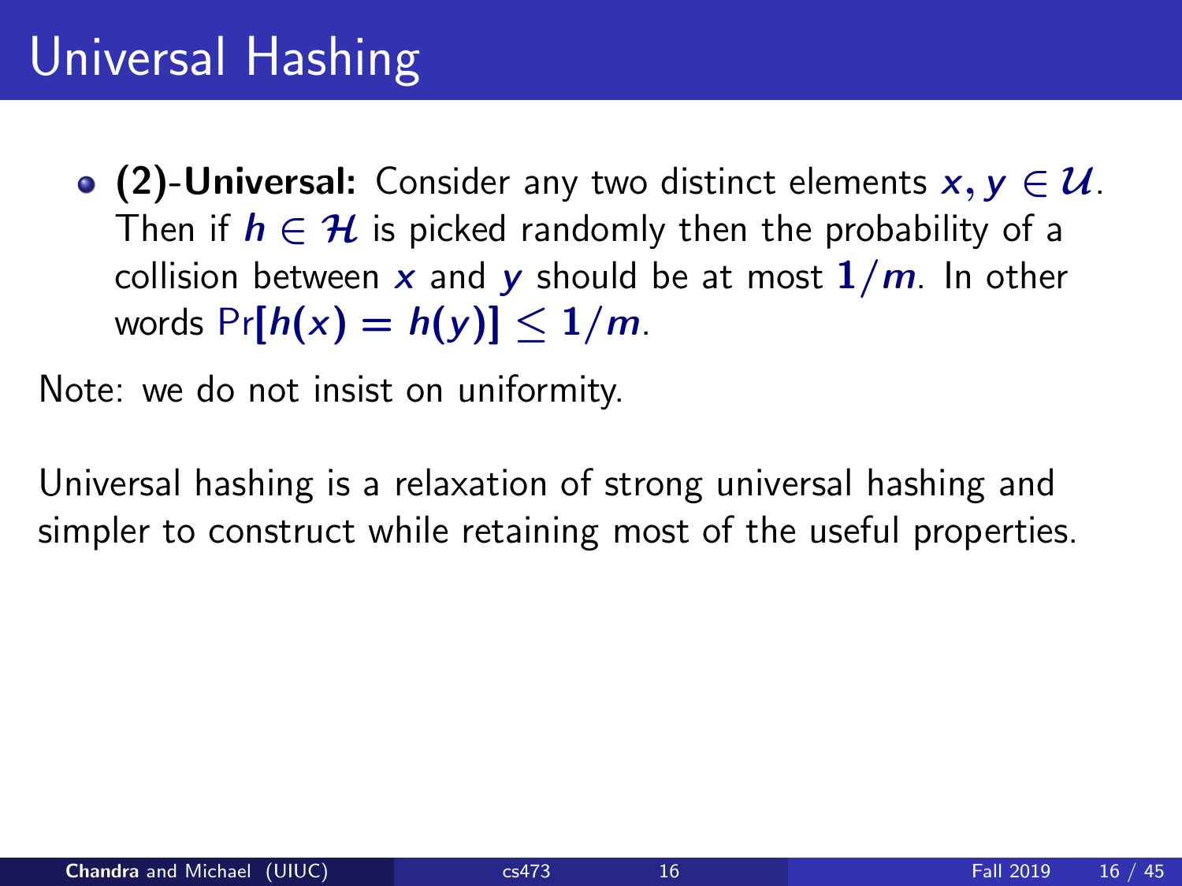# Universal Hashing

- **(2)-Universal:** Consider any two distinct elements $x, y \in \mathcal{U}$. Then if $h \in \mathcal{H}$ is picked randomly then the probability of a collision between $x$ and $y$ should be at most $1/m$. In other words $\Pr[h(x) = h(y)] \leq 1/m$.

Note: we do not insist on uniformity.

Universal hashing is a relaxation of strong universal hashing and simpler to construct while retaining most of the useful properties.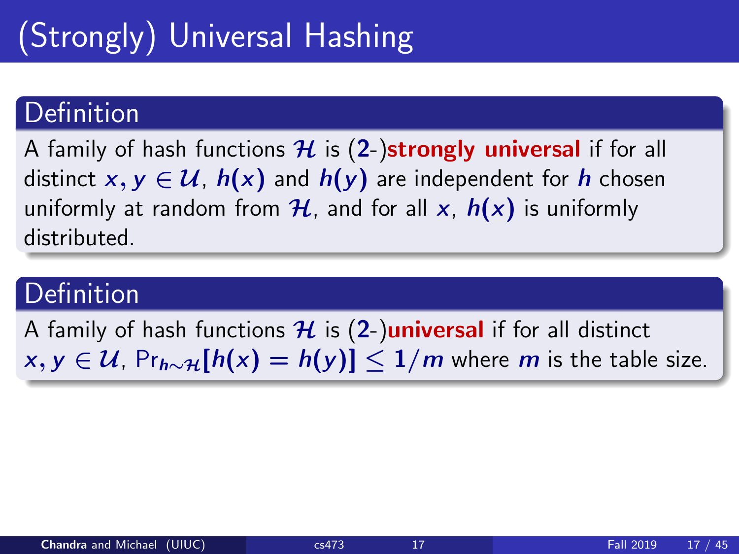# (Strongly) Universal Hashing

## Definition

A family of hash functions $\mathcal{H}$ is $(2\text{-})$**strongly universal** if for all distinct $x, y \in \mathcal{U}$, $h(x)$ and $h(y)$ are independent for $h$ chosen uniformly at random from $\mathcal{H}$, and for all $x$, $h(x)$ is uniformly distributed.

## Definition

A family of hash functions $\mathcal{H}$ is $(2\text{-})$**universal** if for all distinct $x, y \in \mathcal{U}$, $\Pr_{h \sim \mathcal{H}}[h(x) = h(y)] \leq 1/m$ where $m$ is the table size.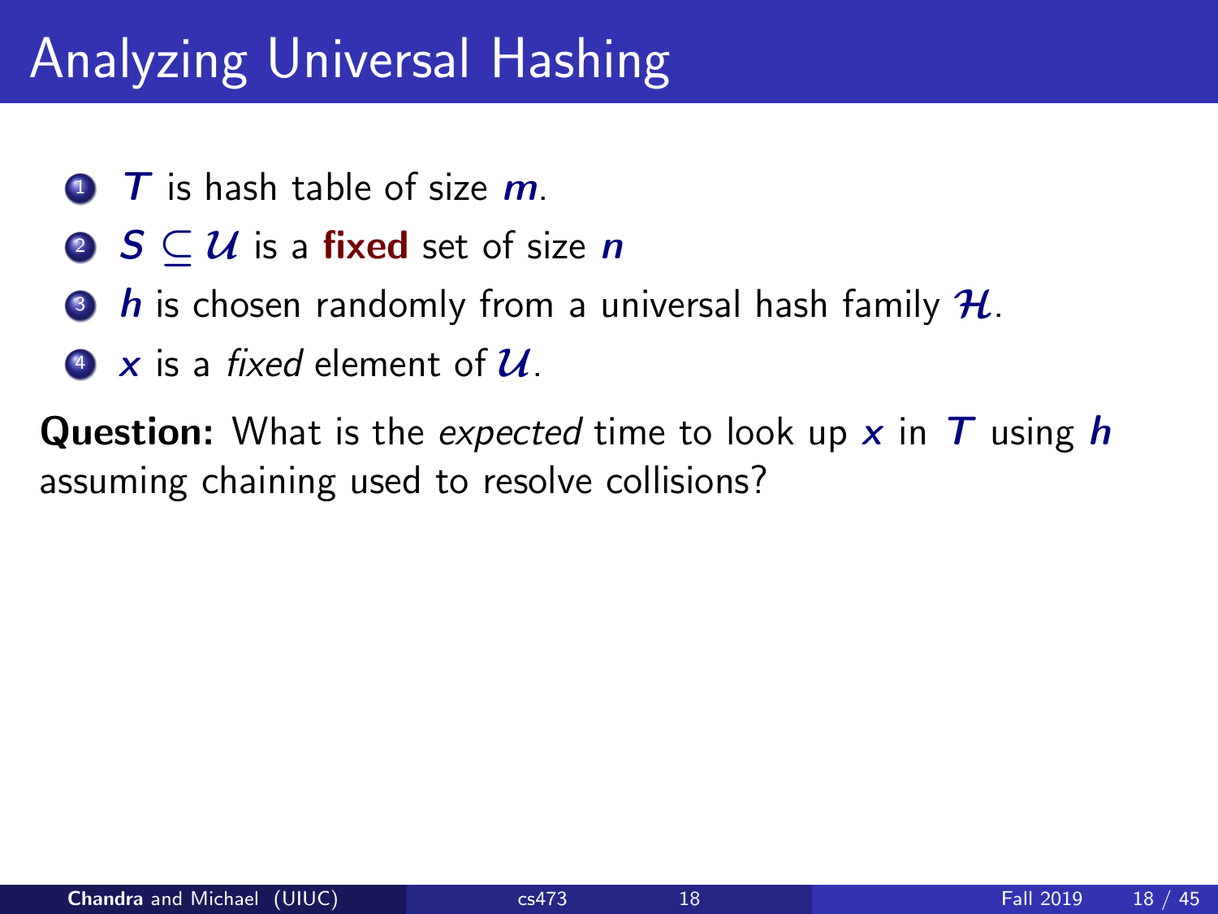# Analyzing Universal Hashing

1. $T$ is hash table of size $m$.
2. $S \subseteq \mathcal{U}$ is a **fixed** set of size $n$
3. $h$ is chosen randomly from a universal hash family $\mathcal{H}$.
4. $x$ is a *fixed* element of $\mathcal{U}$.

**Question:** What is the *expected* time to look up $x$ in $T$ using $h$ assuming chaining used to resolve collisions?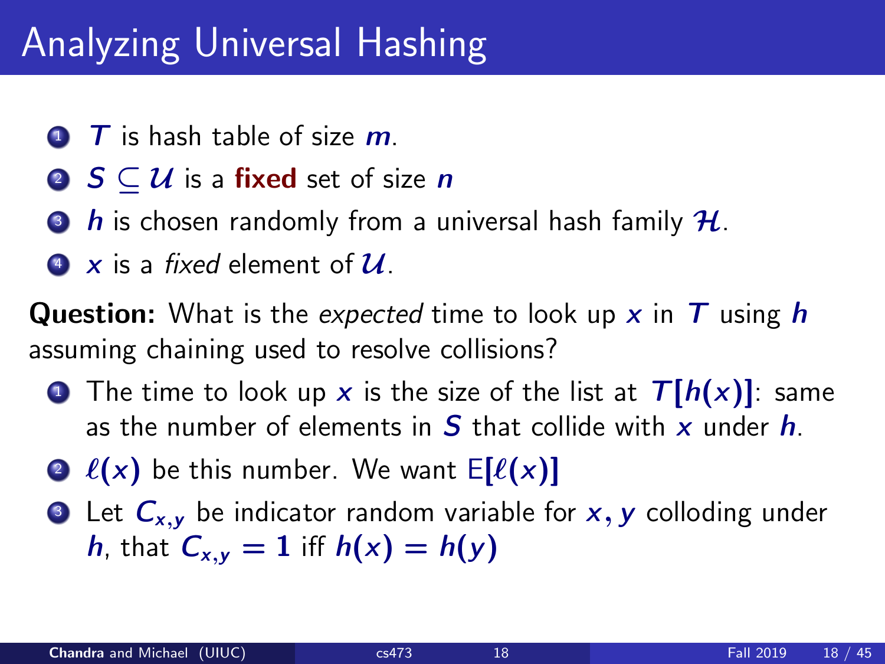# Analyzing Universal Hashing

1. $T$ is hash table of size $m$.
2. $S \subseteq \mathcal{U}$ is a **fixed** set of size $n$
3. $h$ is chosen randomly from a universal hash family $\mathcal{H}$.
4. $x$ is a *fixed* element of $\mathcal{U}$.

**Question:** What is the *expected* time to look up $x$ in $T$ using $h$ assuming chaining used to resolve collisions?

1. The time to look up $x$ is the size of the list at $T[h(x)]$: same as the number of elements in $S$ that collide with $x$ under $h$.
2. $\ell(x)$ be this number. We want $\mathrm{E}[\ell(x)]$
3. Let $C_{x,y}$ be indicator random variable for $x, y$ colloding under $h$, that $C_{x,y} = 1$ iff $h(x) = h(y)$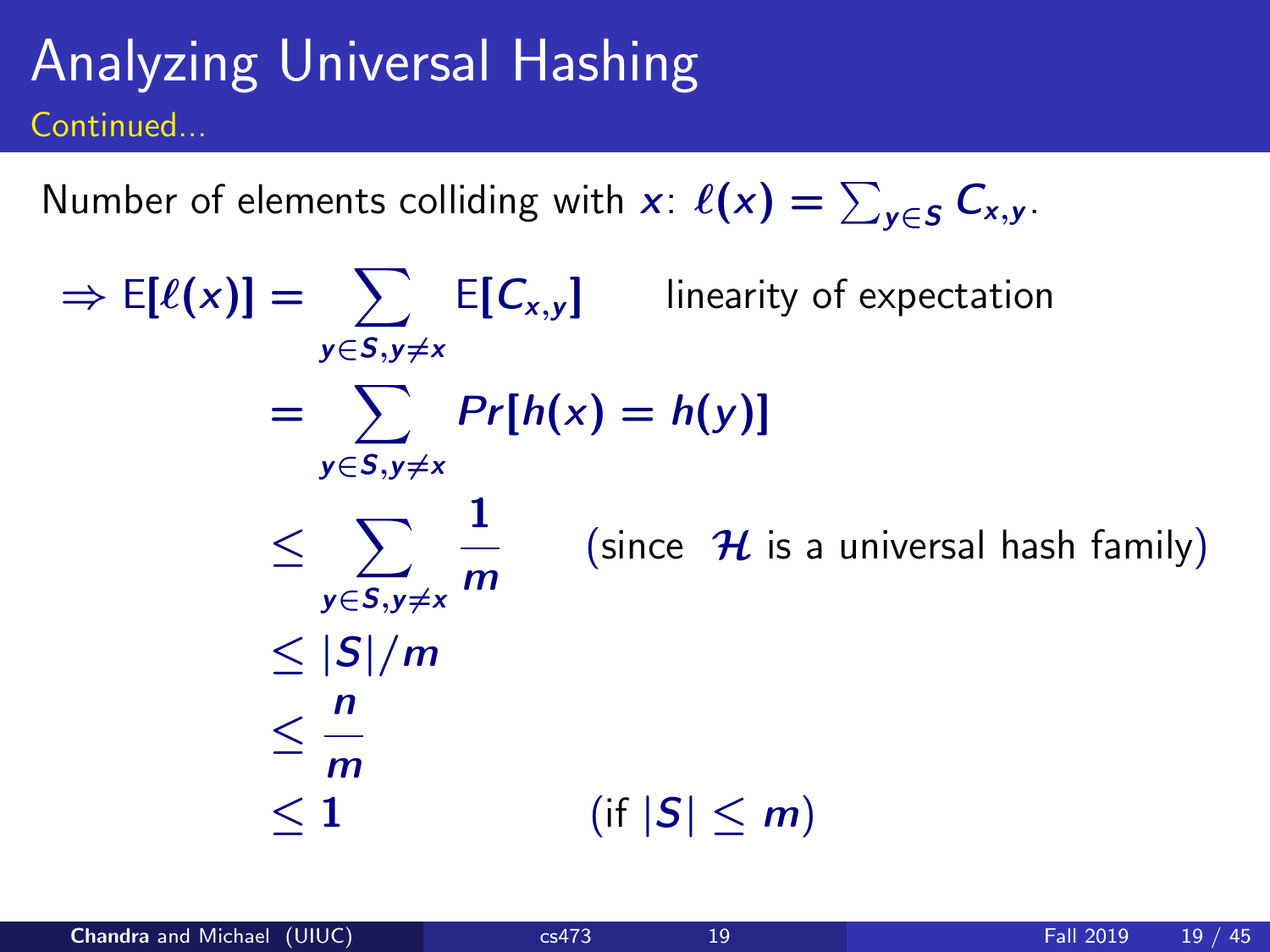# Analyzing Universal Hashing

Continued...

Number of elements colliding with $x$: $\ell(x) = \sum_{y \in S} C_{x,y}$.

$$
\begin{aligned}
\Rightarrow \mathrm{E}[\ell(x)] &= \sum_{y \in S, y \neq x} \mathrm{E}[C_{x,y}] && \text{linearity of expectation} \\
&= \sum_{y \in S, y \neq x} Pr[h(x) = h(y)] \\
&\leq \sum_{y \in S, y \neq x} \frac{1}{m} && \text{(since } \mathcal{H} \text{ is a universal hash family)} \\
&\leq |S|/m \\
&\leq \frac{n}{m} \\
&\leq 1 && \text{(if } |S| \leq m\text{)}
\end{aligned}
$$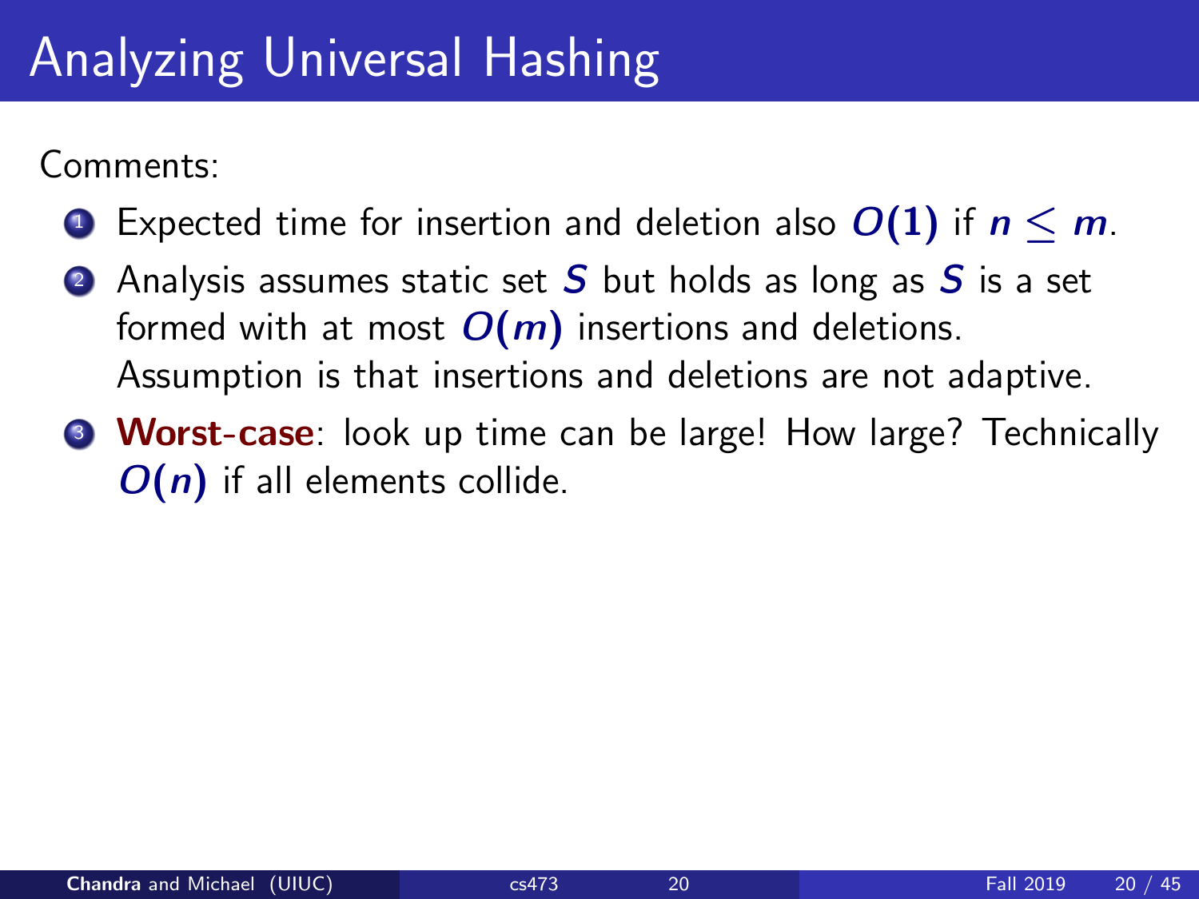# Analyzing Universal Hashing

Comments:

1. Expected time for insertion and deletion also $O(1)$ if $n \leq m$.
2. Analysis assumes static set $S$ but holds as long as $S$ is a set formed with at most $O(m)$ insertions and deletions. Assumption is that insertions and deletions are not adaptive.
3. **Worst-case**: look up time can be large! How large? Technically $O(n)$ if all elements collide.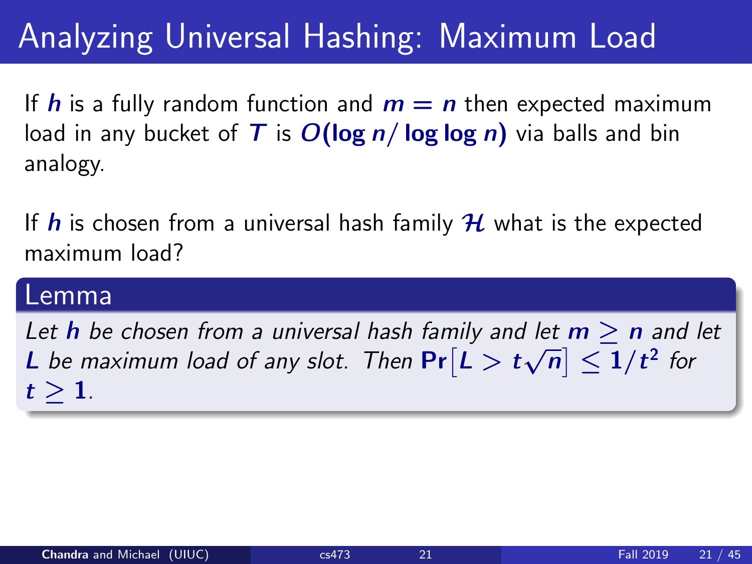# Analyzing Universal Hashing: Maximum Load

If $h$ is a fully random function and $m = n$ then expected maximum load in any bucket of $T$ is $O(\log n / \log\log n)$ via balls and bin analogy.

If $h$ is chosen from a universal hash family $\mathcal{H}$ what is the expected maximum load?

**Lemma**

*Let $h$ be chosen from a universal hash family and let $m \geq n$ and let $L$ be maximum load of any slot. Then $\Pr\left[L > t\sqrt{n}\right] \leq 1/t^2$ for $t \geq 1$.*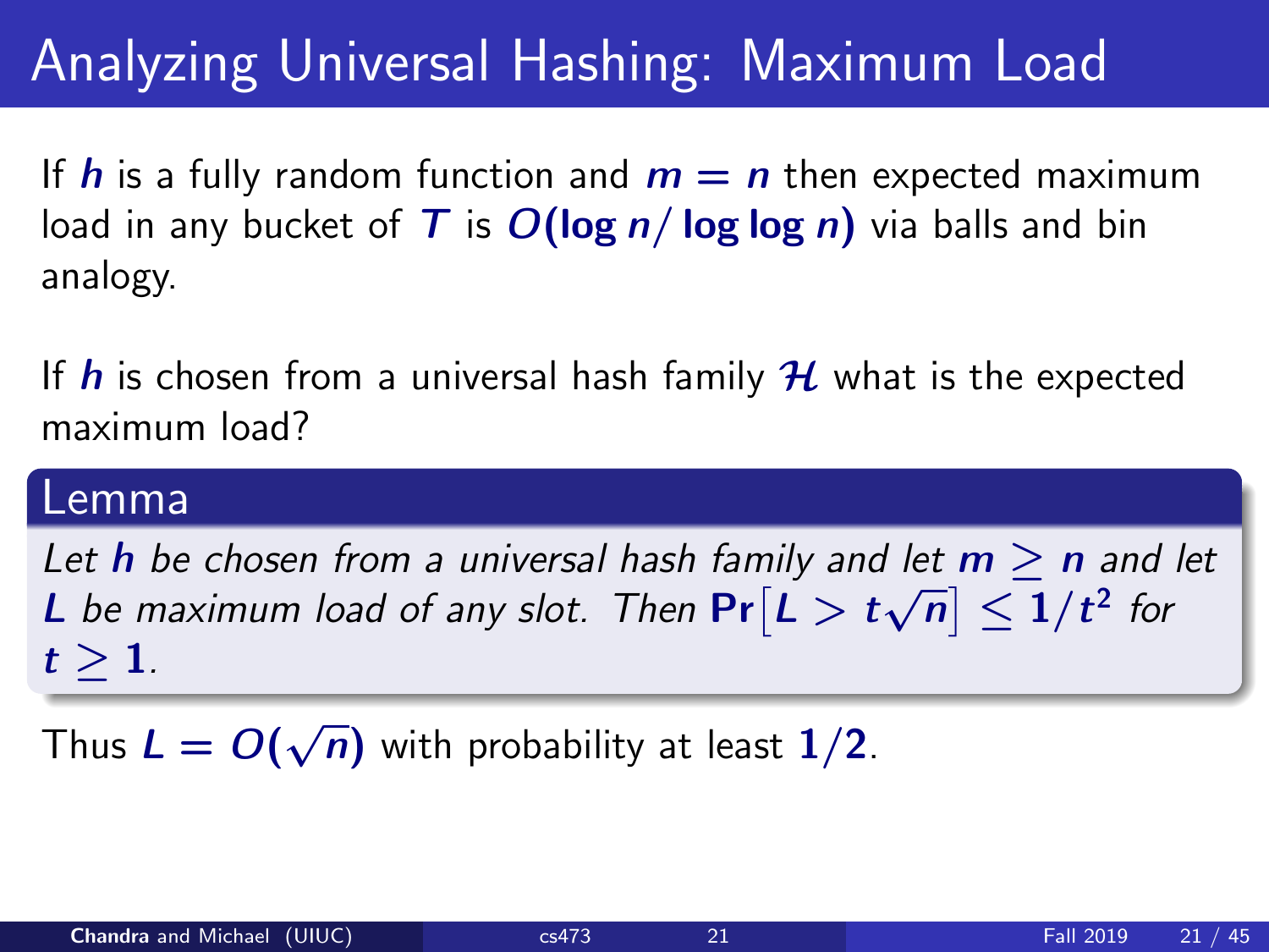# Analyzing Universal Hashing: Maximum Load

If $h$ is a fully random function and $m = n$ then expected maximum load in any bucket of $T$ is $O(\log n / \log \log n)$ via balls and bin analogy.

If $h$ is chosen from a universal hash family $\mathcal{H}$ what is the expected maximum load?

### Lemma

*Let $h$ be chosen from a universal hash family and let $m \geq n$ and let $L$ be maximum load of any slot. Then $\Pr\left[L > t\sqrt{n}\right] \leq 1/t^2$ for $t \geq 1$.*

Thus $L = O(\sqrt{n})$ with probability at least $1/2$.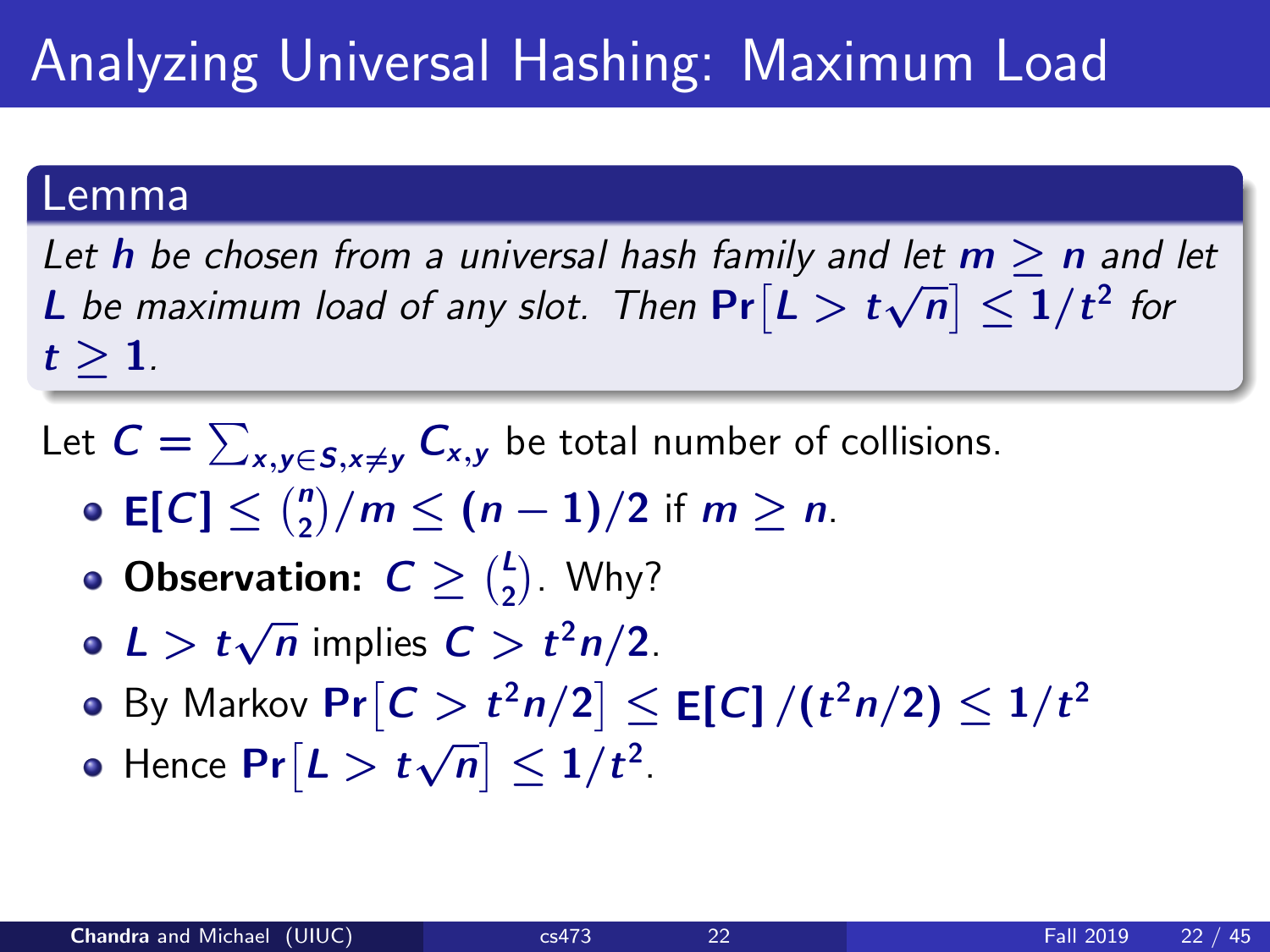# Analyzing Universal Hashing: Maximum Load

**Lemma**

*Let $h$ be chosen from a universal hash family and let $m \geq n$ and let $L$ be maximum load of any slot. Then $\Pr[L > t\sqrt{n}] \leq 1/t^2$ for $t \geq 1$.*

Let $C = \sum_{x,y \in S, x \neq y} C_{x,y}$ be total number of collisions.

- $\mathbf{E}[C] \leq \binom{n}{2}/m \leq (n-1)/2$ if $m \geq n$.
- **Observation:** $C \geq \binom{L}{2}$. Why?
- $L > t\sqrt{n}$ implies $C > t^2 n/2$.
- By Markov $\Pr[C > t^2 n/2] \leq \mathbf{E}[C]/(t^2 n/2) \leq 1/t^2$
- Hence $\Pr[L > t\sqrt{n}] \leq 1/t^2$.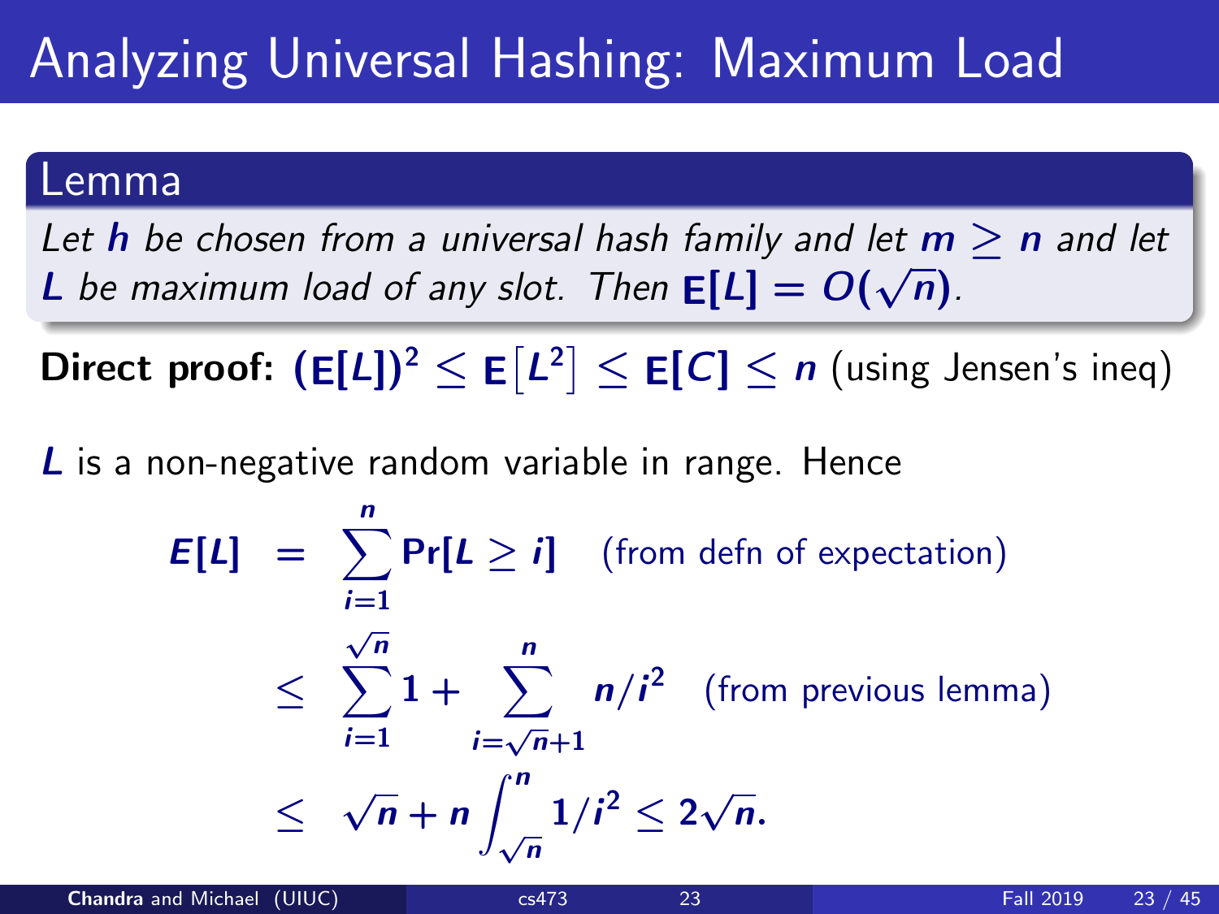# Analyzing Universal Hashing: Maximum Load

**Lemma**

*Let $h$ be chosen from a universal hash family and let $m \geq n$ and let $L$ be maximum load of any slot. Then $\mathbf{E}[L] = O(\sqrt{n})$.*

**Direct proof:** $(\mathbf{E}[L])^2 \leq \mathbf{E}\left[L^2\right] \leq \mathbf{E}[C] \leq n$ (using Jensen's ineq)

$L$ is a non-negative random variable in range. Hence

$$
\begin{aligned}
E[L] &= \sum_{i=1}^{n} \Pr[L \geq i] \quad \text{(from defn of expectation)} \\
&\leq \sum_{i=1}^{\sqrt{n}} 1 + \sum_{i=\sqrt{n}+1}^{n} n/i^2 \quad \text{(from previous lemma)} \\
&\leq \sqrt{n} + n \int_{\sqrt{n}}^{n} 1/i^2 \leq 2\sqrt{n}.
\end{aligned}
$$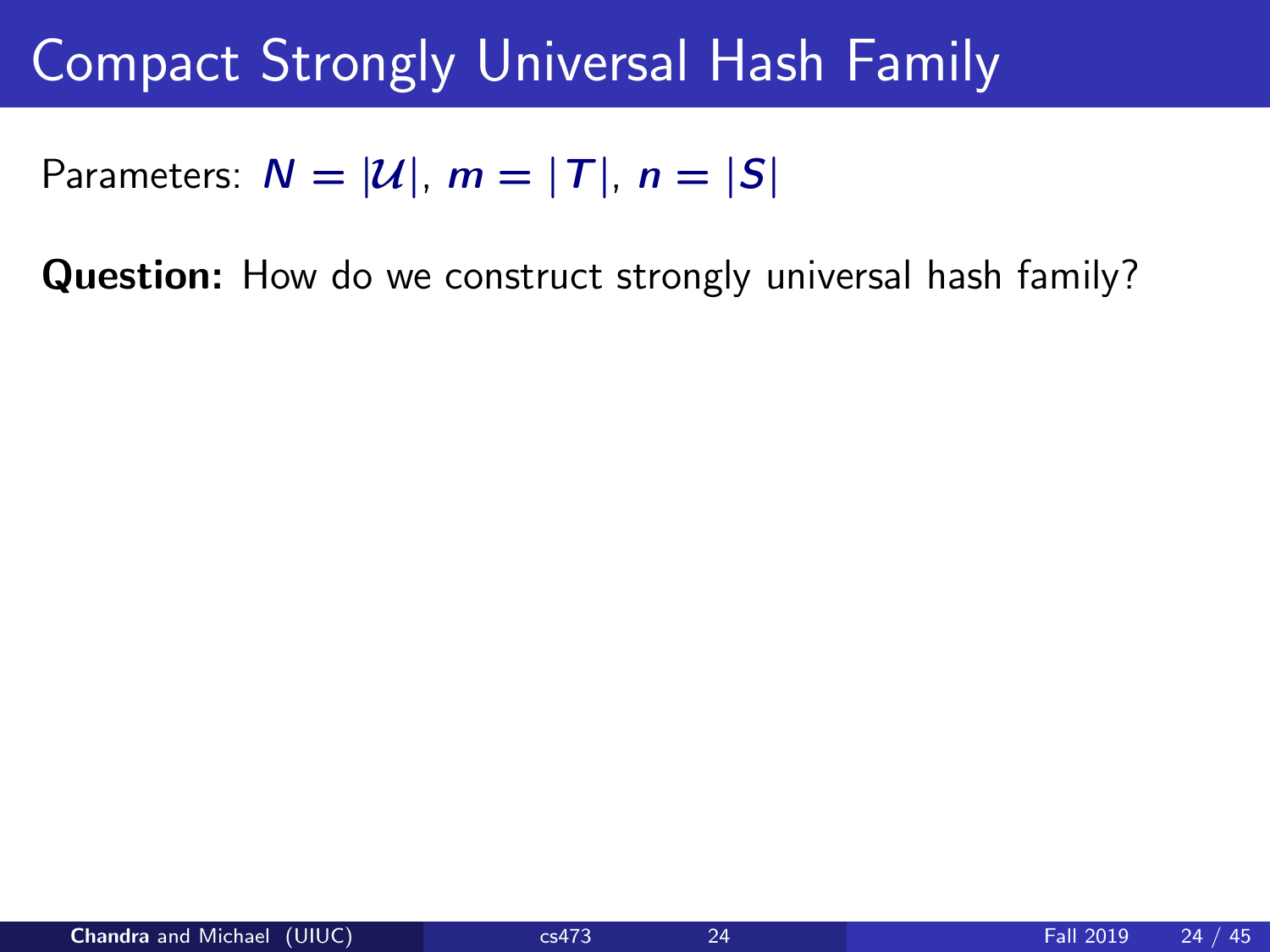# Compact Strongly Universal Hash Family

Parameters: $N = |\mathcal{U}|$, $m = |T|$, $n = |S|$

**Question:** How do we construct strongly universal hash family?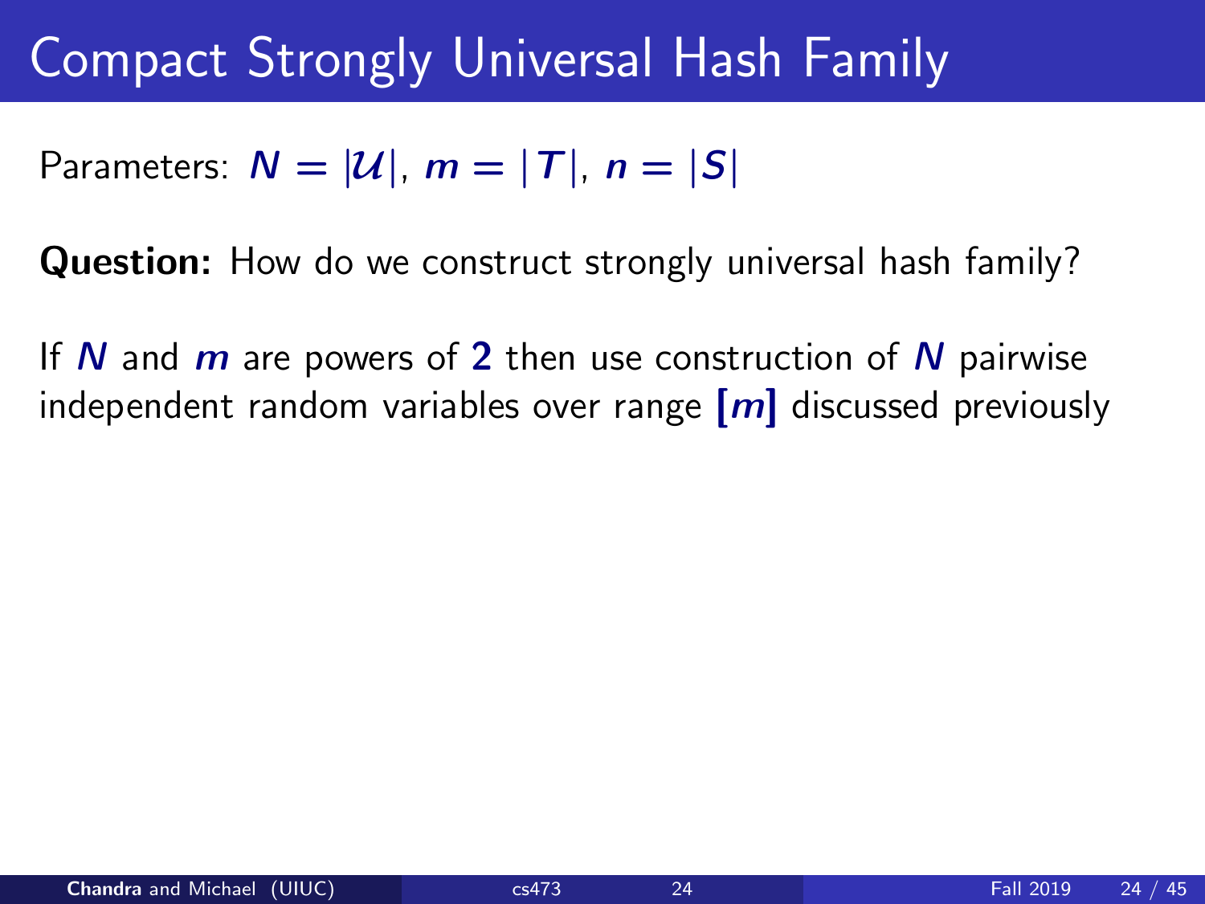# Compact Strongly Universal Hash Family

Parameters: $N = |\mathcal{U}|$, $m = |T|$, $n = |S|$

**Question:** How do we construct strongly universal hash family?

If $N$ and $m$ are powers of $2$ then use construction of $N$ pairwise independent random variables over range $[m]$ discussed previously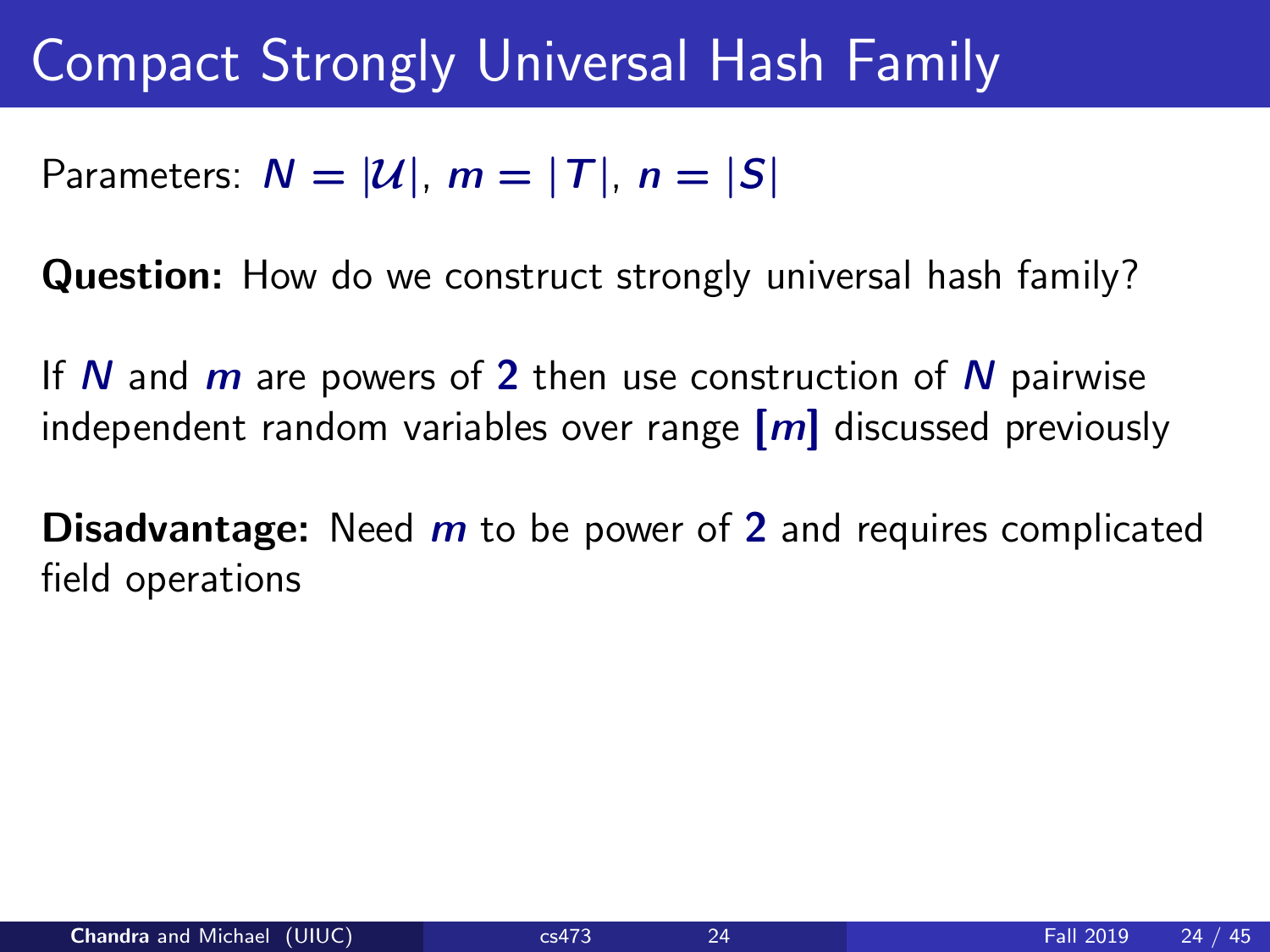# Compact Strongly Universal Hash Family

Parameters: $N = |\mathcal{U}|$, $m = |T|$, $n = |S|$

**Question:** How do we construct strongly universal hash family?

If $N$ and $m$ are powers of $2$ then use construction of $N$ pairwise independent random variables over range $[m]$ discussed previously

**Disadvantage:** Need $m$ to be power of $2$ and requires complicated field operations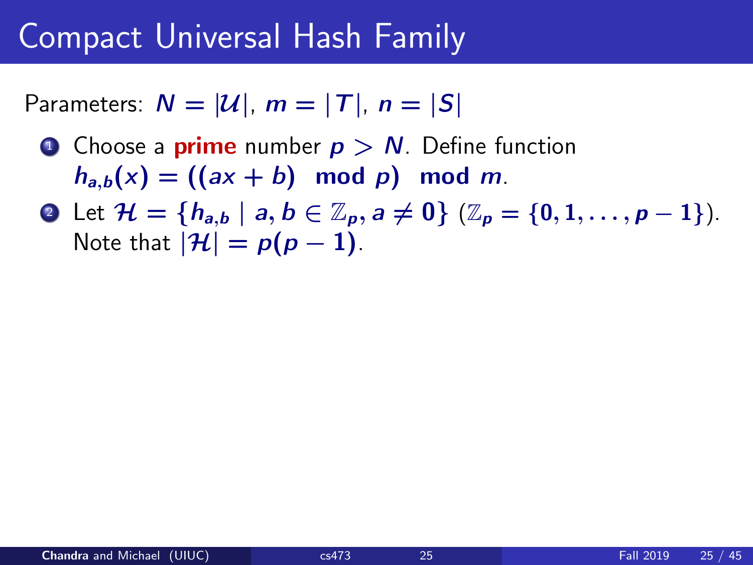# Compact Universal Hash Family

Parameters: $N = |\mathcal{U}|$, $m = |T|$, $n = |S|$

1. Choose a **prime** number $p > N$. Define function $h_{a,b}(x) = ((ax + b) \mod p) \mod m$.
2. Let $\mathcal{H} = \{h_{a,b} \mid a, b \in \mathbb{Z}_p, a \neq 0\}$ ($\mathbb{Z}_p = \{0, 1, \ldots, p - 1\}$). Note that $|\mathcal{H}| = p(p - 1)$.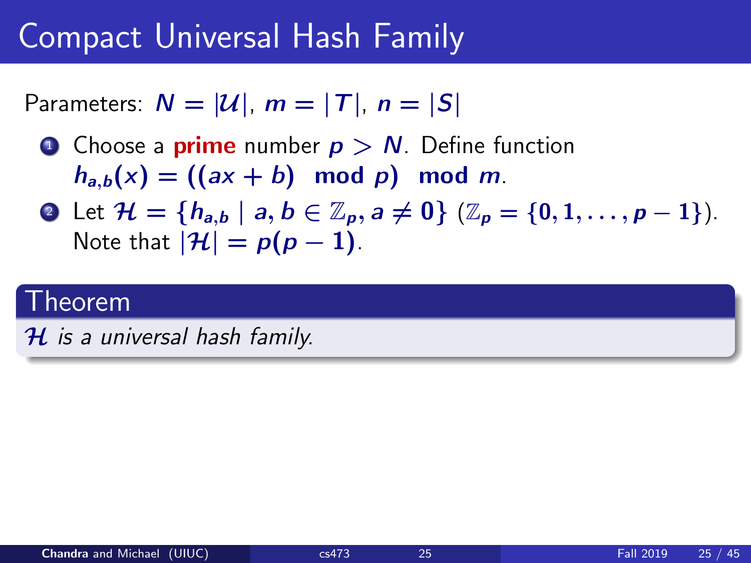# Compact Universal Hash Family

Parameters: $N = |\mathcal{U}|$, $m = |T|$, $n = |S|$

1. Choose a **prime** number $p > N$. Define function $h_{a,b}(x) = ((ax + b) \mod p) \mod m$.
2. Let $\mathcal{H} = \{h_{a,b} \mid a, b \in \mathbb{Z}_p, a \neq 0\}$ ($\mathbb{Z}_p = \{0, 1, \ldots, p-1\}$). Note that $|\mathcal{H}| = p(p-1)$.

**Theorem**

*$\mathcal{H}$ is a universal hash family.*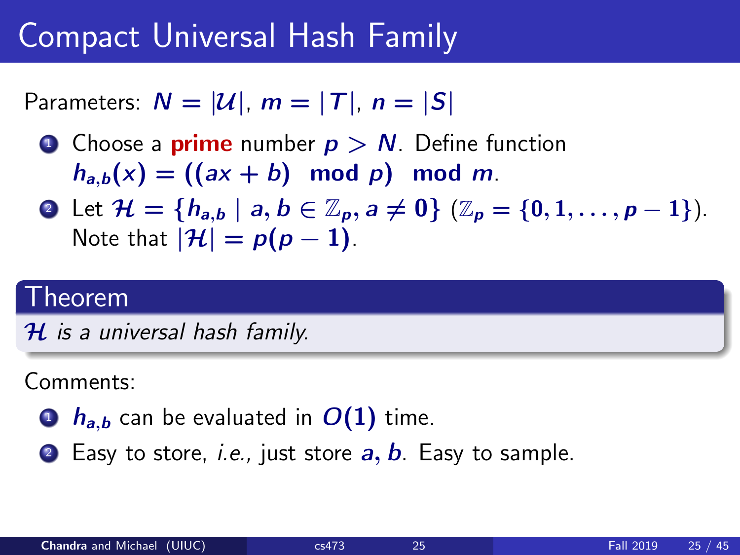# Compact Universal Hash Family

Parameters: $N = |\mathcal{U}|$, $m = |T|$, $n = |S|$

1. Choose a **prime** number $p > N$. Define function $h_{a,b}(x) = ((ax + b) \mod p) \mod m$.
2. Let $\mathcal{H} = \{h_{a,b} \mid a, b \in \mathbb{Z}_p, a \neq 0\}$ ($\mathbb{Z}_p = \{0, 1, \ldots, p-1\}$). Note that $|\mathcal{H}| = p(p-1)$.

**Theorem**

*$\mathcal{H}$ is a universal hash family.*

Comments:

1. $h_{a,b}$ can be evaluated in $O(1)$ time.
2. Easy to store, *i.e.*, just store $a, b$. Easy to sample.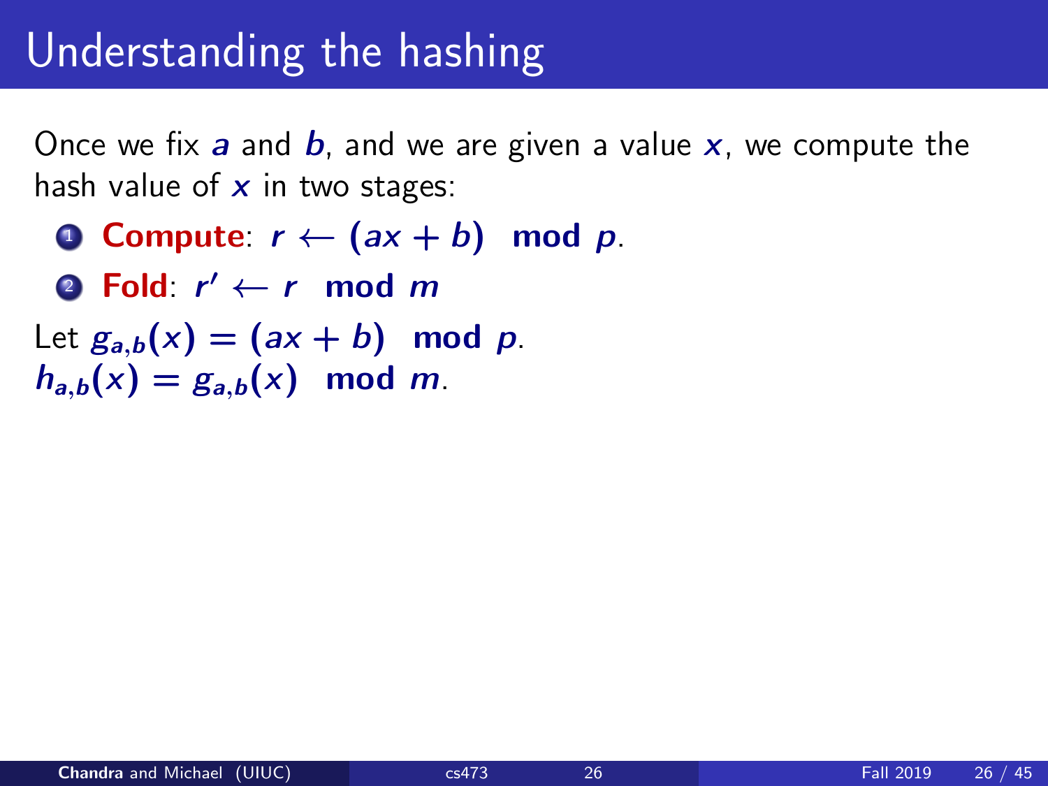# Understanding the hashing

Once we fix $a$ and $b$, and we are given a value $x$, we compute the hash value of $x$ in two stages:

1. **Compute**: $r \leftarrow (ax + b) \mod p$.
2. **Fold**: $r' \leftarrow r \mod m$

Let $g_{a,b}(x) = (ax + b) \mod p$.
$h_{a,b}(x) = g_{a,b}(x) \mod m$.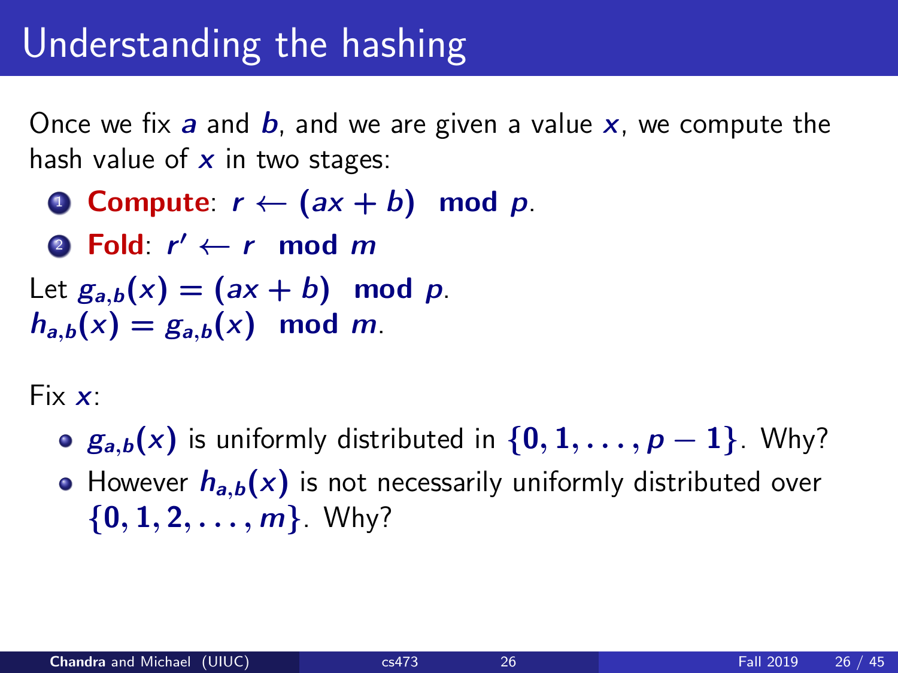# Understanding the hashing

Once we fix $a$ and $b$, and we are given a value $x$, we compute the hash value of $x$ in two stages:

1. **Compute**: $r \leftarrow (ax + b) \mod p$.
2. **Fold**: $r' \leftarrow r \mod m$

Let $g_{a,b}(x) = (ax + b) \mod p$.
$h_{a,b}(x) = g_{a,b}(x) \mod m$.

Fix $x$:

- $g_{a,b}(x)$ is uniformly distributed in $\{0, 1, \ldots, p - 1\}$. Why?
- However $h_{a,b}(x)$ is not necessarily uniformly distributed over $\{0, 1, 2, \ldots, m\}$. Why?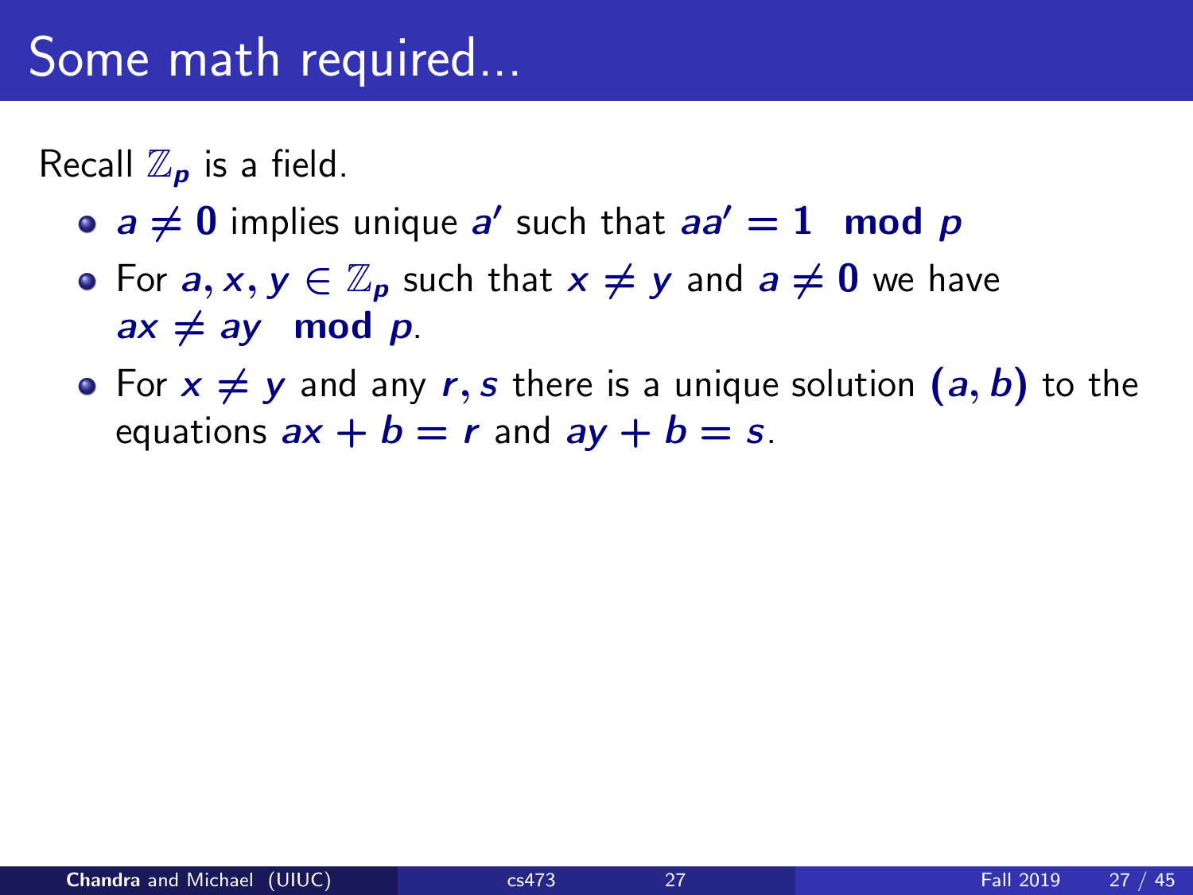# Some math required...

Recall $\mathbb{Z}_p$ is a field.

- $a \neq 0$ implies unique $a'$ such that $aa' = 1 \mod p$
- For $a, x, y \in \mathbb{Z}_p$ such that $x \neq y$ and $a \neq 0$ we have $ax \neq ay \mod p$.
- For $x \neq y$ and any $r, s$ there is a unique solution $(a, b)$ to the equations $ax + b = r$ and $ay + b = s$.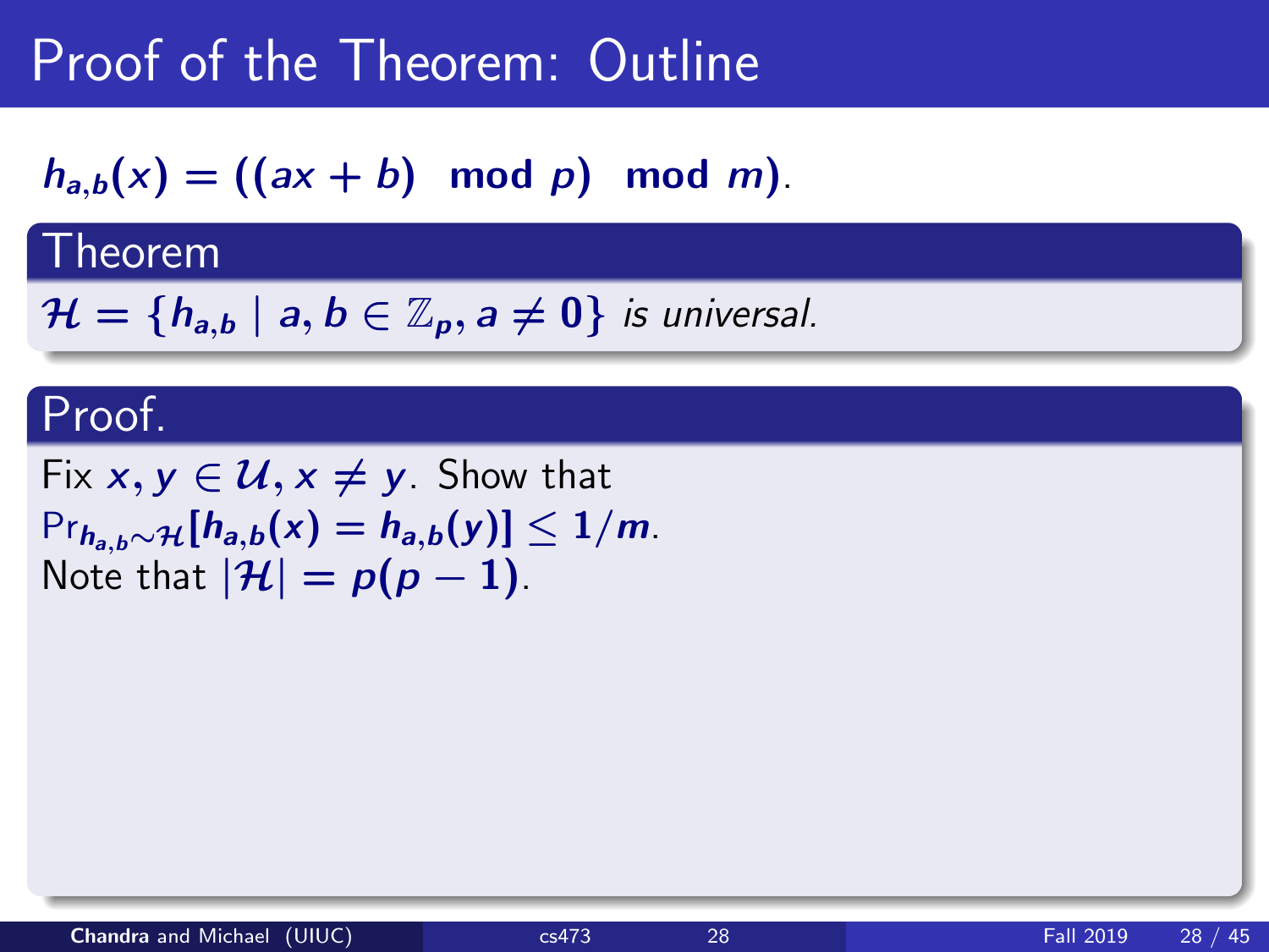# Proof of the Theorem: Outline

$h_{a,b}(x) = ((ax + b) \mod p) \mod m)$.

**Theorem**

$\mathcal{H} = \{h_{a,b} \mid a, b \in \mathbb{Z}_p, a \neq 0\}$ *is universal.*

**Proof.**

Fix $x, y \in \mathcal{U}, x \neq y$. Show that
$\Pr_{h_{a,b} \sim \mathcal{H}}[h_{a,b}(x) = h_{a,b}(y)] \leq 1/m$.
Note that $|\mathcal{H}| = p(p-1)$.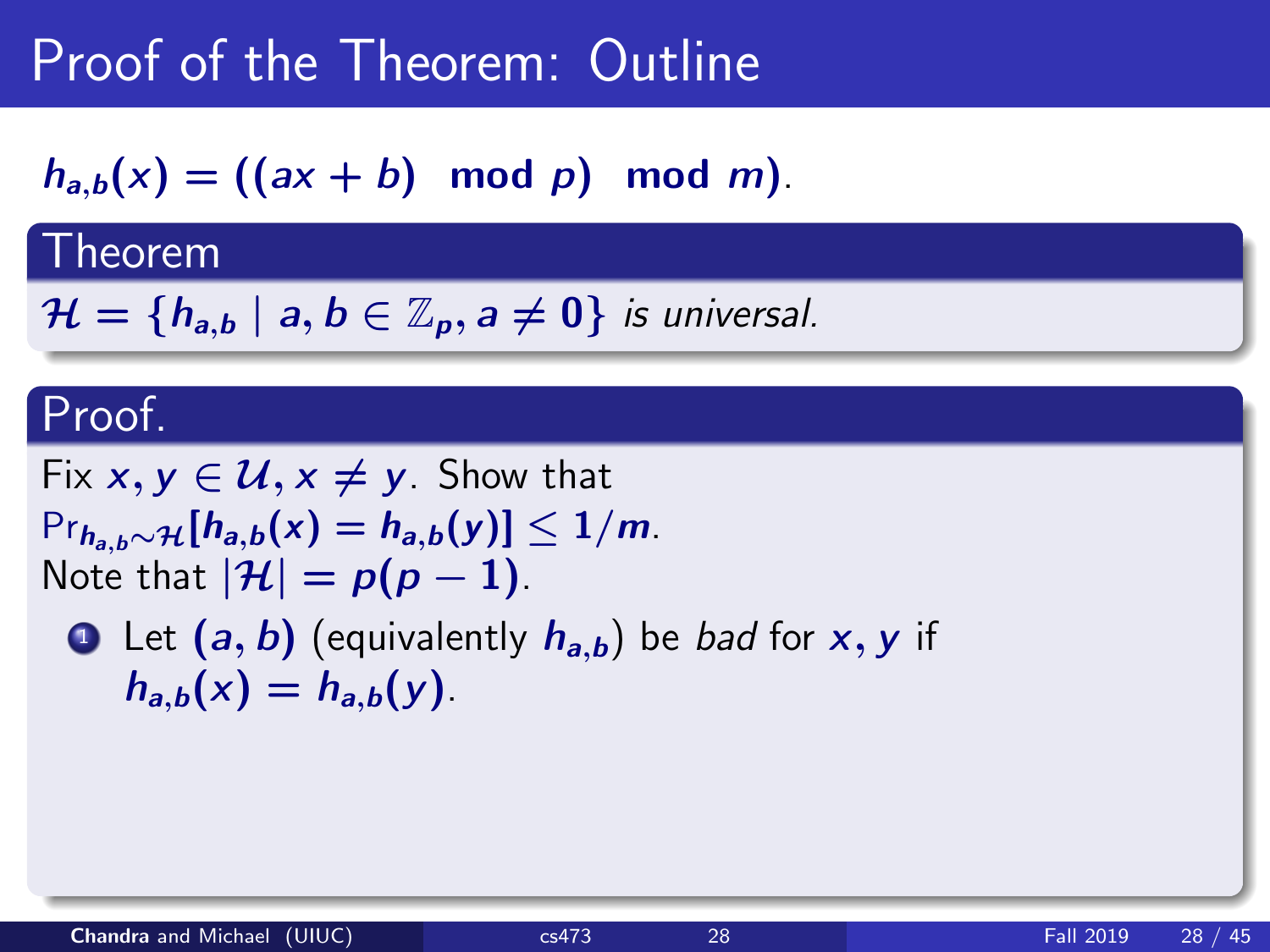# Proof of the Theorem: Outline

$h_{a,b}(x) = ((ax + b) \mod p) \mod m)$.

**Theorem**

$\mathcal{H} = \{h_{a,b} \mid a, b \in \mathbb{Z}_p, a \neq 0\}$ *is universal.*

**Proof.**

Fix $x, y \in \mathcal{U}, x \neq y$. Show that
$\Pr_{h_{a,b} \sim \mathcal{H}}[h_{a,b}(x) = h_{a,b}(y)] \leq 1/m$.
Note that $|\mathcal{H}| = p(p-1)$.

1. Let $(a, b)$ (equivalently $h_{a,b}$) be *bad* for $x, y$ if $h_{a,b}(x) = h_{a,b}(y)$.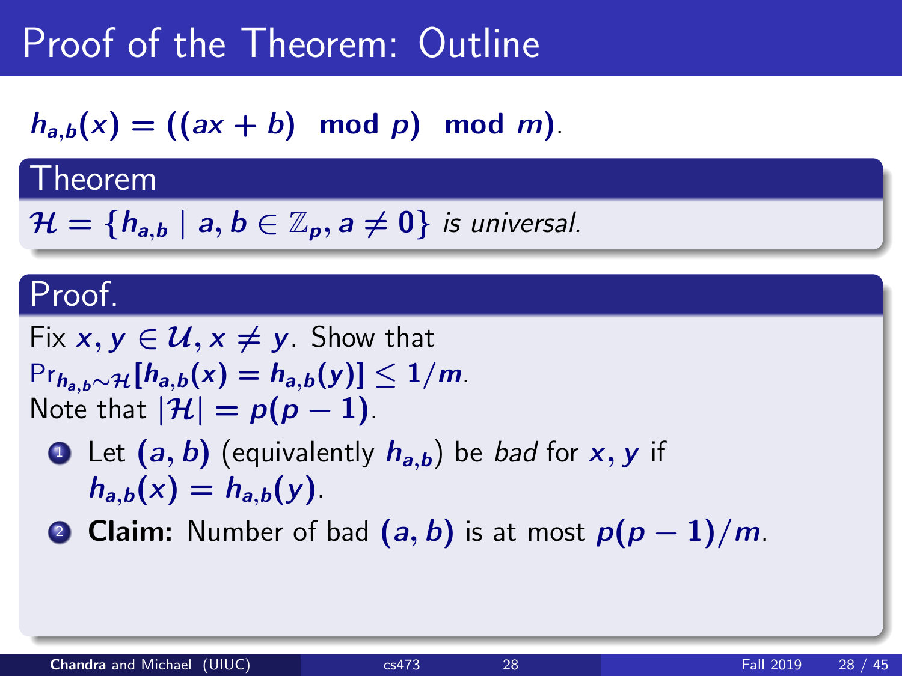# Proof of the Theorem: Outline

$h_{a,b}(x) = ((ax + b) \mod p) \mod m)$.

**Theorem**

$\mathcal{H} = \{h_{a,b} \mid a, b \in \mathbb{Z}_p, a \neq 0\}$ *is universal.*

**Proof.**

Fix $x, y \in \mathcal{U}, x \neq y$. Show that $\Pr_{h_{a,b} \sim \mathcal{H}}[h_{a,b}(x) = h_{a,b}(y)] \leq 1/m$.
Note that $|\mathcal{H}| = p(p-1)$.

1. Let $(a, b)$ (equivalently $h_{a,b}$) be *bad* for $x, y$ if $h_{a,b}(x) = h_{a,b}(y)$.
2. **Claim:** Number of bad $(a, b)$ is at most $p(p-1)/m$.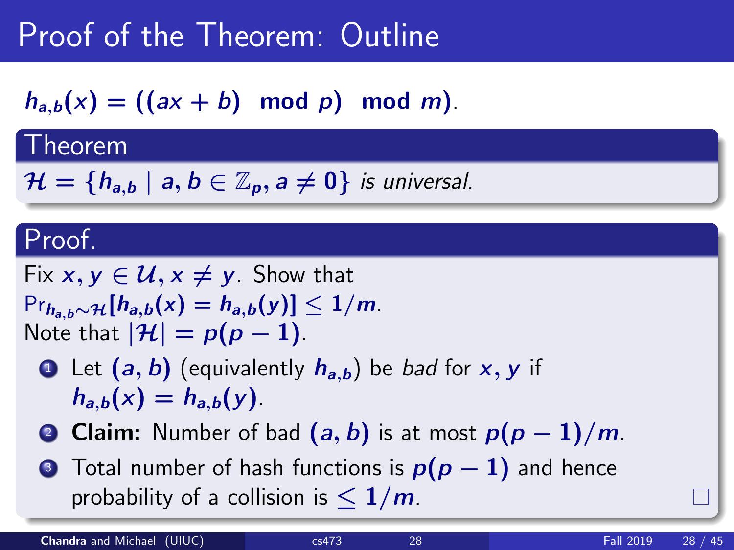# Proof of the Theorem: Outline

$h_{a,b}(x) = ((ax + b) \mod p) \mod m)$.

## Theorem

$\mathcal{H} = \{h_{a,b} \mid a, b \in \mathbb{Z}_p, a \neq 0\}$ *is universal.*

## Proof.

Fix $x, y \in \mathcal{U}, x \neq y$. Show that $\Pr_{h_{a,b} \sim \mathcal{H}}[h_{a,b}(x) = h_{a,b}(y)] \leq 1/m$.
Note that $|\mathcal{H}| = p(p-1)$.

1. Let $(a, b)$ (equivalently $h_{a,b}$) be *bad* for $x, y$ if $h_{a,b}(x) = h_{a,b}(y)$.
2. **Claim:** Number of bad $(a, b)$ is at most $p(p-1)/m$.
3. Total number of hash functions is $p(p-1)$ and hence probability of a collision is $\leq 1/m$.

□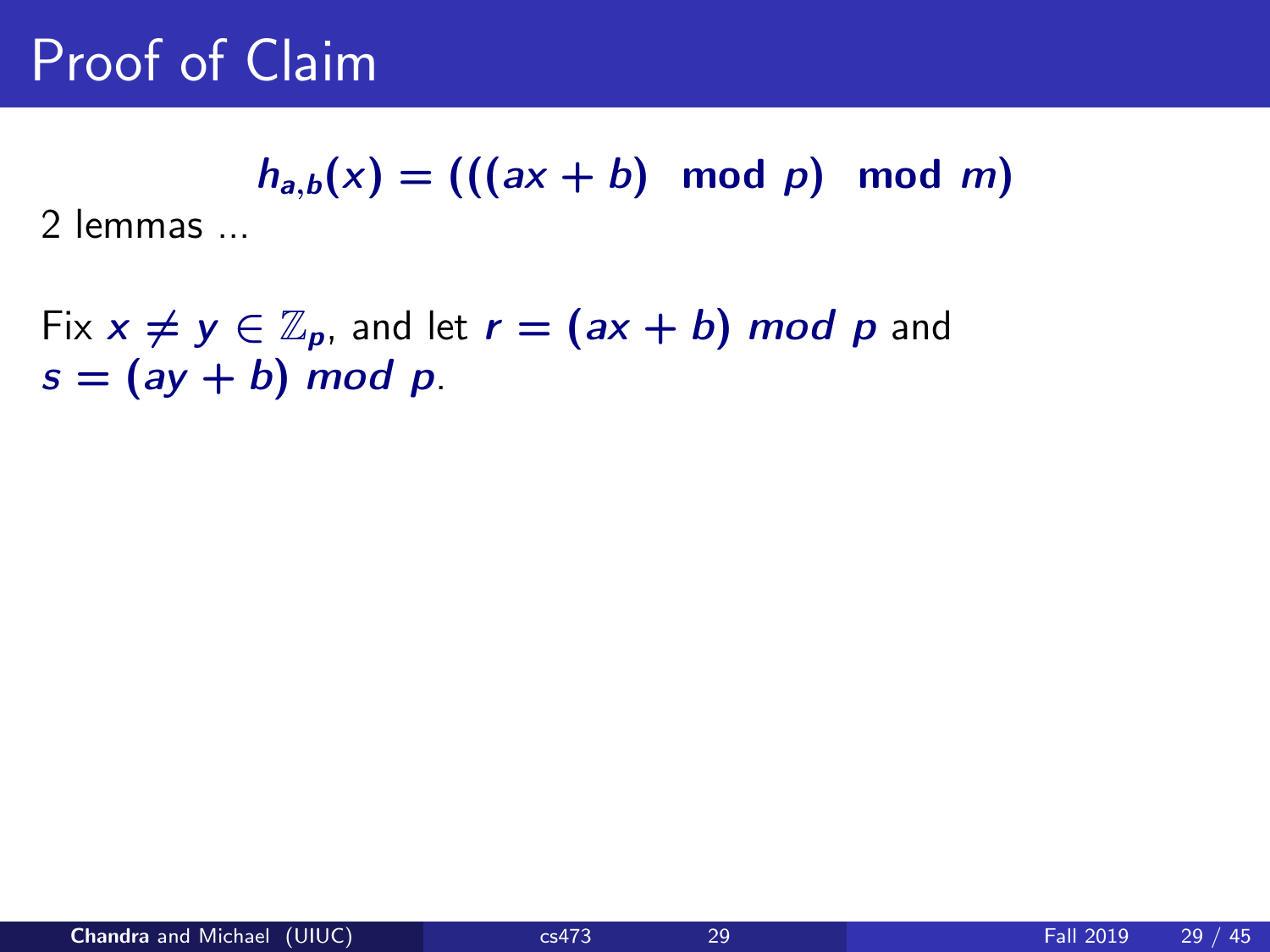# Proof of Claim

$$h_{a,b}(x) = (((ax + b) \mod p) \mod m)$$

2 lemmas ...

Fix $x \neq y \in \mathbb{Z}_p$, and let $r = (ax + b)\ mod\ p$ and $s = (ay + b)\ mod\ p$.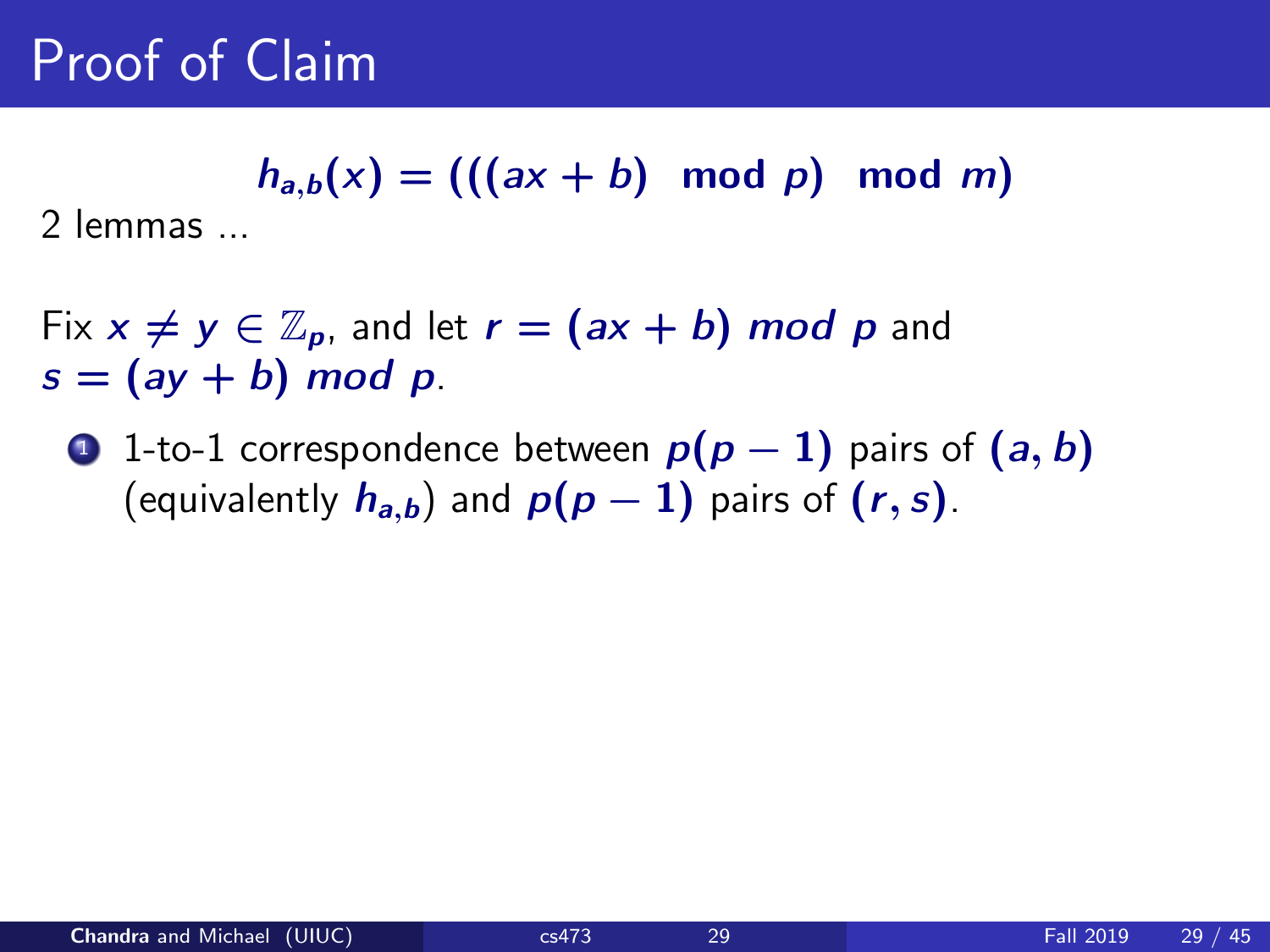# Proof of Claim

$$h_{a,b}(x) = (((ax + b) \mod p) \mod m)$$

2 lemmas ...

Fix $x \neq y \in \mathbb{Z}_p$, and let $r = (ax + b)\ mod\ p$ and $s = (ay + b)\ mod\ p$.

1. 1-to-1 correspondence between $p(p-1)$ pairs of $(a, b)$ (equivalently $h_{a,b}$) and $p(p-1)$ pairs of $(r, s)$.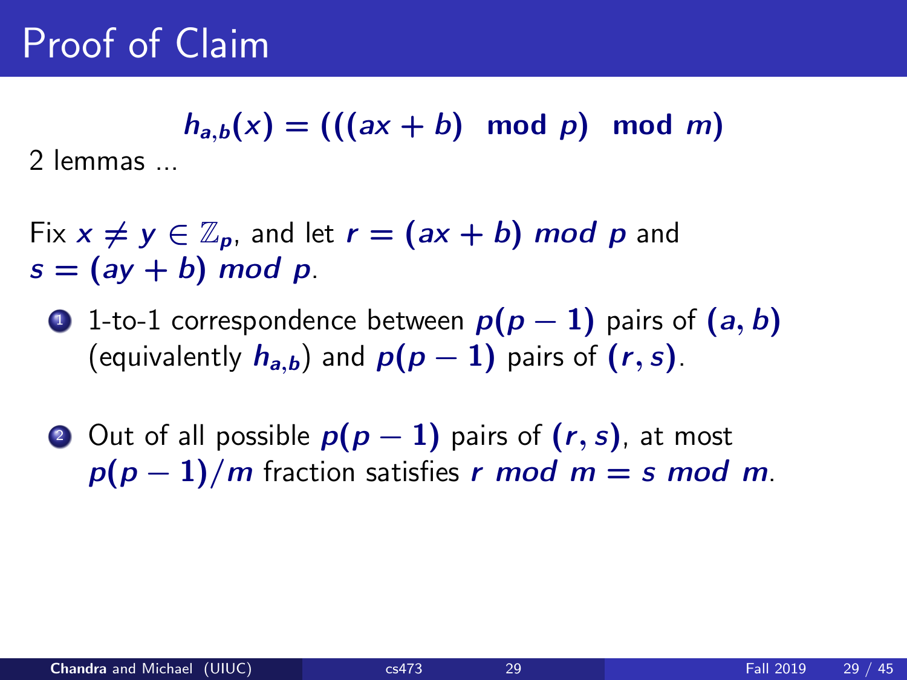# Proof of Claim

$$h_{a,b}(x) = (((ax + b) \mod p) \mod m)$$

2 lemmas ...

Fix $x \neq y \in \mathbb{Z}_p$, and let $r = (ax + b) \ mod \ p$ and $s = (ay + b) \ mod \ p$.

1. 1-to-1 correspondence between $p(p-1)$ pairs of $(a, b)$ (equivalently $h_{a,b}$) and $p(p-1)$ pairs of $(r, s)$.

2. Out of all possible $p(p-1)$ pairs of $(r, s)$, at most $p(p-1)/m$ fraction satisfies $r \ mod \ m = s \ mod \ m$.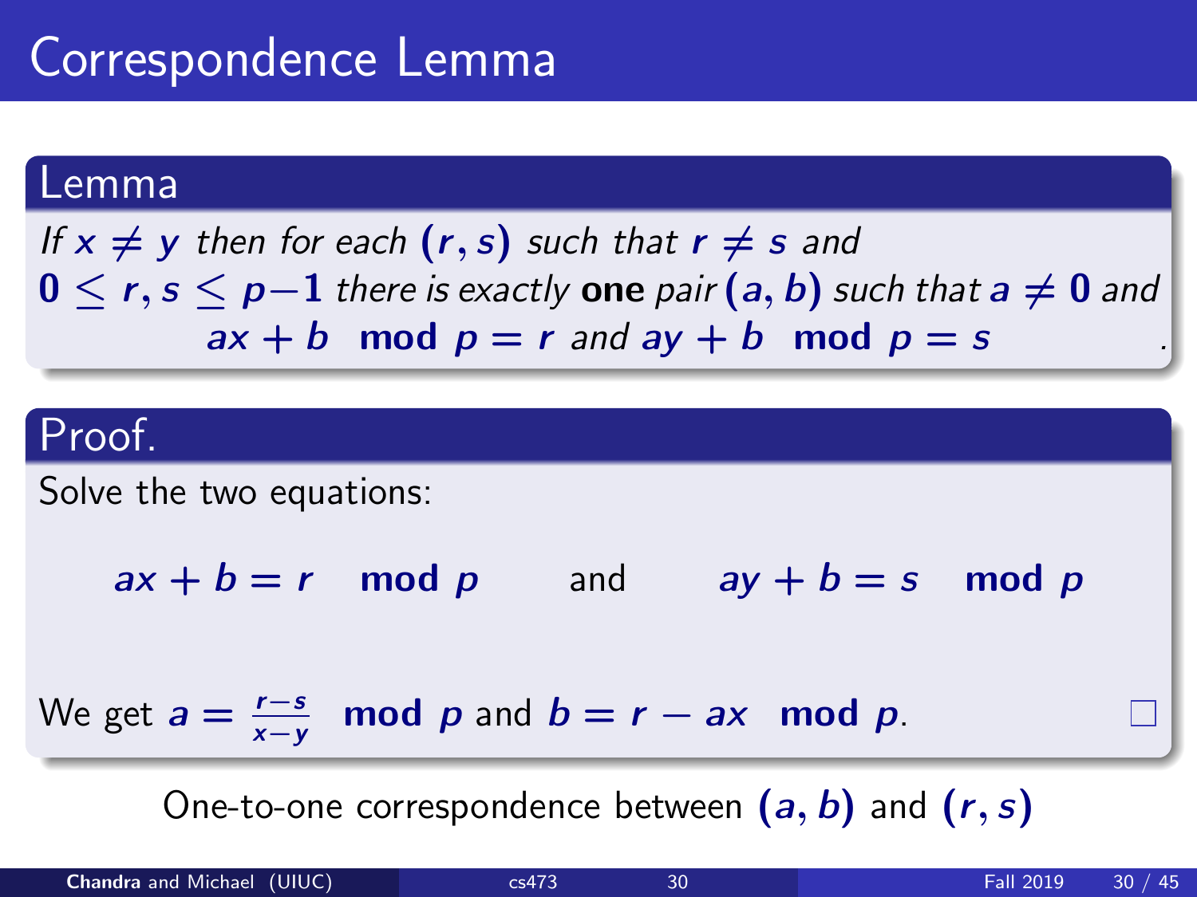# Correspondence Lemma

## Lemma

*If $x \neq y$ then for each $(r, s)$ such that $r \neq s$ and $0 \leq r, s \leq p-1$ there is exactly* **one** *pair $(a, b)$ such that $a \neq 0$ and*

$$ax + b \mod p = r \text{ and } ay + b \mod p = s$$

## Proof.

Solve the two equations:

$$ax + b = r \mod p \quad \text{and} \quad ay + b = s \mod p$$

We get $a = \frac{r-s}{x-y} \mod p$ and $b = r - ax \mod p$. □

One-to-one correspondence between $(a, b)$ and $(r, s)$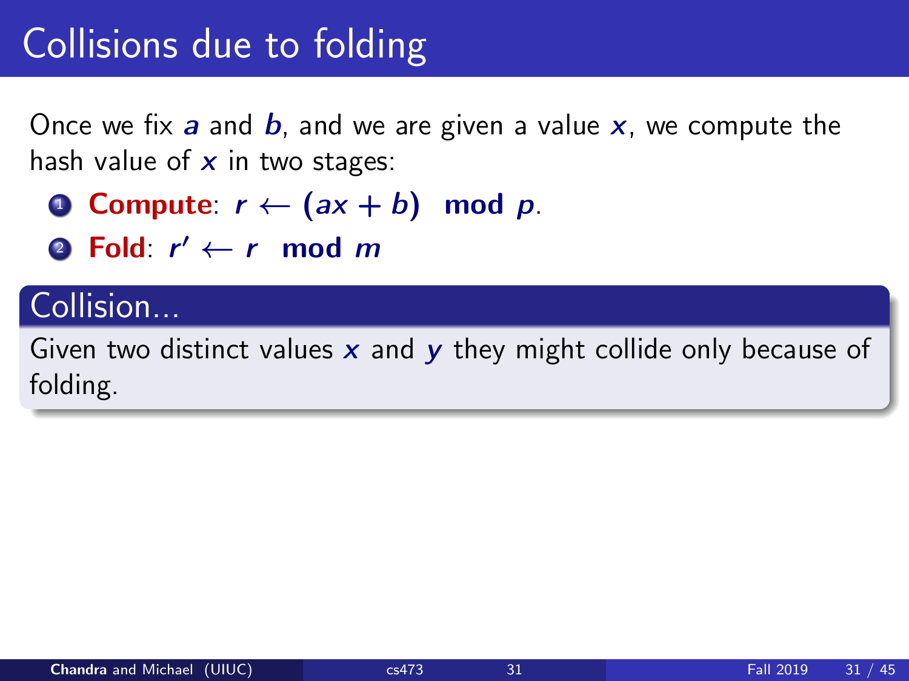# Collisions due to folding

Once we fix $a$ and $b$, and we are given a value $x$, we compute the hash value of $x$ in two stages:

1. **Compute**: $r \leftarrow (ax + b) \mod p$.
2. **Fold**: $r' \leftarrow r \mod m$

### Collision...

Given two distinct values $x$ and $y$ they might collide only because of folding.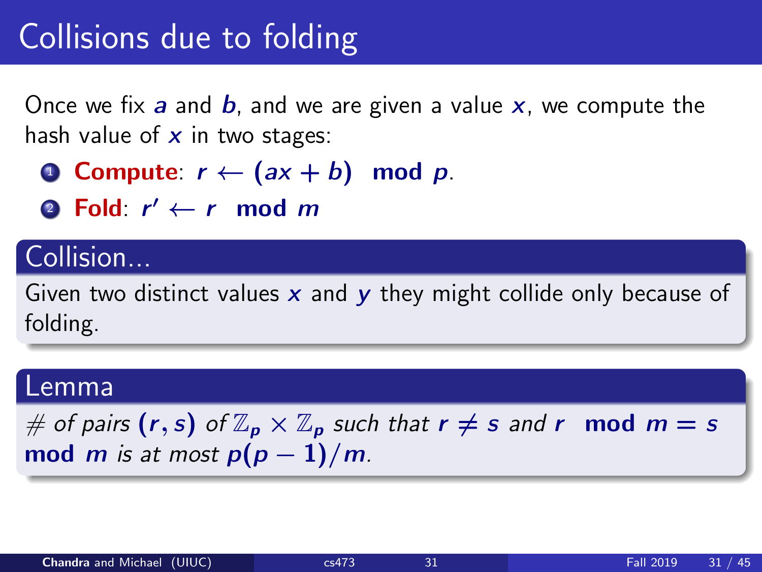# Collisions due to folding

Once we fix $a$ and $b$, and we are given a value $x$, we compute the hash value of $x$ in two stages:

1. **Compute**: $r \leftarrow (ax + b) \mod p$.
2. **Fold**: $r' \leftarrow r \mod m$

### Collision...

Given two distinct values $x$ and $y$ they might collide only because of folding.

### Lemma

*# of pairs $(r, s)$ of $\mathbb{Z}_p \times \mathbb{Z}_p$ such that $r \neq s$ and $r \mod m = s \mod m$ is at most $p(p-1)/m$.*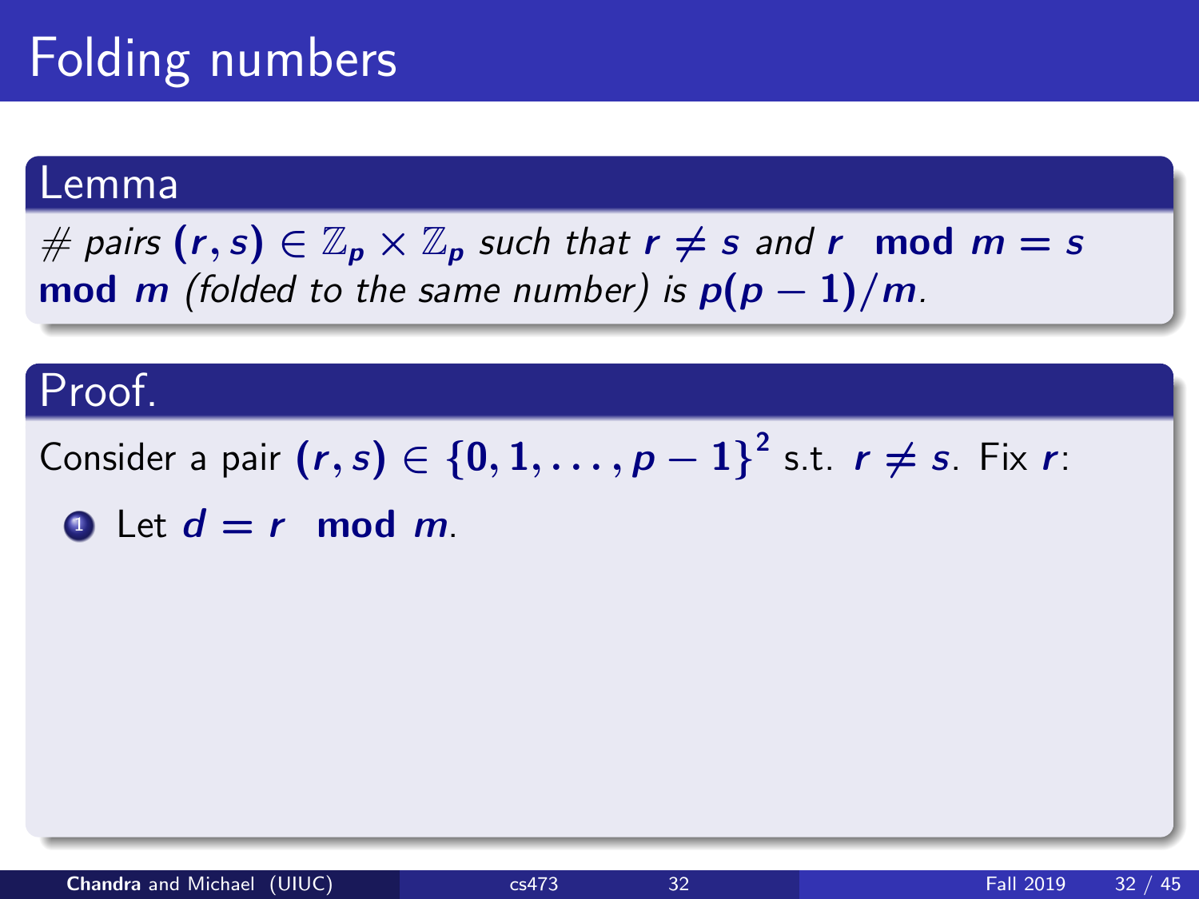# Folding numbers

## Lemma

*# pairs* $(r, s) \in \mathbb{Z}_p \times \mathbb{Z}_p$ *such that* $r \neq s$ *and* $r \mod m = s \mod m$ *(folded to the same number) is* $p(p-1)/m$.

## Proof.

Consider a pair $(r, s) \in \{0, 1, \ldots, p-1\}^2$ s.t. $r \neq s$. Fix $r$:

1. Let $d = r \mod m$.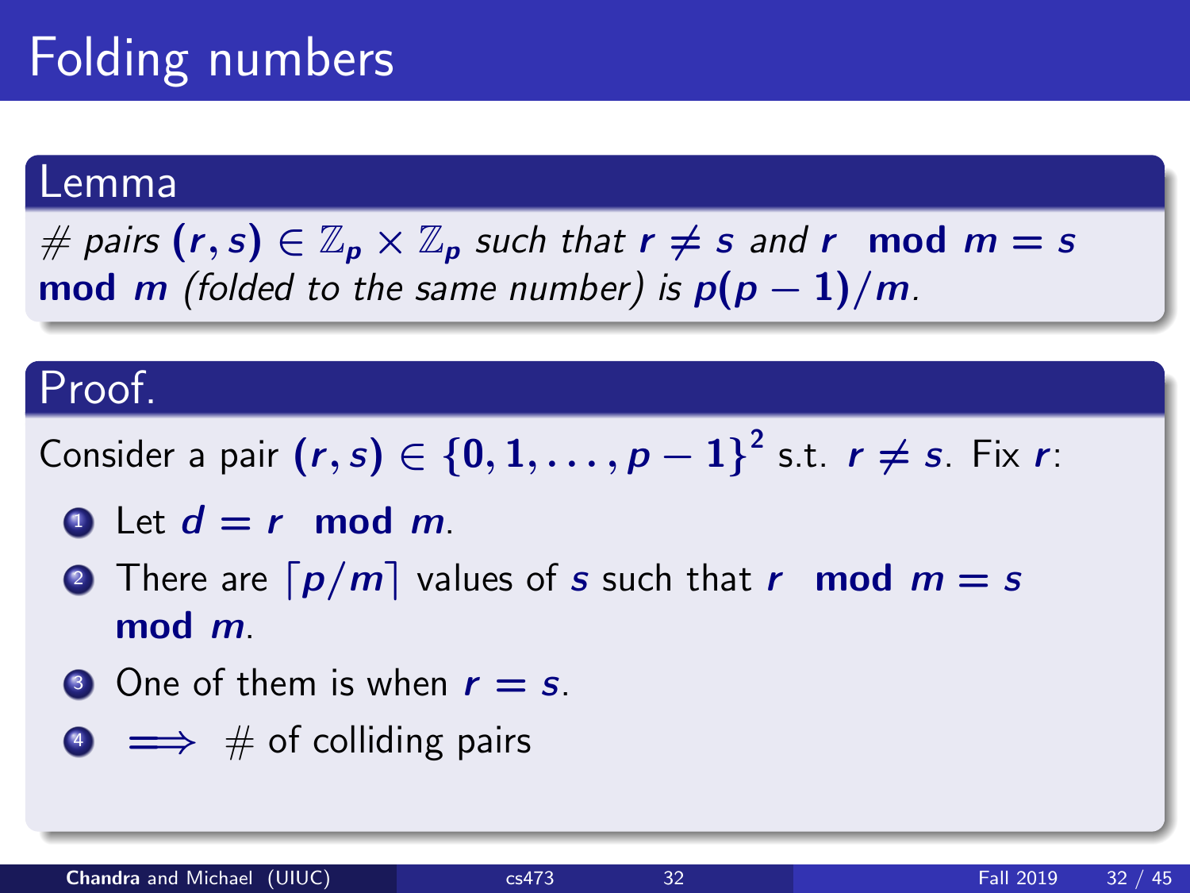# Folding numbers

## Lemma

*# pairs $(r, s) \in \mathbb{Z}_p \times \mathbb{Z}_p$ such that $r \neq s$ and $r \mod m = s \mod m$ (folded to the same number) is $p(p-1)/m$.*

## Proof.

Consider a pair $(r, s) \in \{0, 1, \ldots, p-1\}^2$ s.t. $r \neq s$. Fix $r$:

1. Let $d = r \mod m$.
2. There are $\lceil p/m \rceil$ values of $s$ such that $r \mod m = s \mod m$.
3. One of them is when $r = s$.
4. $\implies$ # of colliding pairs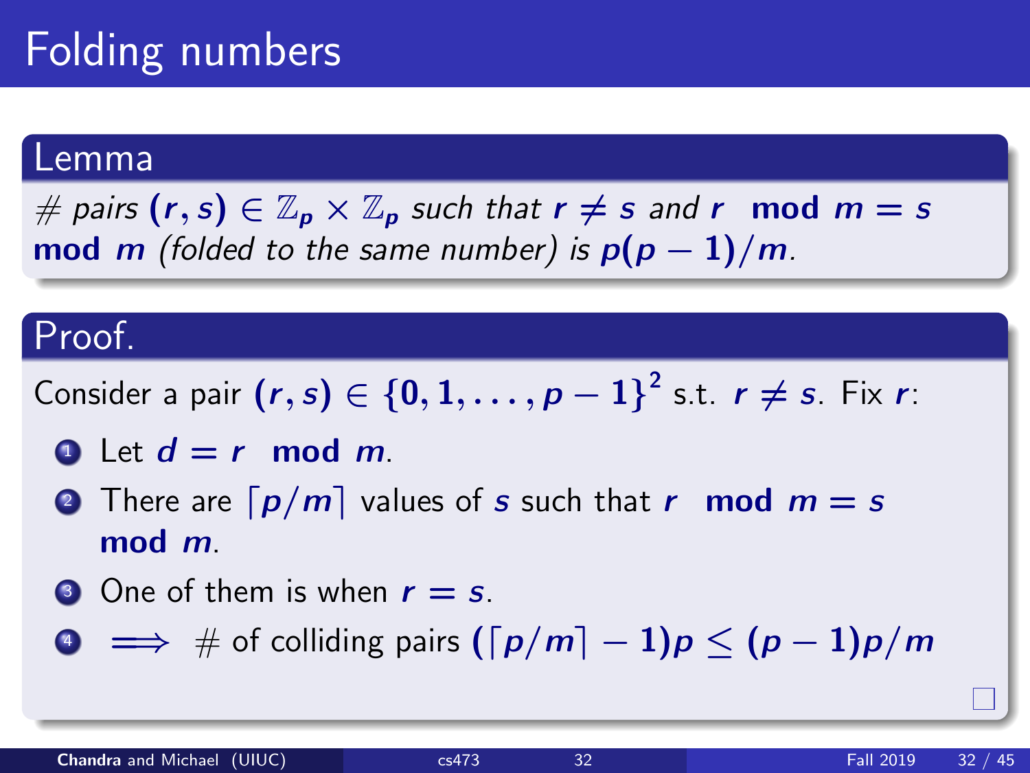# Folding numbers

## Lemma

*# pairs $(r, s) \in \mathbb{Z}_p \times \mathbb{Z}_p$ such that $r \neq s$ and $r \mod m = s \mod m$ (folded to the same number) is $p(p-1)/m$.*

## Proof.

Consider a pair $(r, s) \in \{0, 1, \ldots, p-1\}^2$ s.t. $r \neq s$. Fix $r$:

1. Let $d = r \mod m$.
2. There are $\lceil p/m \rceil$ values of $s$ such that $r \mod m = s \mod m$.
3. One of them is when $r = s$.
4. $\implies$ # of colliding pairs $(\lceil p/m \rceil - 1)p \leq (p-1)p/m$

□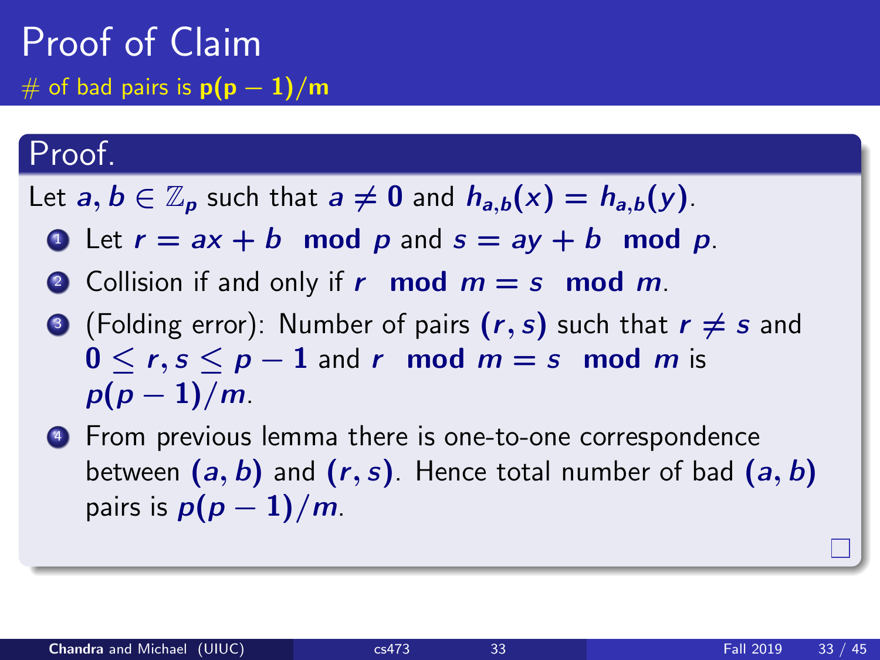# Proof of Claim

## # of bad pairs is $\mathbf{p(p-1)/m}$

### Proof.

Let $a, b \in \mathbb{Z}_p$ such that $a \neq 0$ and $h_{a,b}(x) = h_{a,b}(y)$.

1. Let $r = ax + b \mod p$ and $s = ay + b \mod p$.
2. Collision if and only if $r \mod m = s \mod m$.
3. (Folding error): Number of pairs $(r, s)$ such that $r \neq s$ and $0 \leq r, s \leq p - 1$ and $r \mod m = s \mod m$ is $p(p-1)/m$.
4. From previous lemma there is one-to-one correspondence between $(a, b)$ and $(r, s)$. Hence total number of bad $(a, b)$ pairs is $p(p-1)/m$.

□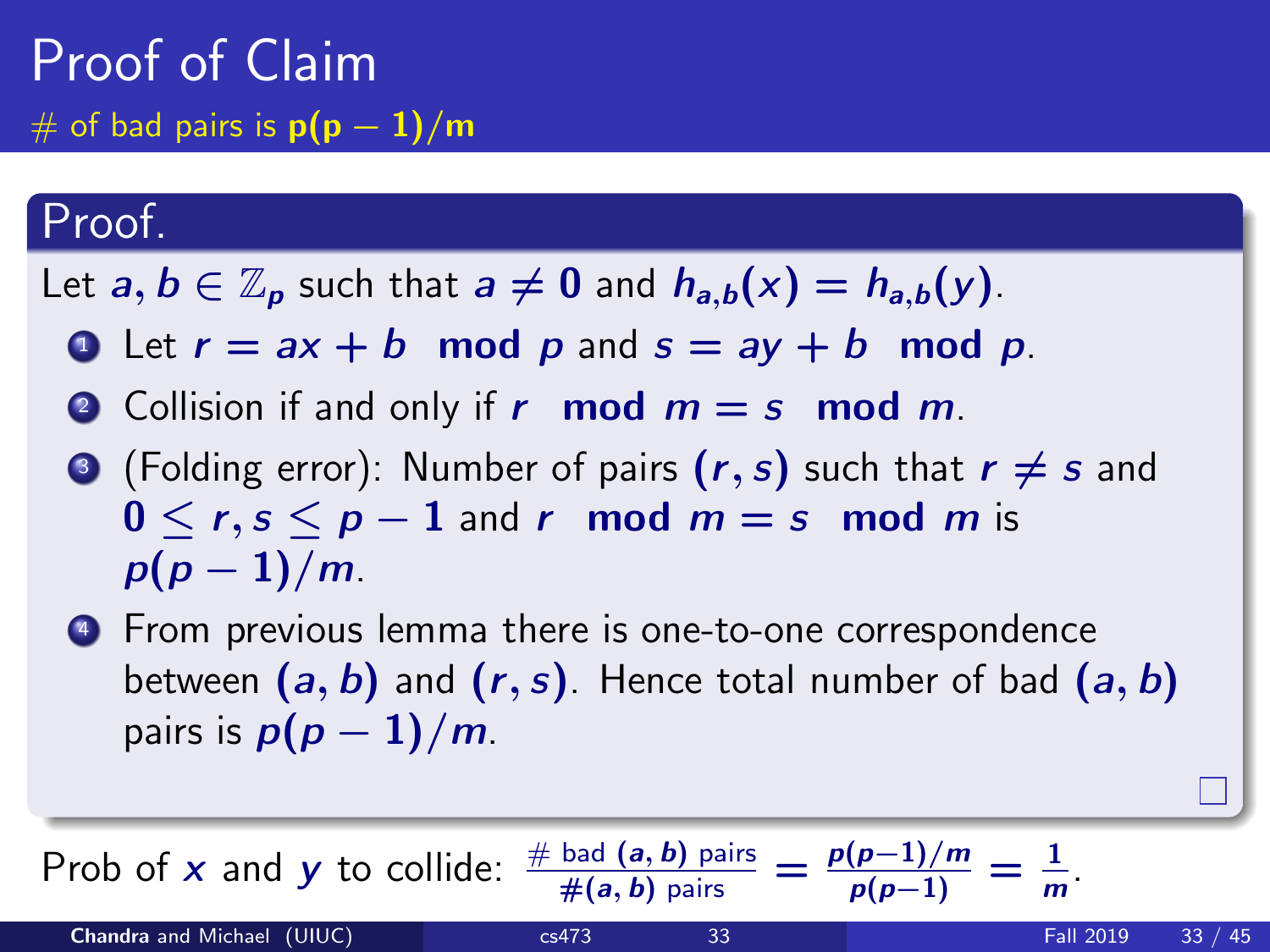# Proof of Claim

## # of bad pairs is $\mathbf{p(p-1)/m}$

### Proof.

Let $a, b \in \mathbb{Z}_p$ such that $a \neq 0$ and $h_{a,b}(x) = h_{a,b}(y)$.

1. Let $r = ax + b \mod p$ and $s = ay + b \mod p$.
2. Collision if and only if $r \mod m = s \mod m$.
3. (Folding error): Number of pairs $(r, s)$ such that $r \neq s$ and $0 \leq r, s \leq p - 1$ and $r \mod m = s \mod m$ is $p(p-1)/m$.
4. From previous lemma there is one-to-one correspondence between $(a, b)$ and $(r, s)$. Hence total number of bad $(a, b)$ pairs is $p(p-1)/m$.

□

Prob of $x$ and $y$ to collide: $\frac{\text{\# bad } (a,b) \text{ pairs}}{\#(a,b) \text{ pairs}} = \frac{p(p-1)/m}{p(p-1)} = \frac{1}{m}$.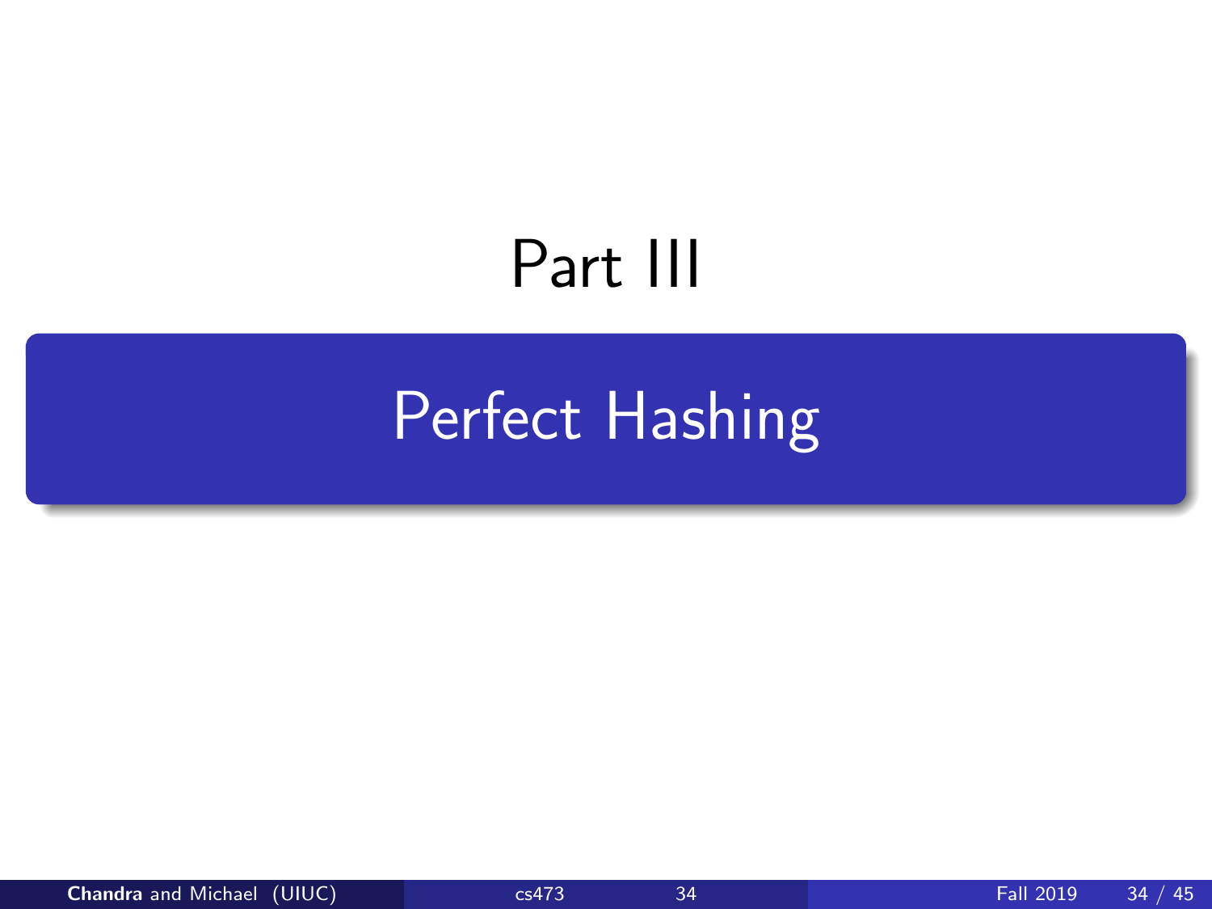# Part III

## Perfect Hashing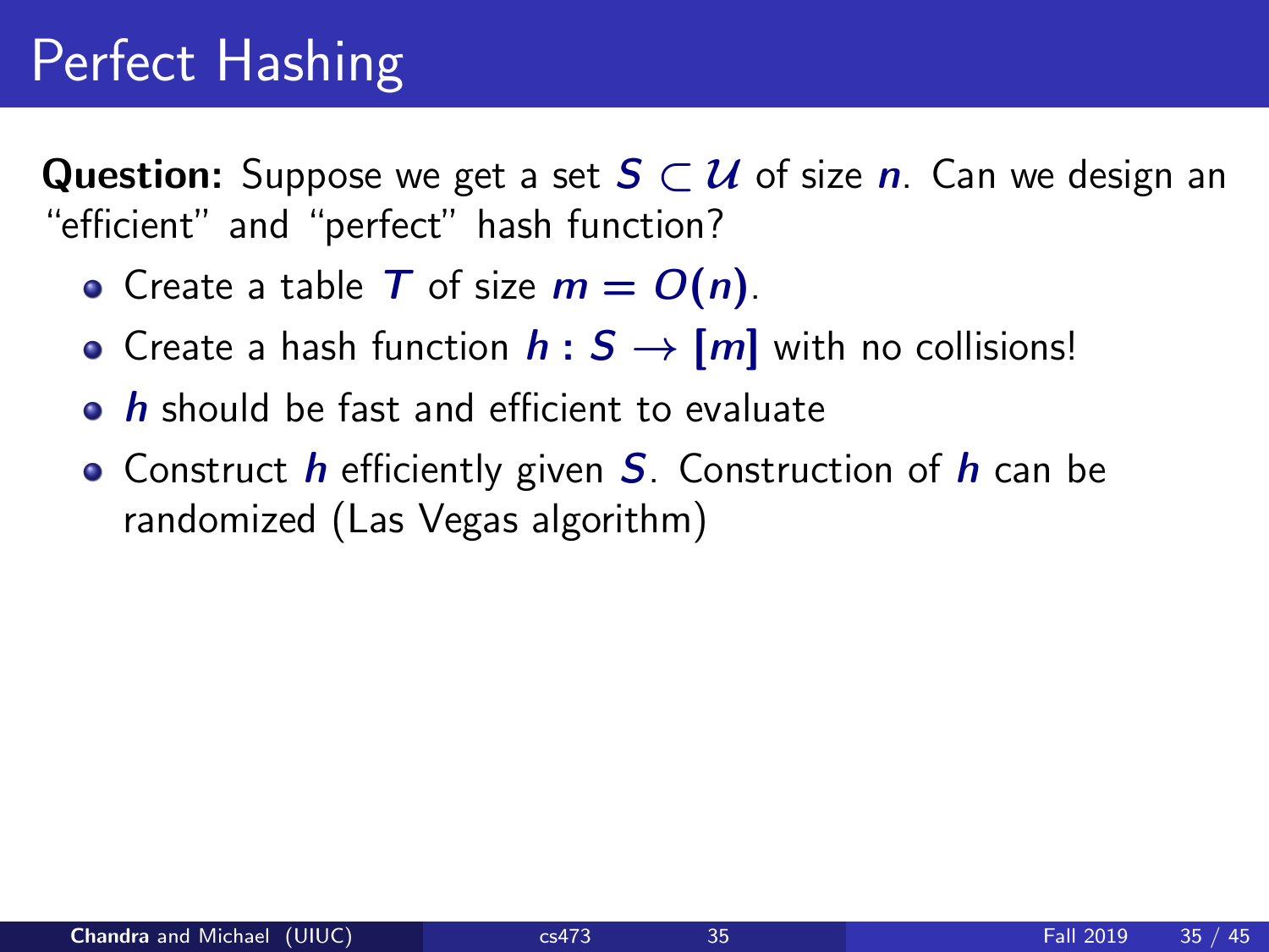# Perfect Hashing

**Question:** Suppose we get a set $S \subset \mathcal{U}$ of size $n$. Can we design an "efficient" and "perfect" hash function?

- Create a table $T$ of size $m = O(n)$.
- Create a hash function $h : S \to [m]$ with no collisions!
- $h$ should be fast and efficient to evaluate
- Construct $h$ efficiently given $S$. Construction of $h$ can be randomized (Las Vegas algorithm)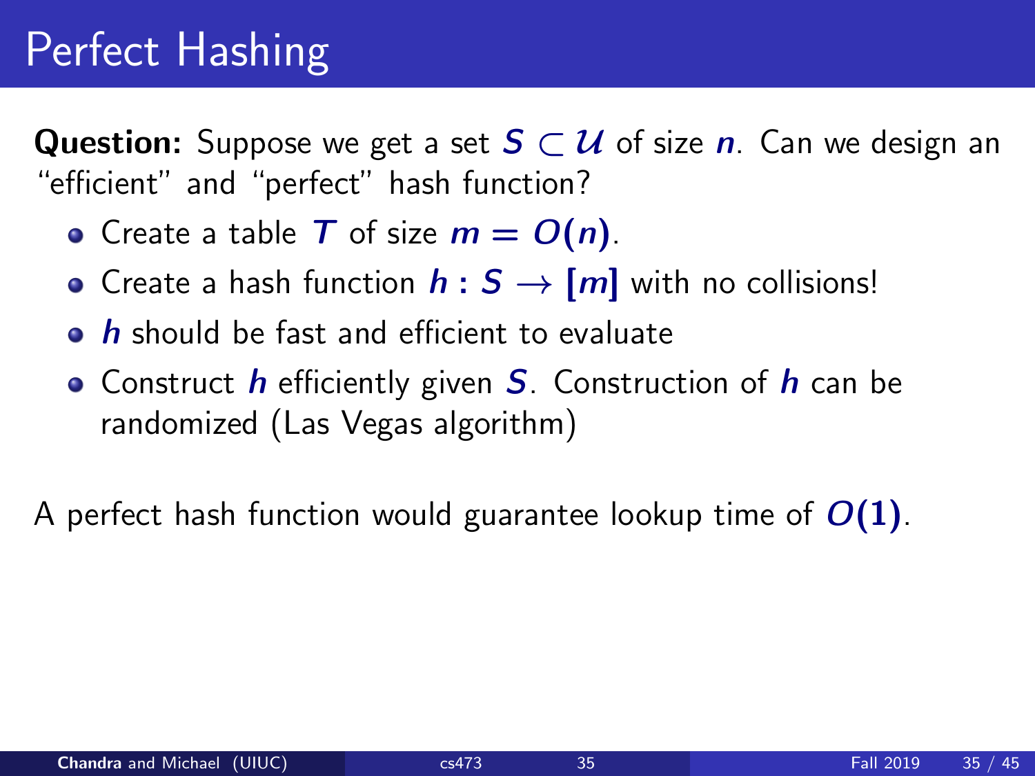# Perfect Hashing

**Question:** Suppose we get a set $S \subset \mathcal{U}$ of size $n$. Can we design an "efficient" and "perfect" hash function?

- Create a table $T$ of size $m = O(n)$.
- Create a hash function $h : S \to [m]$ with no collisions!
- $h$ should be fast and efficient to evaluate
- Construct $h$ efficiently given $S$. Construction of $h$ can be randomized (Las Vegas algorithm)

A perfect hash function would guarantee lookup time of $O(1)$.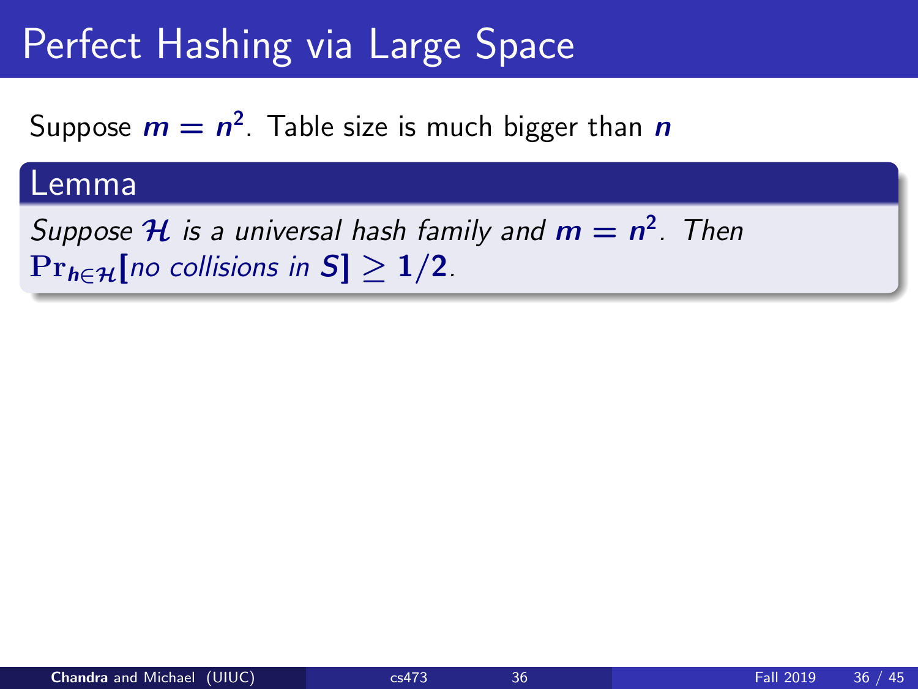# Perfect Hashing via Large Space

Suppose $m = n^2$. Table size is much bigger than $n$

**Lemma**

*Suppose $\mathcal{H}$ is a universal hash family and $m = n^2$. Then $\Pr_{h \in \mathcal{H}}[\text{no collisions in } S] \geq 1/2$.*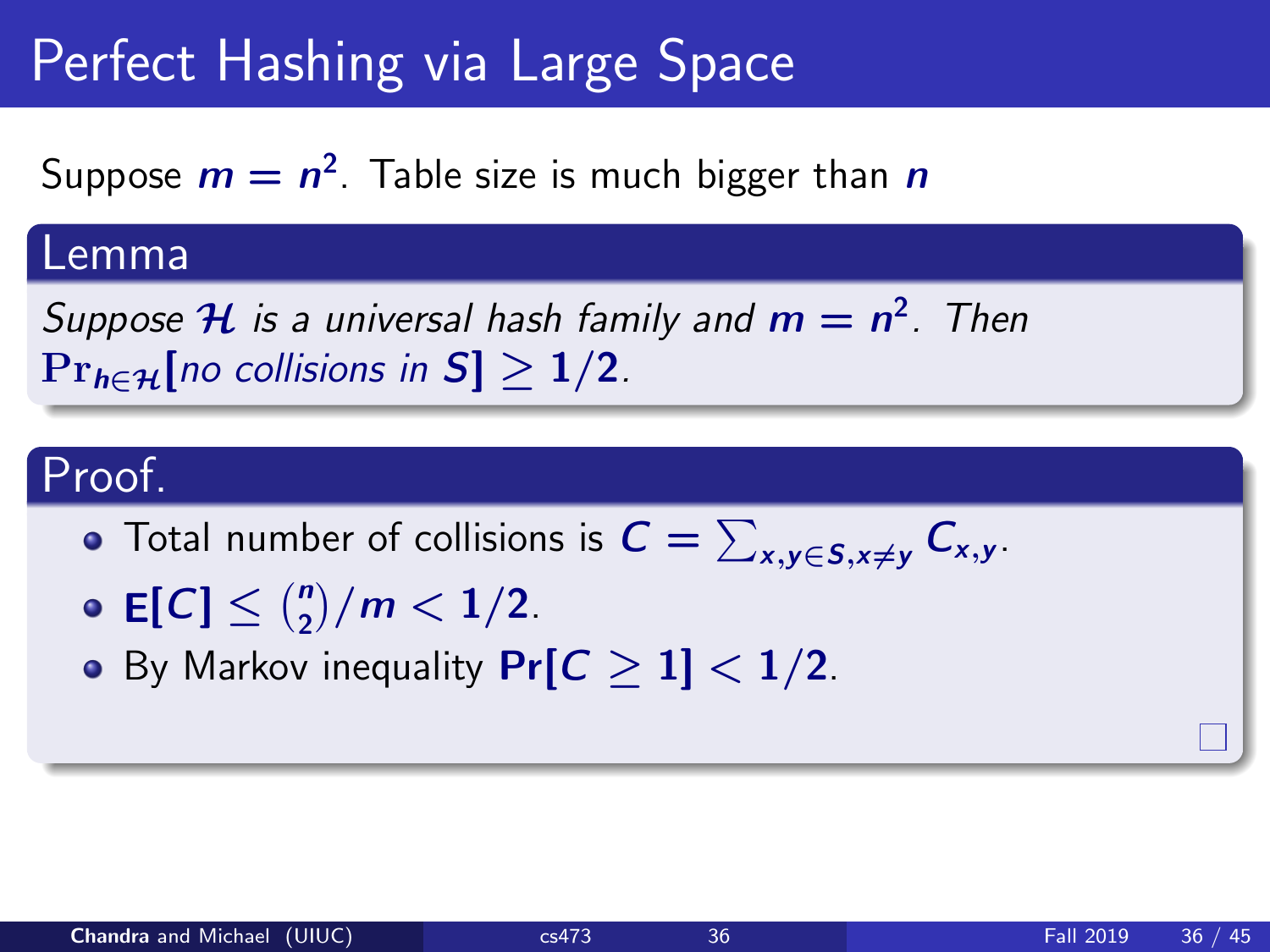# Perfect Hashing via Large Space

Suppose $m = n^2$. Table size is much bigger than $n$

## Lemma

*Suppose $\mathcal{H}$ is a universal hash family and $m = n^2$. Then $\Pr_{h \in \mathcal{H}}[\text{no collisions in } S] \geq 1/2$.*

## Proof.

- Total number of collisions is $C = \sum_{x,y \in S, x \neq y} C_{x,y}$.
- $\mathbf{E}[C] \leq \binom{n}{2}/m < 1/2$.
- By Markov inequality $\Pr[C \geq 1] < 1/2$.

□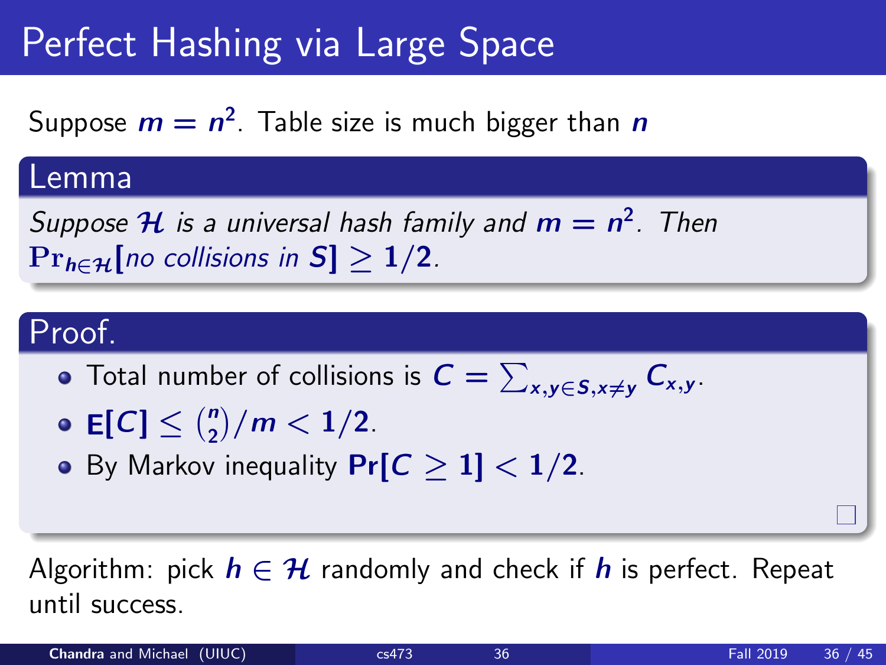# Perfect Hashing via Large Space

Suppose $m = n^2$. Table size is much bigger than $n$

## Lemma

*Suppose $\mathcal{H}$ is a universal hash family and $m = n^2$. Then $\Pr_{h \in \mathcal{H}}[\text{no collisions in } S] \geq 1/2$.*

## Proof.

- Total number of collisions is $C = \sum_{x,y \in S, x \neq y} C_{x,y}$.
- $\mathbf{E}[C] \leq \binom{n}{2}/m < 1/2$.
- By Markov inequality $\Pr[C \geq 1] < 1/2$.

□

Algorithm: pick $h \in \mathcal{H}$ randomly and check if $h$ is perfect. Repeat until success.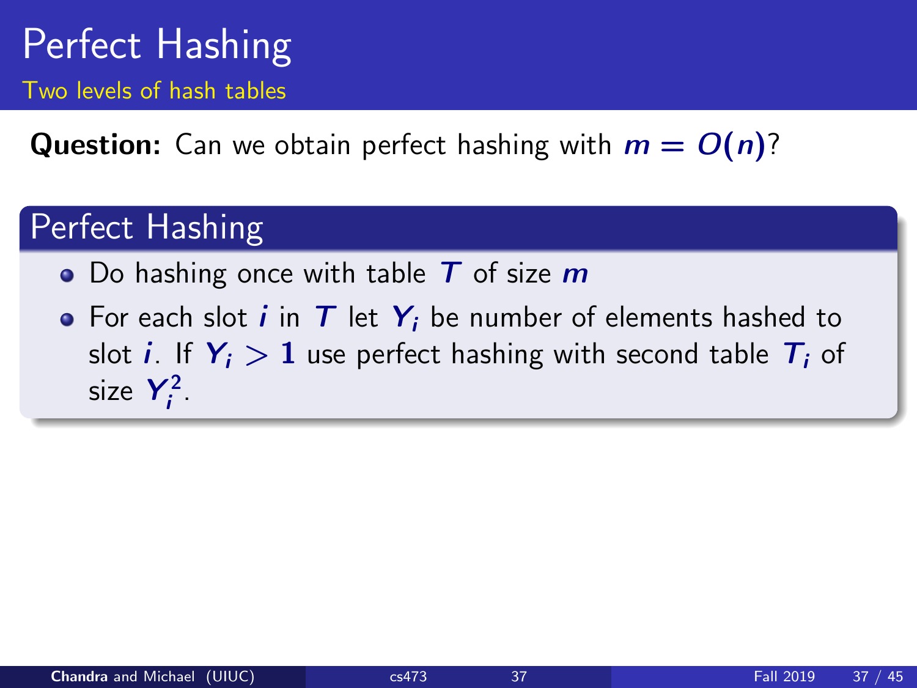# Perfect Hashing

## Two levels of hash tables

**Question:** Can we obtain perfect hashing with $m = O(n)$?

### Perfect Hashing

- Do hashing once with table $T$ of size $m$
- For each slot $i$ in $T$ let $Y_i$ be number of elements hashed to slot $i$. If $Y_i > 1$ use perfect hashing with second table $T_i$ of size $Y_i^2$.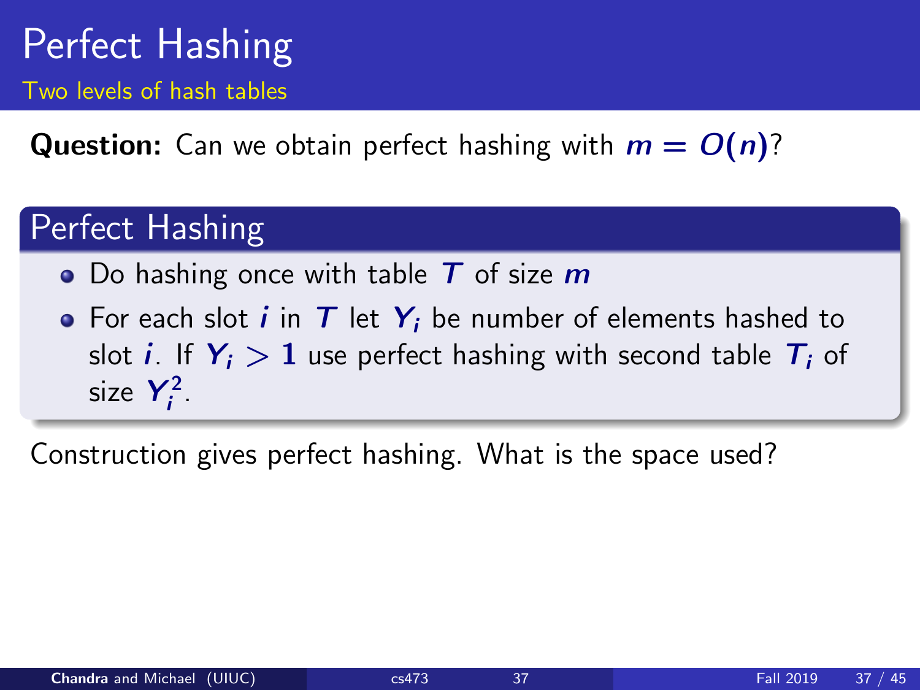# Perfect Hashing

## Two levels of hash tables

**Question:** Can we obtain perfect hashing with $m = O(n)$?

### Perfect Hashing

- Do hashing once with table $T$ of size $m$
- For each slot $i$ in $T$ let $Y_i$ be number of elements hashed to slot $i$. If $Y_i > 1$ use perfect hashing with second table $T_i$ of size $Y_i^2$.

Construction gives perfect hashing. What is the space used?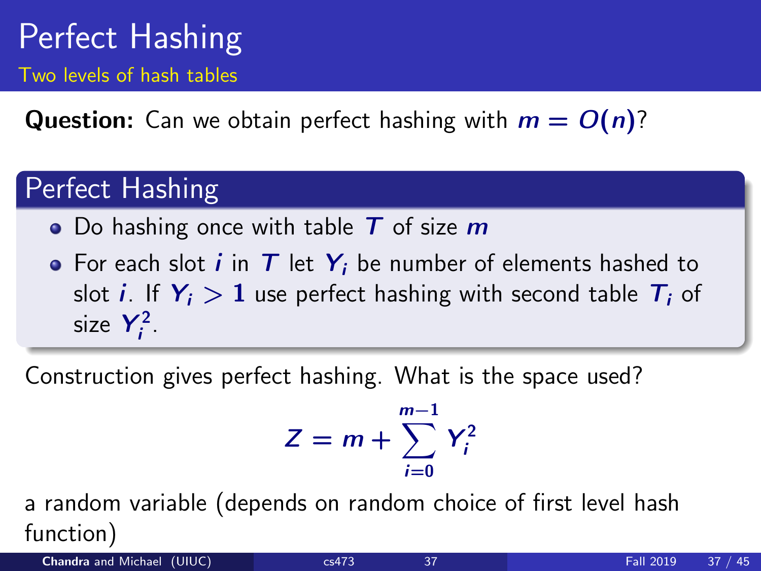# Perfect Hashing

## Two levels of hash tables

**Question:** Can we obtain perfect hashing with $m = O(n)$?

### Perfect Hashing

- Do hashing once with table $T$ of size $m$
- For each slot $i$ in $T$ let $Y_i$ be number of elements hashed to slot $i$. If $Y_i > 1$ use perfect hashing with second table $T_i$ of size $Y_i^2$.

Construction gives perfect hashing. What is the space used?

$$Z = m + \sum_{i=0}^{m-1} Y_i^2$$

a random variable (depends on random choice of first level hash function)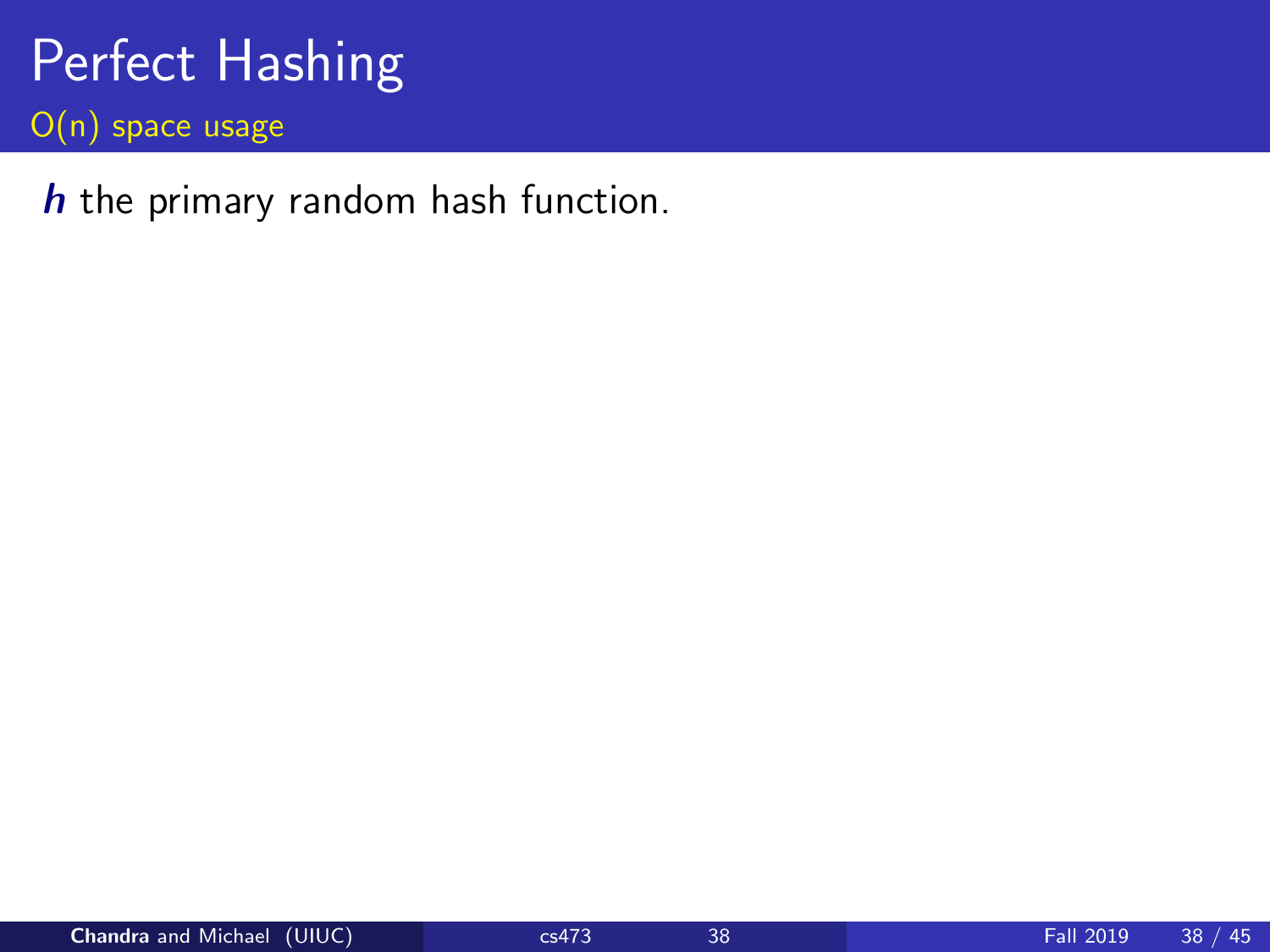# Perfect Hashing

## O(n) space usage

$h$ the primary random hash function.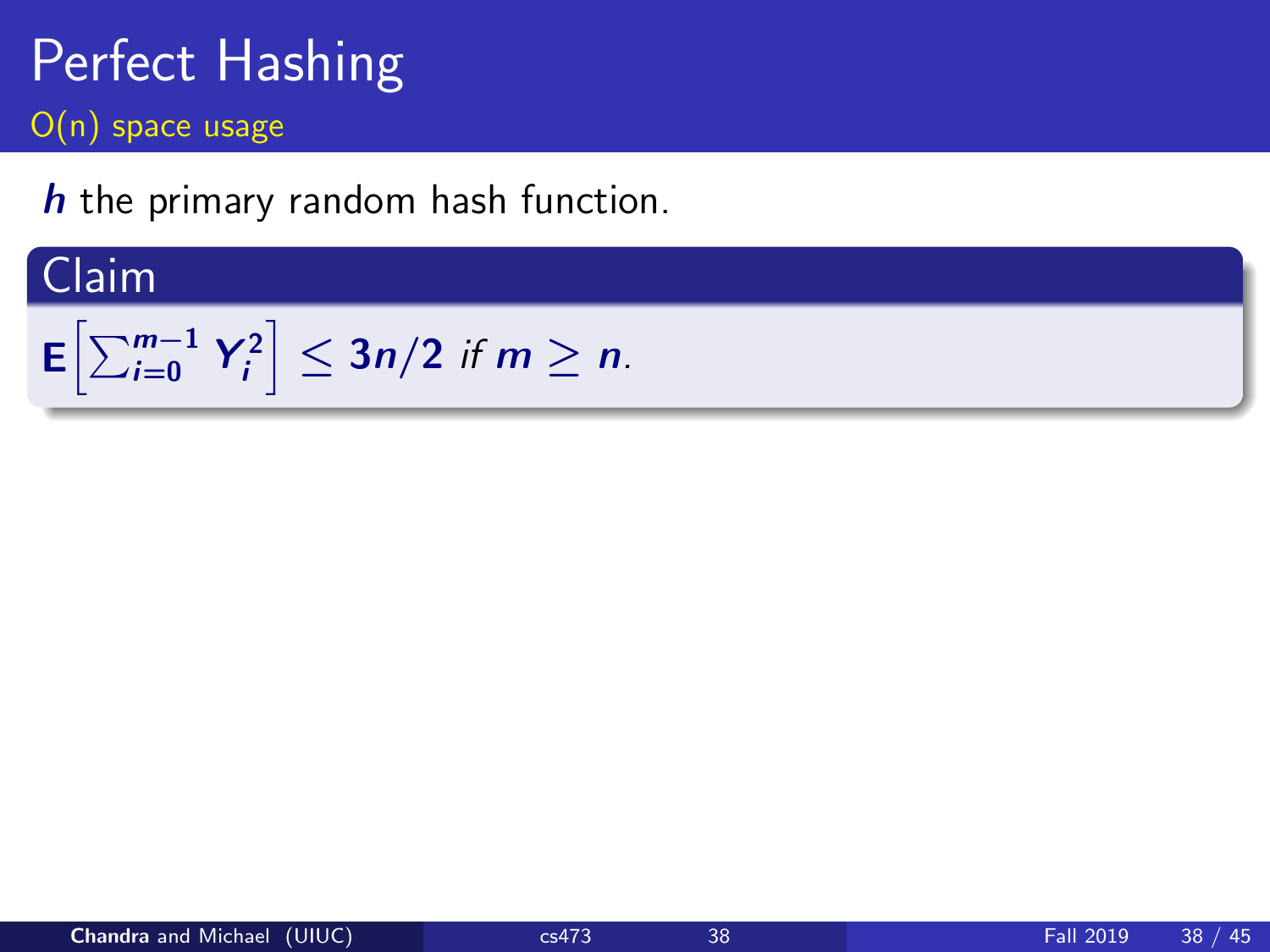# Perfect Hashing

## O(n) space usage

$h$ the primary random hash function.

**Claim**

$\mathbf{E}\left[\sum_{i=0}^{m-1} Y_i^2\right] \leq 3n/2$ *if* $m \geq n$.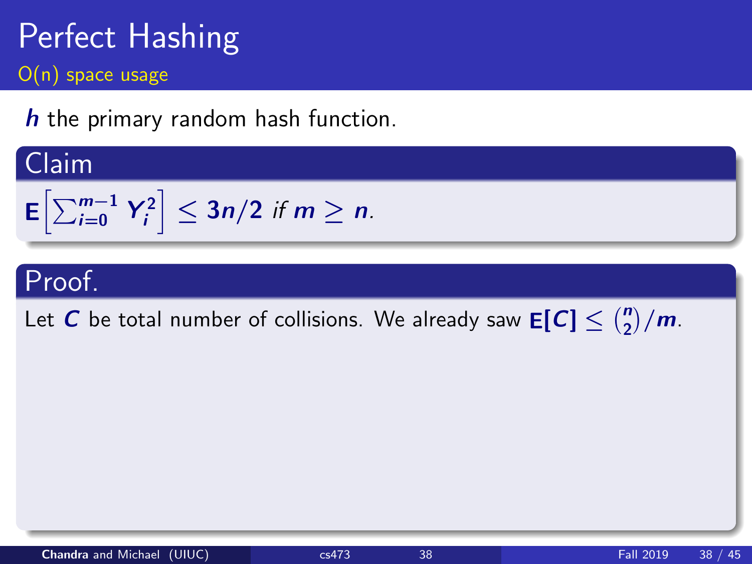# Perfect Hashing

## O(n) space usage

$h$ the primary random hash function.

**Claim**

$\mathbf{E}\left[\sum_{i=0}^{m-1} Y_i^2\right] \leq 3n/2$ *if* $m \geq n$.

**Proof.**

Let $C$ be total number of collisions. We already saw $\mathbf{E}[C] \leq \binom{n}{2}/m$.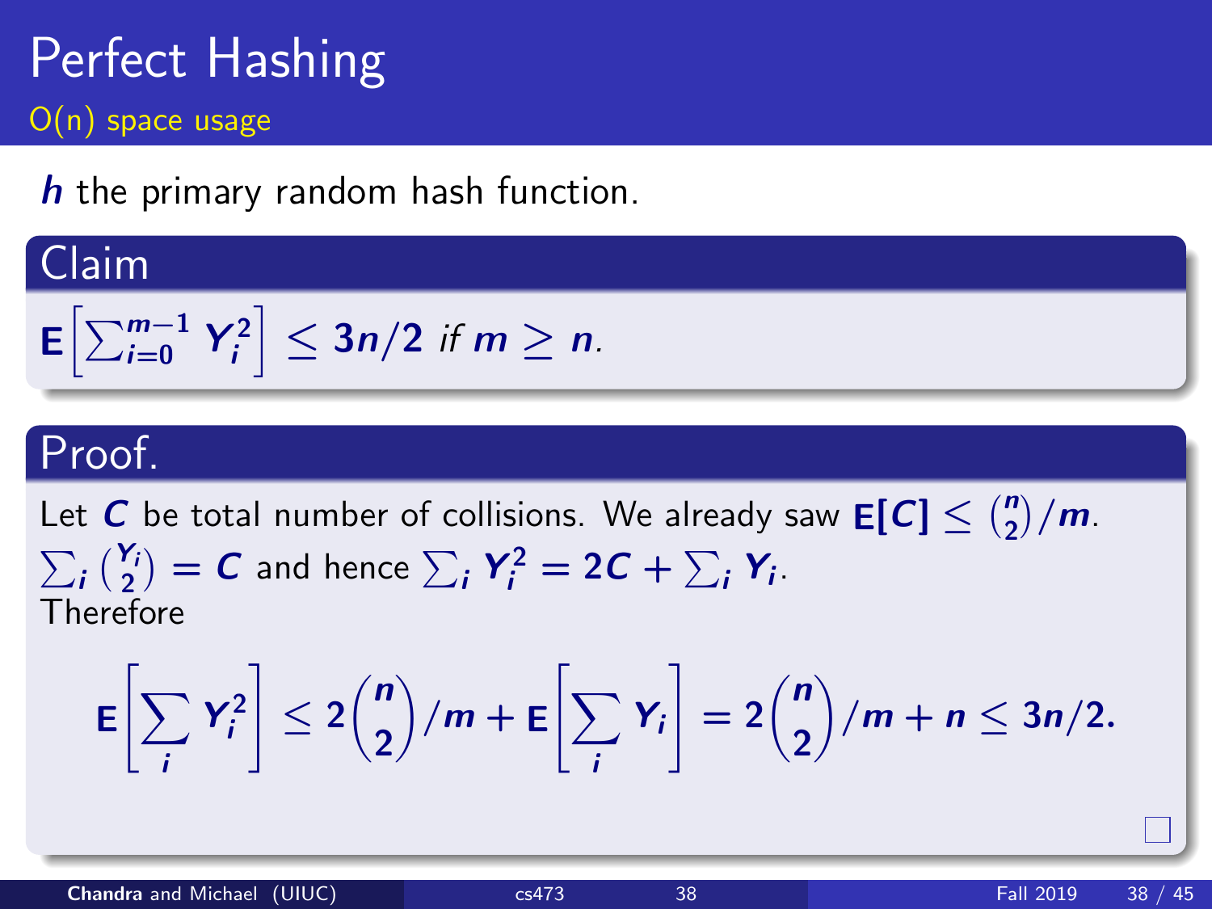# Perfect Hashing

## O(n) space usage

$h$ the primary random hash function.

### Claim

$\mathbf{E}\left[\sum_{i=0}^{m-1} Y_i^2\right] \leq 3n/2$ *if* $m \geq n$.

### Proof.

Let $C$ be total number of collisions. We already saw $\mathbf{E}[C] \leq \binom{n}{2}/m$.
$\sum_i \binom{Y_i}{2} = C$ and hence $\sum_i Y_i^2 = 2C + \sum_i Y_i$.
Therefore

$$\mathbf{E}\left[\sum_i Y_i^2\right] \leq 2\binom{n}{2}/m + \mathbf{E}\left[\sum_i Y_i\right] = 2\binom{n}{2}/m + n \leq 3n/2.$$

□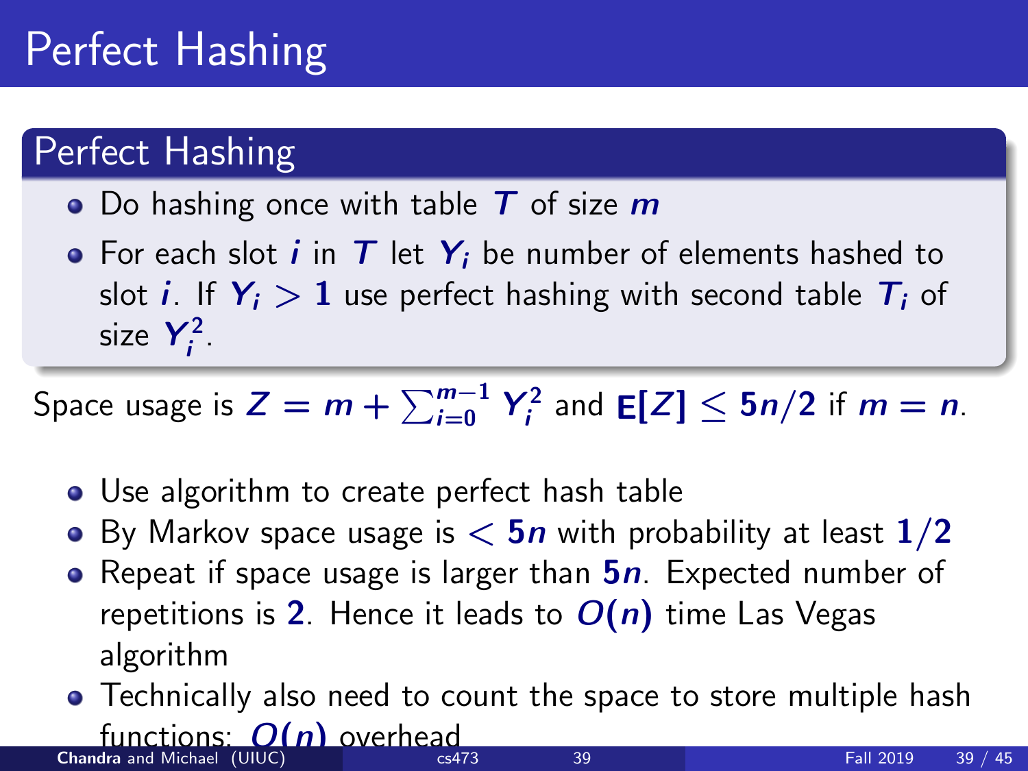# Perfect Hashing

## Perfect Hashing

- Do hashing once with table $T$ of size $m$
- For each slot $i$ in $T$ let $Y_i$ be number of elements hashed to slot $i$. If $Y_i > 1$ use perfect hashing with second table $T_i$ of size $Y_i^2$.

Space usage is $Z = m + \sum_{i=0}^{m-1} Y_i^2$ and $\mathbf{E}[Z] \leq 5n/2$ if $m = n$.

- Use algorithm to create perfect hash table
- By Markov space usage is $< 5n$ with probability at least $1/2$
- Repeat if space usage is larger than $5n$. Expected number of repetitions is $2$. Hence it leads to $O(n)$ time Las Vegas algorithm
- Technically also need to count the space to store multiple hash functions: $O(n)$ overhead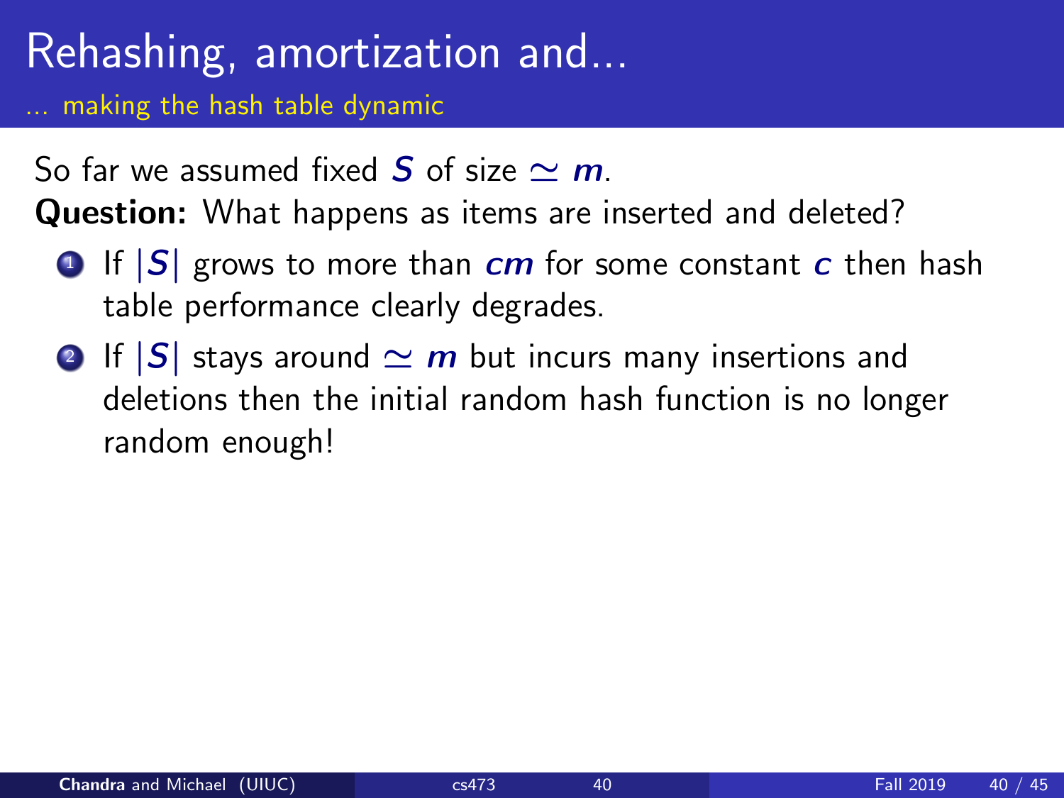# Rehashing, amortization and...

... making the hash table dynamic

So far we assumed fixed $S$ of size $\simeq m$.

**Question:** What happens as items are inserted and deleted?

1. If $|S|$ grows to more than $cm$ for some constant $c$ then hash table performance clearly degrades.
2. If $|S|$ stays around $\simeq m$ but incurs many insertions and deletions then the initial random hash function is no longer random enough!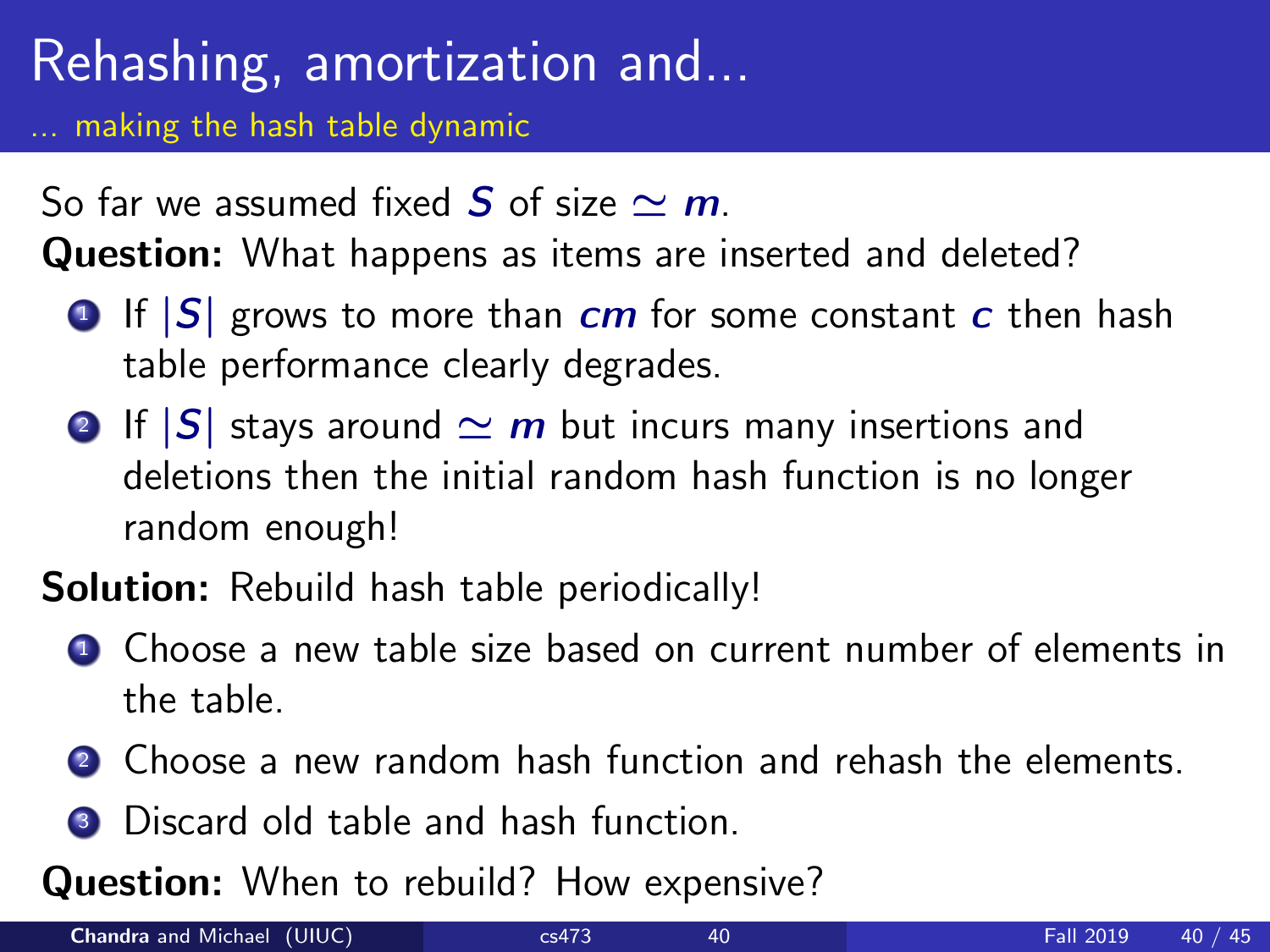# Rehashing, amortization and...

## ... making the hash table dynamic

So far we assumed fixed $S$ of size $\simeq m$.

**Question:** What happens as items are inserted and deleted?

1. If $|S|$ grows to more than $cm$ for some constant $c$ then hash table performance clearly degrades.
2. If $|S|$ stays around $\simeq m$ but incurs many insertions and deletions then the initial random hash function is no longer random enough!

**Solution:** Rebuild hash table periodically!

1. Choose a new table size based on current number of elements in the table.
2. Choose a new random hash function and rehash the elements.
3. Discard old table and hash function.

**Question:** When to rebuild? How expensive?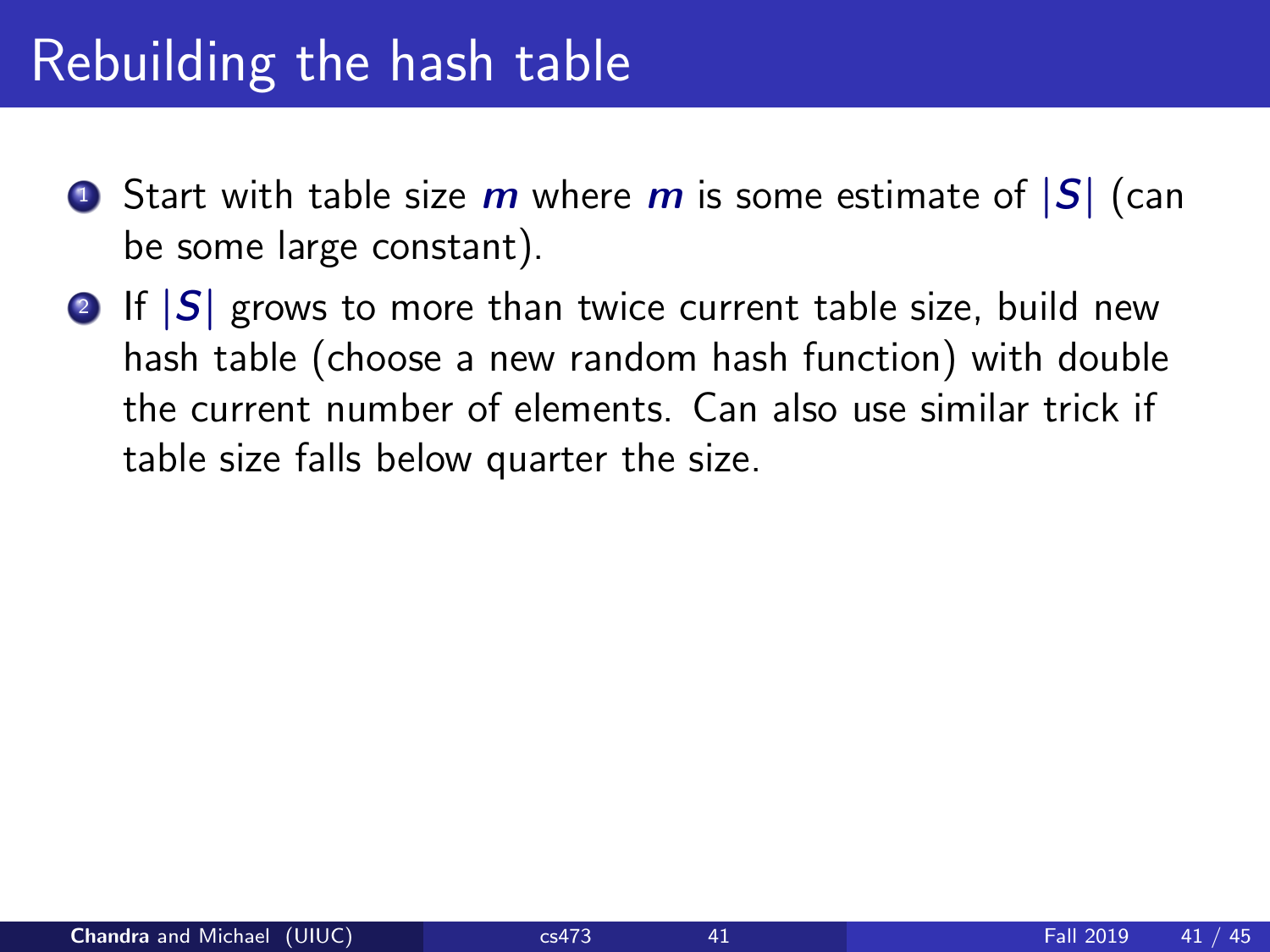# Rebuilding the hash table

1. Start with table size $m$ where $m$ is some estimate of $|S|$ (can be some large constant).
2. If $|S|$ grows to more than twice current table size, build new hash table (choose a new random hash function) with double the current number of elements. Can also use similar trick if table size falls below quarter the size.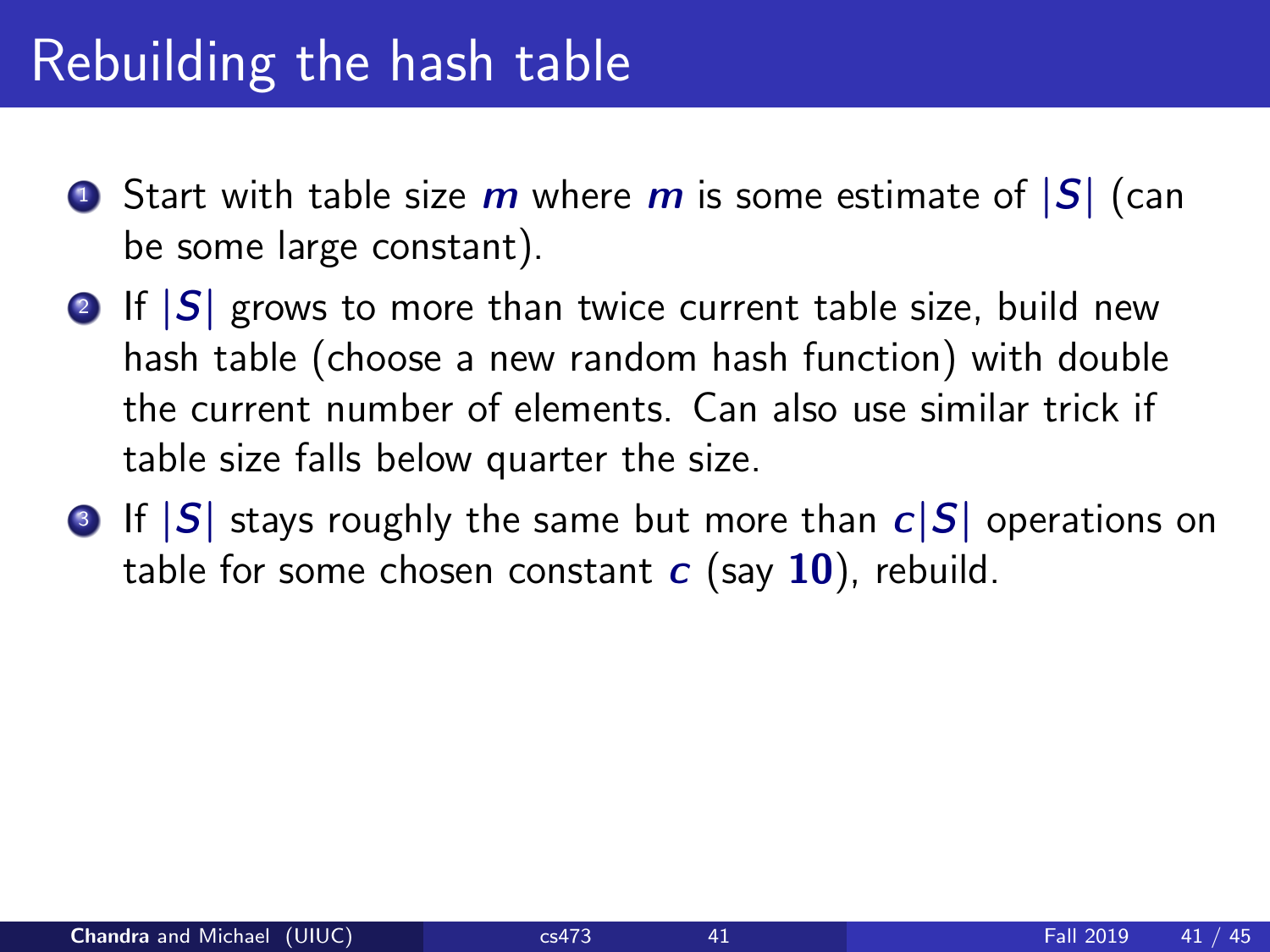# Rebuilding the hash table

1. Start with table size $m$ where $m$ is some estimate of $|S|$ (can be some large constant).
2. If $|S|$ grows to more than twice current table size, build new hash table (choose a new random hash function) with double the current number of elements. Can also use similar trick if table size falls below quarter the size.
3. If $|S|$ stays roughly the same but more than $c|S|$ operations on table for some chosen constant $c$ (say $\mathbf{10}$), rebuild.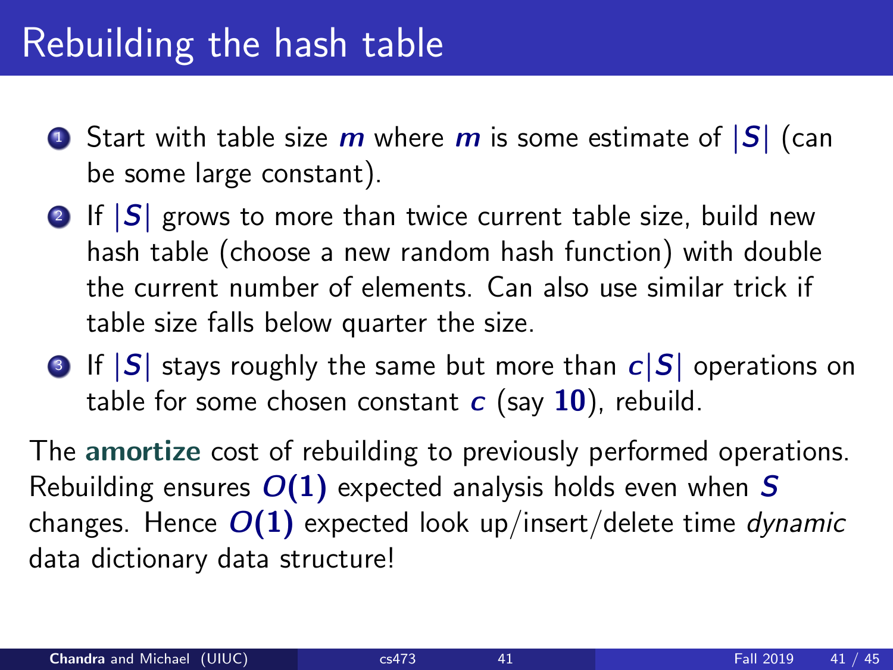# Rebuilding the hash table

1. Start with table size $m$ where $m$ is some estimate of $|S|$ (can be some large constant).
2. If $|S|$ grows to more than twice current table size, build new hash table (choose a new random hash function) with double the current number of elements. Can also use similar trick if table size falls below quarter the size.
3. If $|S|$ stays roughly the same but more than $c|S|$ operations on table for some chosen constant $c$ (say $10$), rebuild.

The **amortize** cost of rebuilding to previously performed operations. Rebuilding ensures $O(1)$ expected analysis holds even when $S$ changes. Hence $O(1)$ expected look up/insert/delete time *dynamic* data dictionary data structure!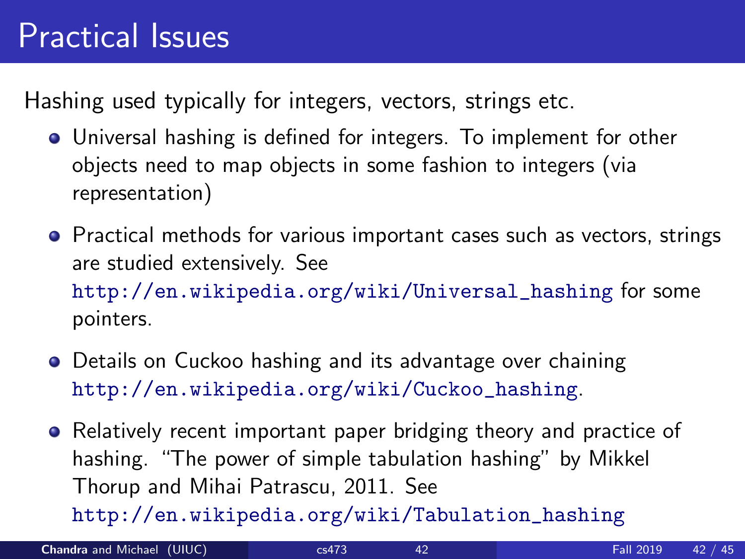# Practical Issues

Hashing used typically for integers, vectors, strings etc.

- Universal hashing is defined for integers. To implement for other objects need to map objects in some fashion to integers (via representation)

- Practical methods for various important cases such as vectors, strings are studied extensively. See http://en.wikipedia.org/wiki/Universal_hashing for some pointers.

- Details on Cuckoo hashing and its advantage over chaining http://en.wikipedia.org/wiki/Cuckoo_hashing.

- Relatively recent important paper bridging theory and practice of hashing. "The power of simple tabulation hashing" by Mikkel Thorup and Mihai Patrascu, 2011. See http://en.wikipedia.org/wiki/Tabulation_hashing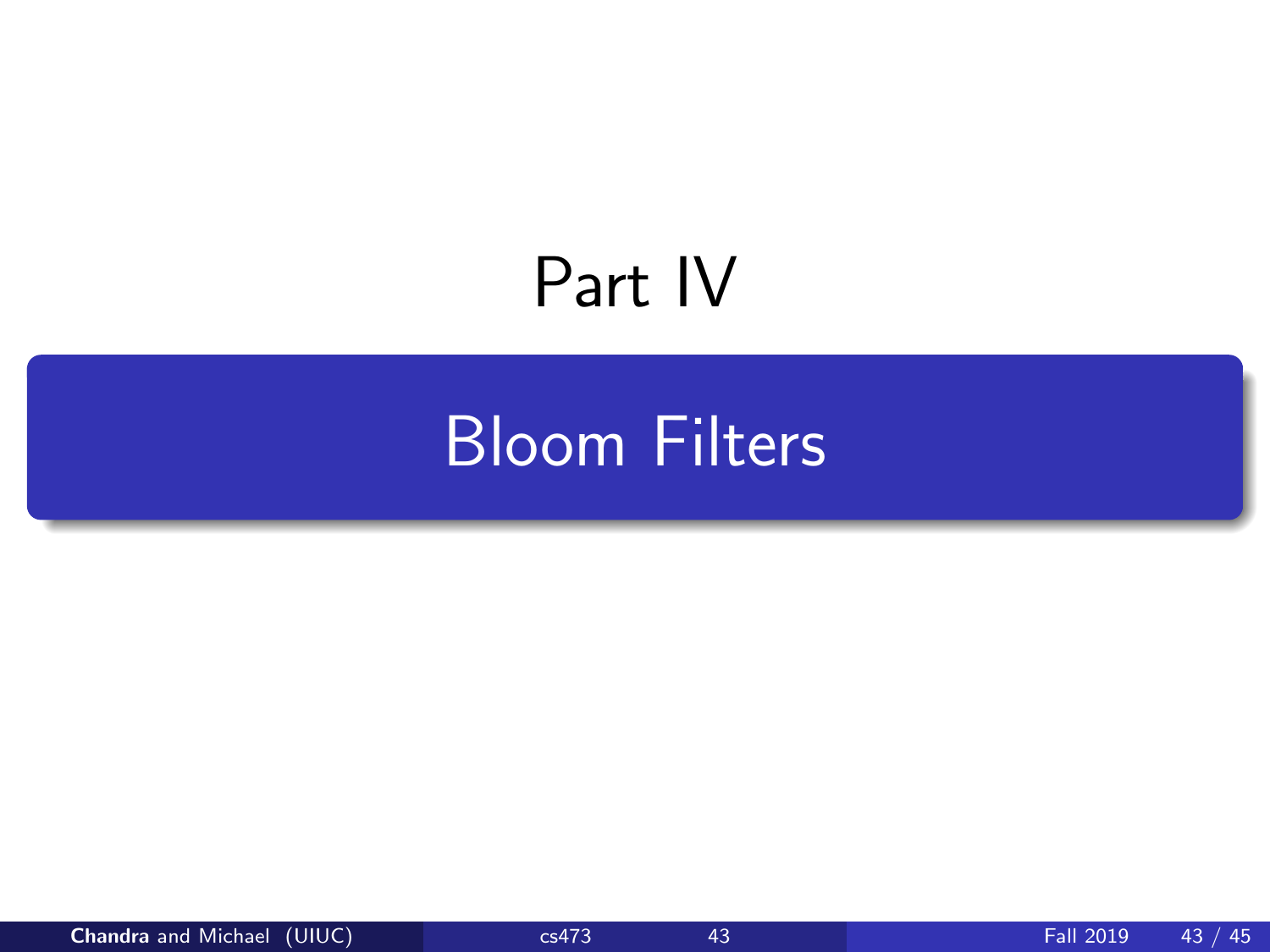# Part IV

## Bloom Filters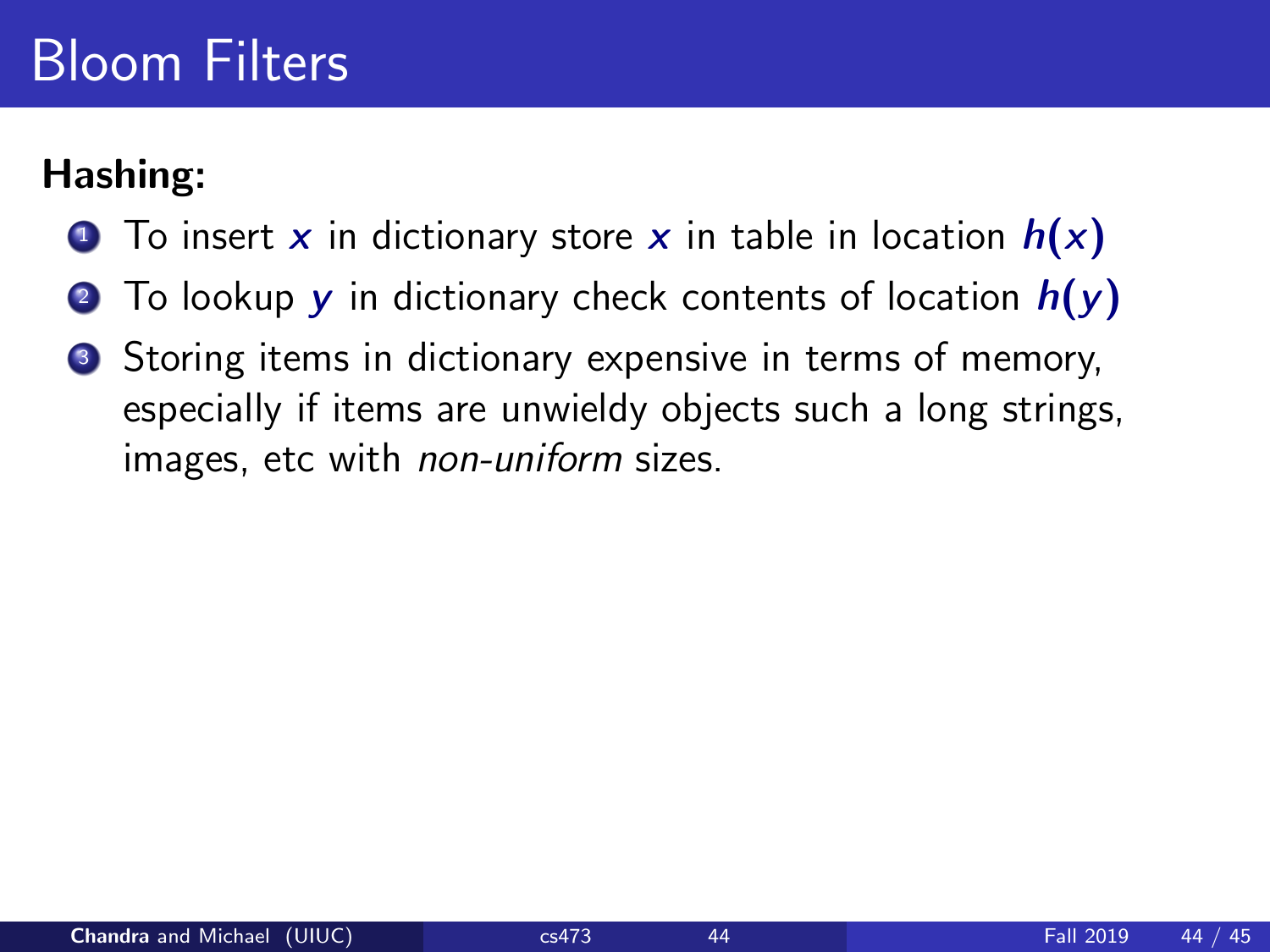# Bloom Filters

**Hashing:**

1. To insert $x$ in dictionary store $x$ in table in location $h(x)$
2. To lookup $y$ in dictionary check contents of location $h(y)$
3. Storing items in dictionary expensive in terms of memory, especially if items are unwieldy objects such a long strings, images, etc with *non-uniform* sizes.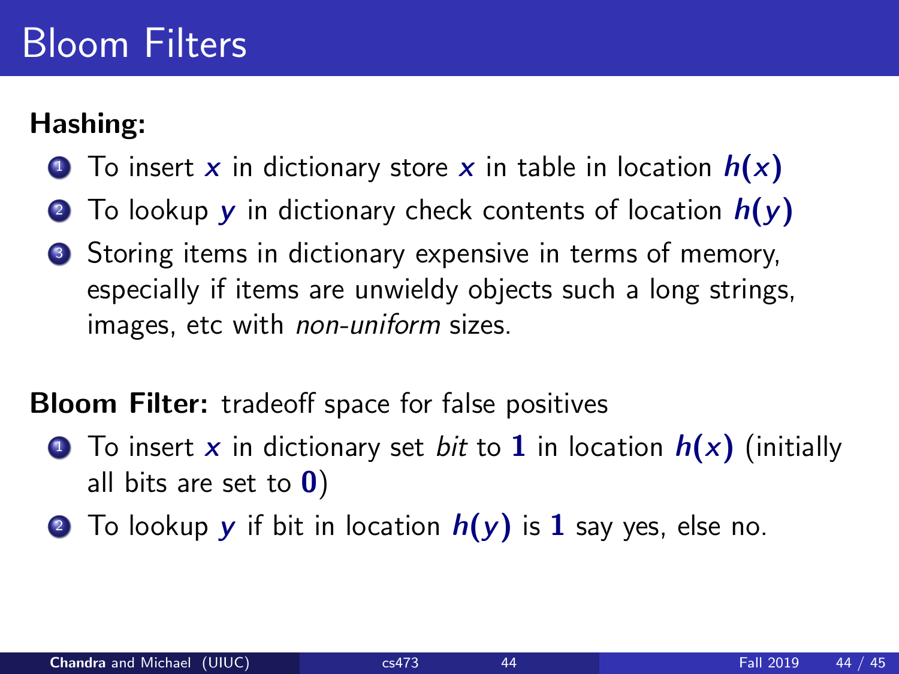# Bloom Filters

**Hashing:**

1. To insert $x$ in dictionary store $x$ in table in location $h(x)$
2. To lookup $y$ in dictionary check contents of location $h(y)$
3. Storing items in dictionary expensive in terms of memory, especially if items are unwieldy objects such a long strings, images, etc with *non-uniform* sizes.

**Bloom Filter:** tradeoff space for false positives

1. To insert $x$ in dictionary set *bit* to $\mathbf{1}$ in location $h(x)$ (initially all bits are set to $\mathbf{0}$)
2. To lookup $y$ if bit in location $h(y)$ is $\mathbf{1}$ say yes, else no.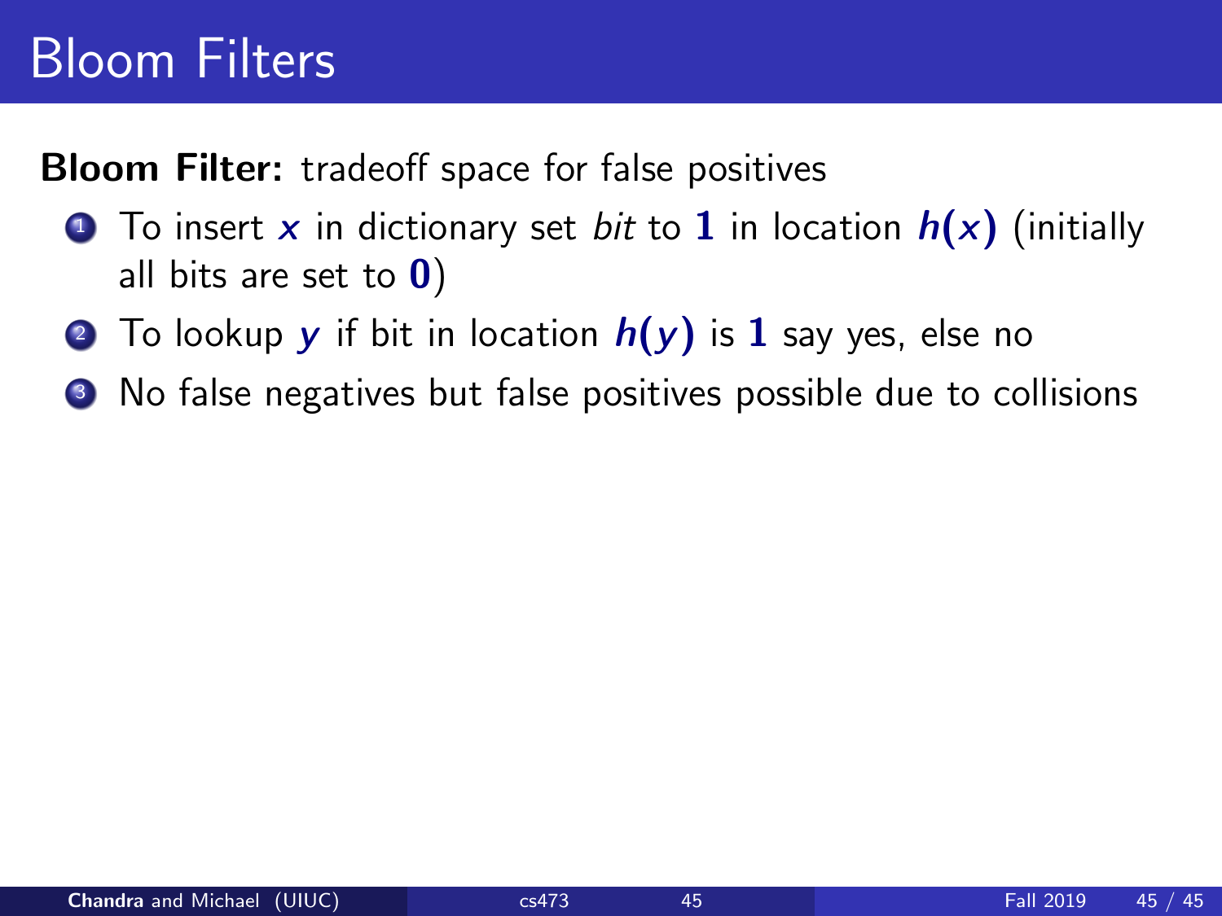# Bloom Filters

**Bloom Filter:** tradeoff space for false positives

1. To insert $x$ in dictionary set *bit* to $\mathbf{1}$ in location $h(x)$ (initially all bits are set to $\mathbf{0}$)
2. To lookup $y$ if bit in location $h(y)$ is $\mathbf{1}$ say yes, else no
3. No false negatives but false positives possible due to collisions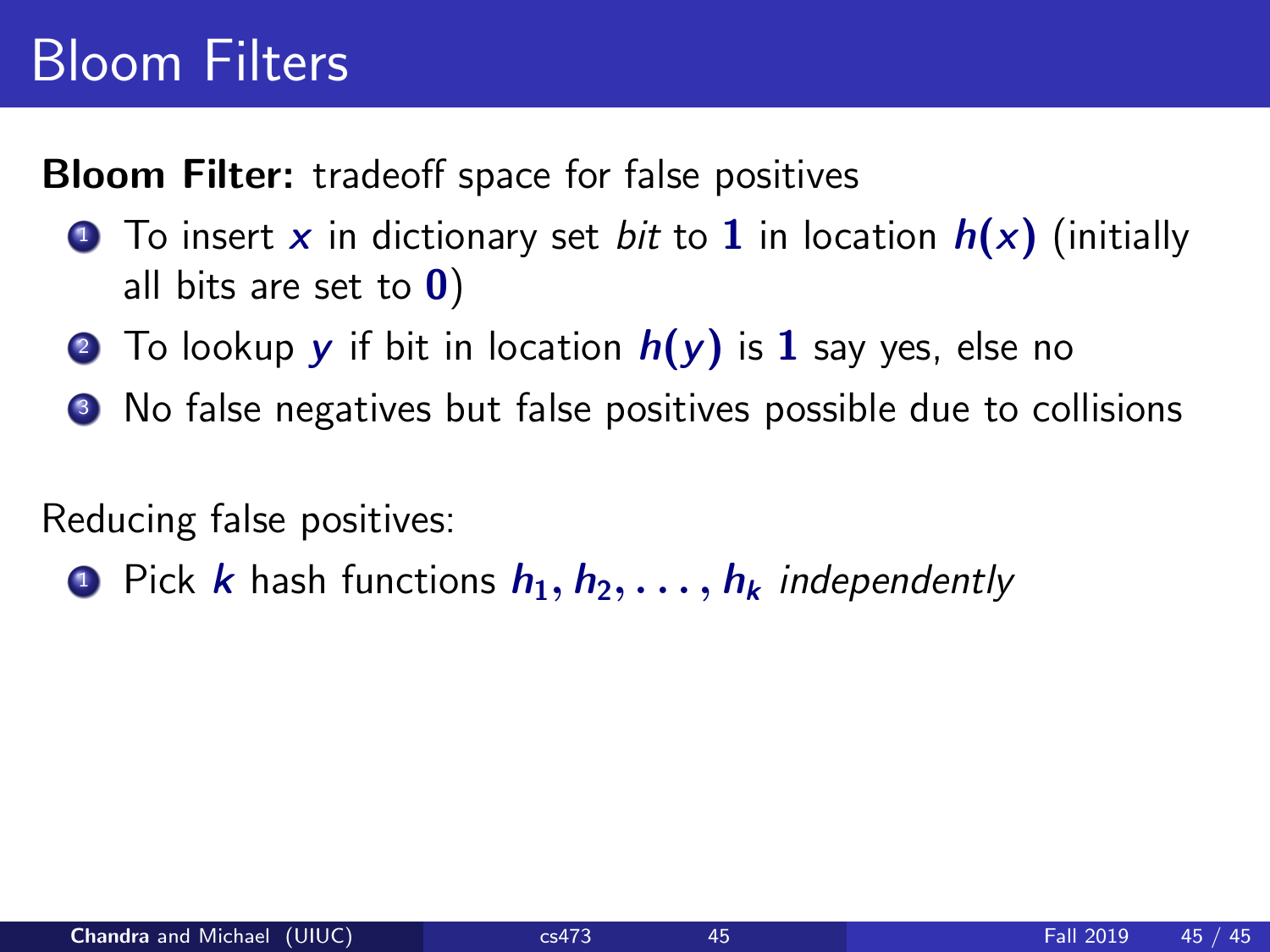# Bloom Filters

**Bloom Filter:** tradeoff space for false positives

1. To insert $x$ in dictionary set *bit* to $\mathbf{1}$ in location $h(x)$ (initially all bits are set to $\mathbf{0}$)
2. To lookup $y$ if bit in location $h(y)$ is $\mathbf{1}$ say yes, else no
3. No false negatives but false positives possible due to collisions

Reducing false positives:

1. Pick $k$ hash functions $h_1, h_2, \ldots, h_k$ *independently*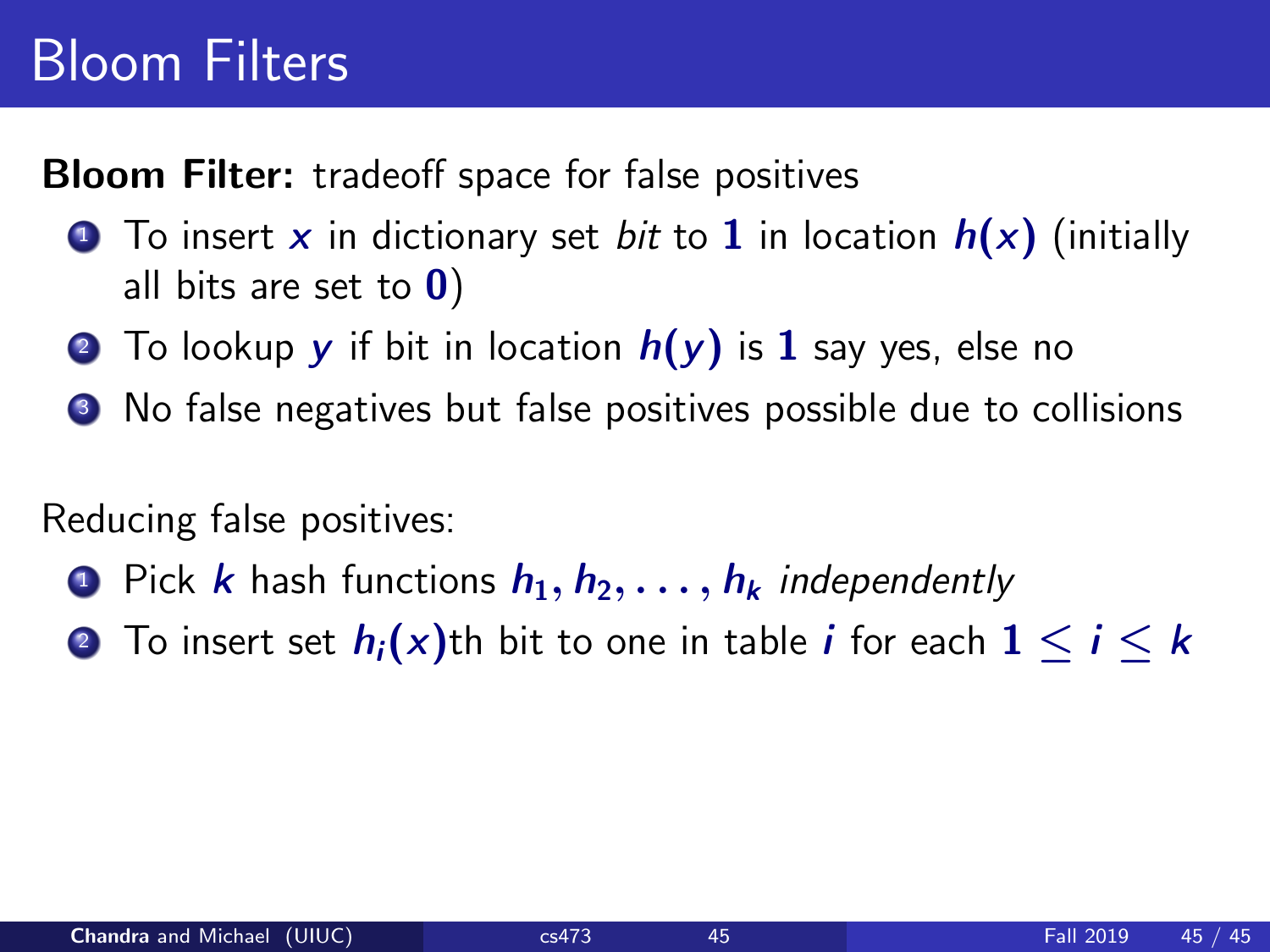# Bloom Filters

**Bloom Filter:** tradeoff space for false positives

1. To insert $x$ in dictionary set *bit* to $\mathbf{1}$ in location $h(x)$ (initially all bits are set to $\mathbf{0}$)
2. To lookup $y$ if bit in location $h(y)$ is $\mathbf{1}$ say yes, else no
3. No false negatives but false positives possible due to collisions

Reducing false positives:

1. Pick $k$ hash functions $h_1, h_2, \ldots, h_k$ *independently*
2. To insert set $h_i(x)$th bit to one in table $i$ for each $1 \leq i \leq k$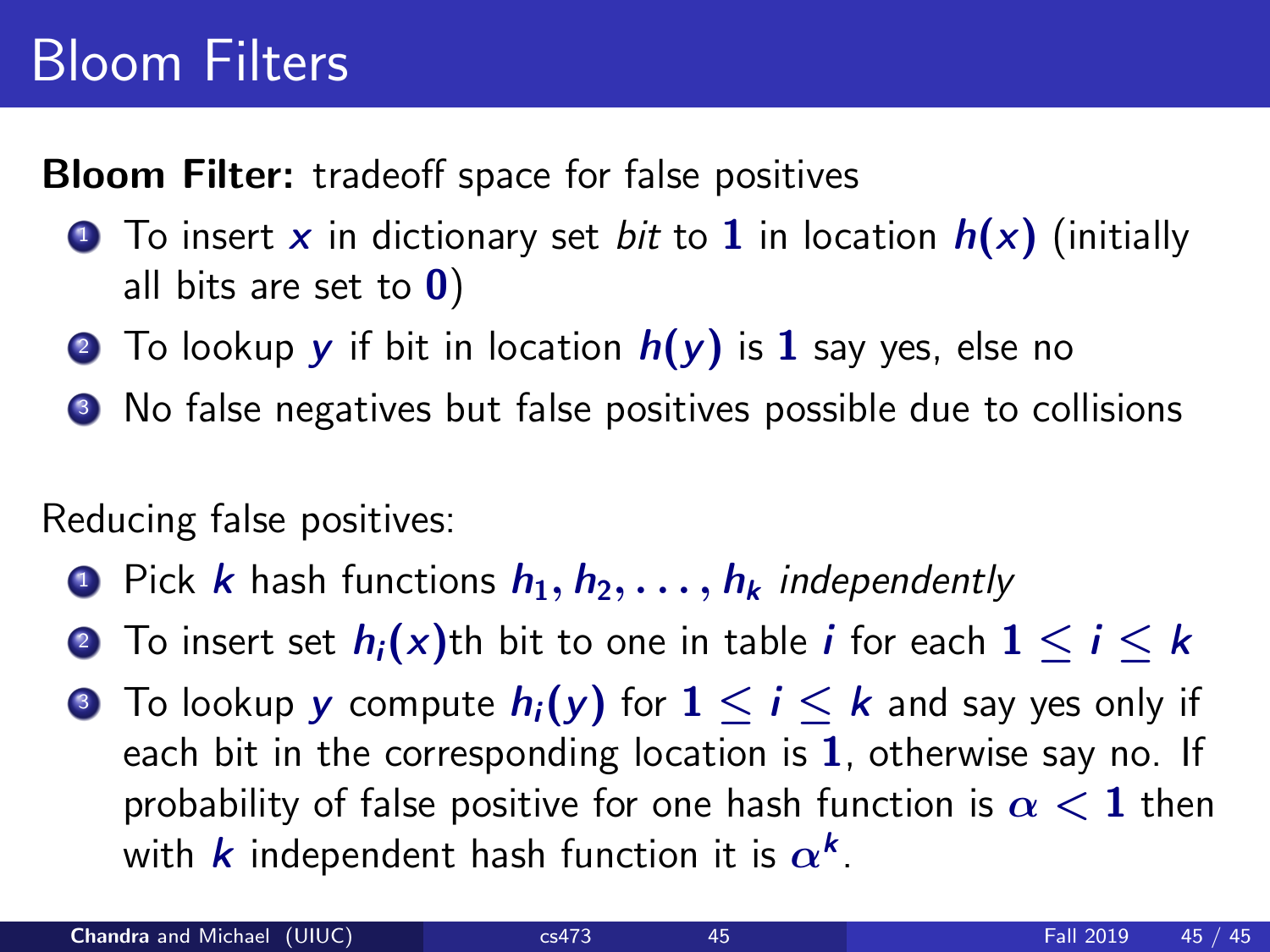# Bloom Filters

**Bloom Filter:** tradeoff space for false positives

1. To insert $x$ in dictionary set *bit* to $1$ in location $h(x)$ (initially all bits are set to $0$)
2. To lookup $y$ if bit in location $h(y)$ is $1$ say yes, else no
3. No false negatives but false positives possible due to collisions

Reducing false positives:

1. Pick $k$ hash functions $h_1, h_2, \ldots, h_k$ *independently*
2. To insert set $h_i(x)$th bit to one in table $i$ for each $1 \leq i \leq k$
3. To lookup $y$ compute $h_i(y)$ for $1 \leq i \leq k$ and say yes only if each bit in the corresponding location is $1$, otherwise say no. If probability of false positive for one hash function is $\alpha < 1$ then with $k$ independent hash function it is $\alpha^k$.